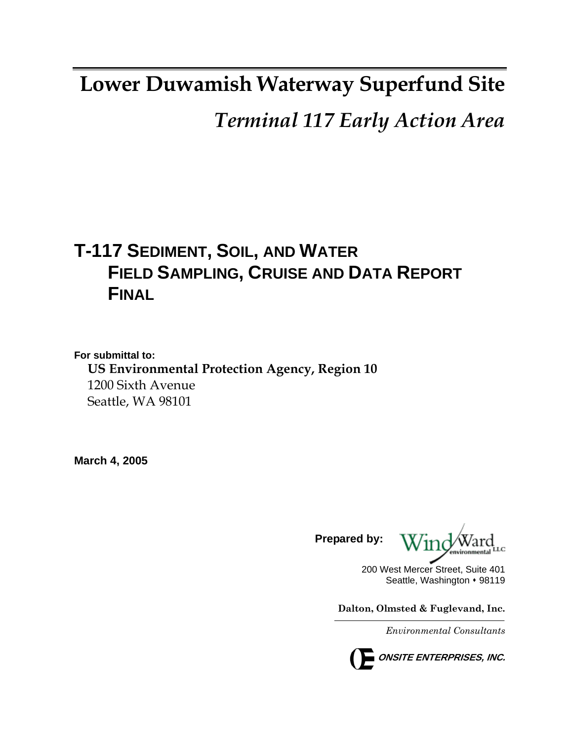# Lower Duwamish Waterway Superfund Site

## *Terminal 117 Early Action Area*

# T-117 SEDIMENT, SOIL, AND WATER FIELD SAMPLING, CRUISE AND DATA REPORT FINAL

**For submittal to:**

**US Environmental Protection Agency, Region 10**
1200 Sixth Avenue
Seattle, WA 98101

**March 4, 2005**

**Prepared by:**

Wind Ward environmental LLC
200 West Mercer Street, Suite 401
Seattle, Washington • 98119

**Dalton, Olmsted & Fuglevand, Inc.**
*Environmental Consultants*

**ONSITE ENTERPRISES, INC.**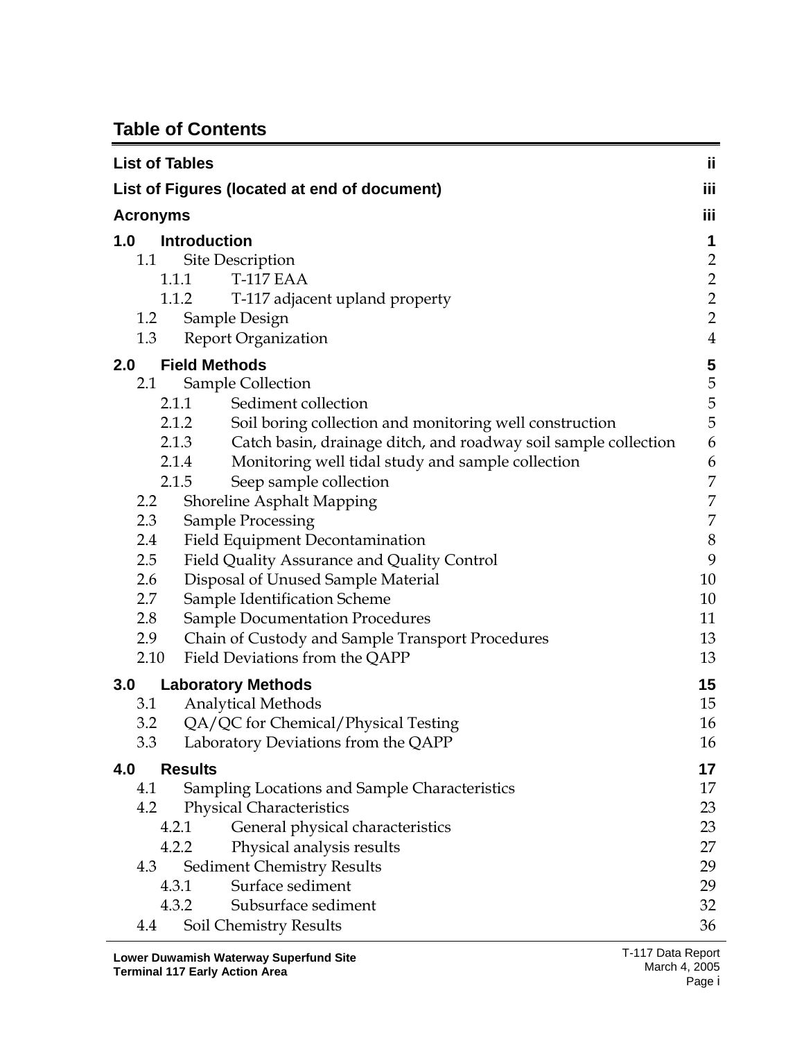## Table of Contents

| | |
|---|---|
| **List of Tables** | **ii** |
| **List of Figures (located at end of document)** | **iii** |
| **Acronyms** | **iii** |
| **1.0 Introduction** | **1** |
| 1.1 Site Description | 2 |
| 1.1.1 T-117 EAA | 2 |
| 1.1.2 T-117 adjacent upland property | 2 |
| 1.2 Sample Design | 2 |
| 1.3 Report Organization | 4 |
| **2.0 Field Methods** | **5** |
| 2.1 Sample Collection | 5 |
| 2.1.1 Sediment collection | 5 |
| 2.1.2 Soil boring collection and monitoring well construction | 5 |
| 2.1.3 Catch basin, drainage ditch, and roadway soil sample collection | 6 |
| 2.1.4 Monitoring well tidal study and sample collection | 6 |
| 2.1.5 Seep sample collection | 7 |
| 2.2 Shoreline Asphalt Mapping | 7 |
| 2.3 Sample Processing | 7 |
| 2.4 Field Equipment Decontamination | 8 |
| 2.5 Field Quality Assurance and Quality Control | 9 |
| 2.6 Disposal of Unused Sample Material | 10 |
| 2.7 Sample Identification Scheme | 10 |
| 2.8 Sample Documentation Procedures | 11 |
| 2.9 Chain of Custody and Sample Transport Procedures | 13 |
| 2.10 Field Deviations from the QAPP | 13 |
| **3.0 Laboratory Methods** | **15** |
| 3.1 Analytical Methods | 15 |
| 3.2 QA/QC for Chemical/Physical Testing | 16 |
| 3.3 Laboratory Deviations from the QAPP | 16 |
| **4.0 Results** | **17** |
| 4.1 Sampling Locations and Sample Characteristics | 17 |
| 4.2 Physical Characteristics | 23 |
| 4.2.1 General physical characteristics | 23 |
| 4.2.2 Physical analysis results | 27 |
| 4.3 Sediment Chemistry Results | 29 |
| 4.3.1 Surface sediment | 29 |
| 4.3.2 Subsurface sediment | 32 |
| 4.4 Soil Chemistry Results | 36 |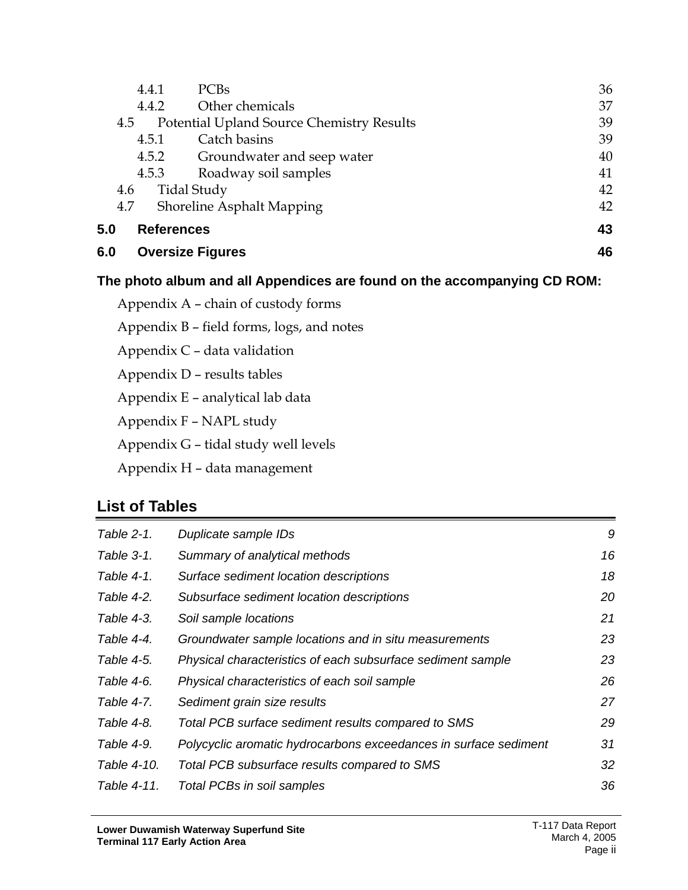| | | |
|---|---|---|
| 4.4.1 | PCBs | 36 |
| 4.4.2 | Other chemicals | 37 |
| 4.5 | Potential Upland Source Chemistry Results | 39 |
| 4.5.1 | Catch basins | 39 |
| 4.5.2 | Groundwater and seep water | 40 |
| 4.5.3 | Roadway soil samples | 41 |
| 4.6 | Tidal Study | 42 |
| 4.7 | Shoreline Asphalt Mapping | 42 |
| **5.0** | **References** | **43** |
| **6.0** | **Oversize Figures** | **46** |

**The photo album and all Appendices are found on the accompanying CD ROM:**

Appendix A – chain of custody forms

Appendix B – field forms, logs, and notes

Appendix C – data validation

Appendix D – results tables

Appendix E – analytical lab data

Appendix F – NAPL study

Appendix G – tidal study well levels

Appendix H – data management

## List of Tables

| | | |
|---|---|---|
| *Table 2-1.* | *Duplicate sample IDs* | *9* |
| *Table 3-1.* | *Summary of analytical methods* | *16* |
| *Table 4-1.* | *Surface sediment location descriptions* | *18* |
| *Table 4-2.* | *Subsurface sediment location descriptions* | *20* |
| *Table 4-3.* | *Soil sample locations* | *21* |
| *Table 4-4.* | *Groundwater sample locations and in situ measurements* | *23* |
| *Table 4-5.* | *Physical characteristics of each subsurface sediment sample* | *23* |
| *Table 4-6.* | *Physical characteristics of each soil sample* | *26* |
| *Table 4-7.* | *Sediment grain size results* | *27* |
| *Table 4-8.* | *Total PCB surface sediment results compared to SMS* | *29* |
| *Table 4-9.* | *Polycyclic aromatic hydrocarbons exceedances in surface sediment* | *31* |
| *Table 4-10.* | *Total PCB subsurface results compared to SMS* | *32* |
| *Table 4-11.* | *Total PCBs in soil samples* | *36* |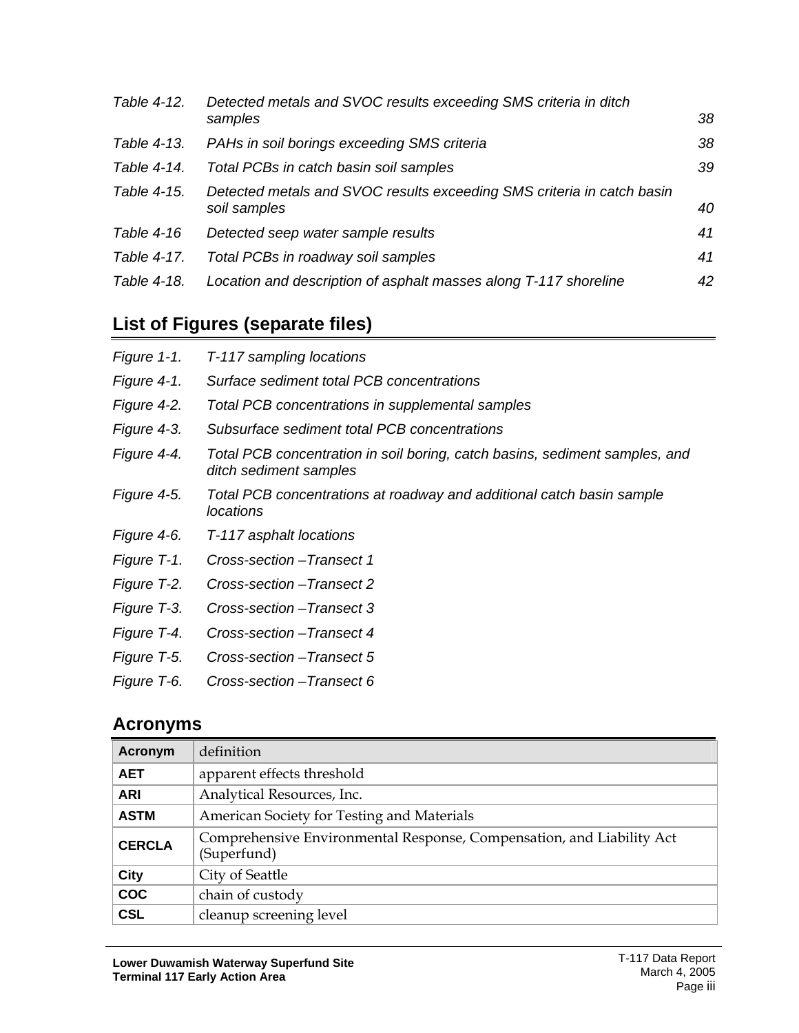*Table 4-12. Detected metals and SVOC results exceeding SMS criteria in ditch samples 38*

*Table 4-13. PAHs in soil borings exceeding SMS criteria 38*

*Table 4-14. Total PCBs in catch basin soil samples 39*

*Table 4-15. Detected metals and SVOC results exceeding SMS criteria in catch basin soil samples 40*

*Table 4-16 Detected seep water sample results 41*

*Table 4-17. Total PCBs in roadway soil samples 41*

*Table 4-18. Location and description of asphalt masses along T-117 shoreline 42*

## List of Figures (separate files)

*Figure 1-1. T-117 sampling locations*

*Figure 4-1. Surface sediment total PCB concentrations*

*Figure 4-2. Total PCB concentrations in supplemental samples*

*Figure 4-3. Subsurface sediment total PCB concentrations*

*Figure 4-4. Total PCB concentration in soil boring, catch basins, sediment samples, and ditch sediment samples*

*Figure 4-5. Total PCB concentrations at roadway and additional catch basin sample locations*

*Figure 4-6. T-117 asphalt locations*

*Figure T-1. Cross-section –Transect 1*

*Figure T-2. Cross-section –Transect 2*

*Figure T-3. Cross-section –Transect 3*

*Figure T-4. Cross-section –Transect 4*

*Figure T-5. Cross-section –Transect 5*

*Figure T-6. Cross-section –Transect 6*

## Acronyms

| Acronym | definition |
|---|---|
| **AET** | apparent effects threshold |
| **ARI** | Analytical Resources, Inc. |
| **ASTM** | American Society for Testing and Materials |
| **CERCLA** | Comprehensive Environmental Response, Compensation, and Liability Act (Superfund) |
| **City** | City of Seattle |
| **COC** | chain of custody |
| **CSL** | cleanup screening level |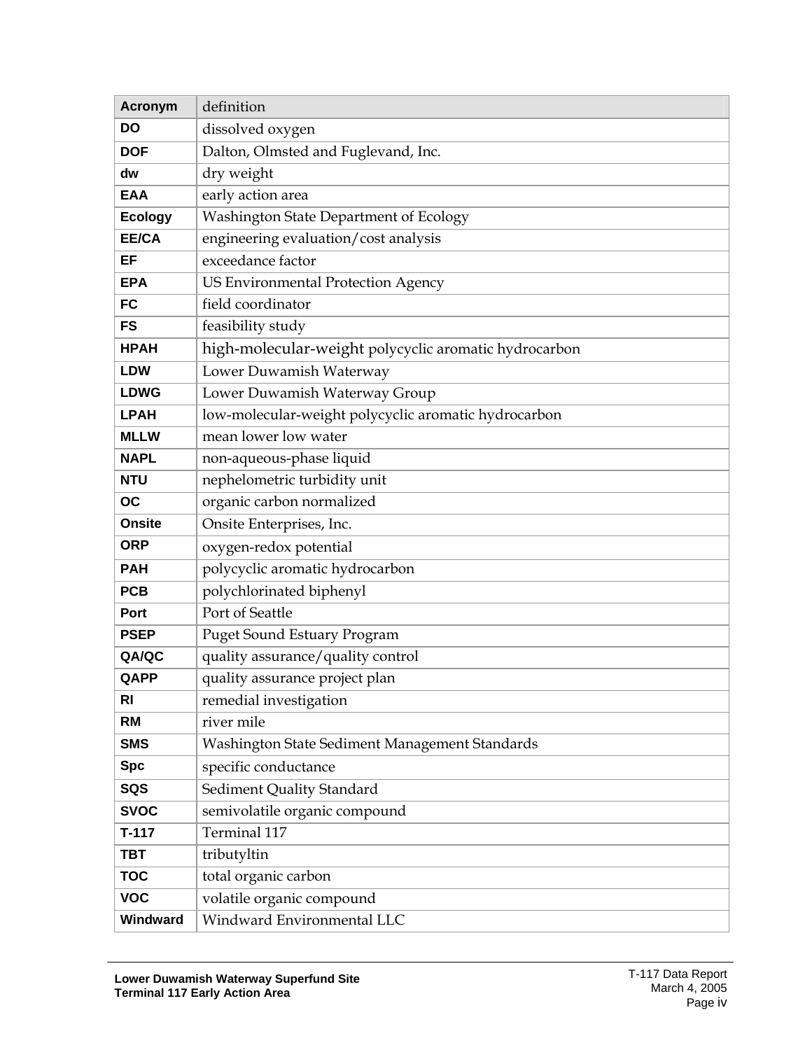| Acronym | definition |
|---|---|
| DO | dissolved oxygen |
| DOF | Dalton, Olmsted and Fuglevand, Inc. |
| dw | dry weight |
| EAA | early action area |
| Ecology | Washington State Department of Ecology |
| EE/CA | engineering evaluation/cost analysis |
| EF | exceedance factor |
| EPA | US Environmental Protection Agency |
| FC | field coordinator |
| FS | feasibility study |
| HPAH | high-molecular-weight polycyclic aromatic hydrocarbon |
| LDW | Lower Duwamish Waterway |
| LDWG | Lower Duwamish Waterway Group |
| LPAH | low-molecular-weight polycyclic aromatic hydrocarbon |
| MLLW | mean lower low water |
| NAPL | non-aqueous-phase liquid |
| NTU | nephelometric turbidity unit |
| OC | organic carbon normalized |
| Onsite | Onsite Enterprises, Inc. |
| ORP | oxygen-redox potential |
| PAH | polycyclic aromatic hydrocarbon |
| PCB | polychlorinated biphenyl |
| Port | Port of Seattle |
| PSEP | Puget Sound Estuary Program |
| QA/QC | quality assurance/quality control |
| QAPP | quality assurance project plan |
| RI | remedial investigation |
| RM | river mile |
| SMS | Washington State Sediment Management Standards |
| Spc | specific conductance |
| SQS | Sediment Quality Standard |
| SVOC | semivolatile organic compound |
| T-117 | Terminal 117 |
| TBT | tributyltin |
| TOC | total organic carbon |
| VOC | volatile organic compound |
| Windward | Windward Environmental LLC |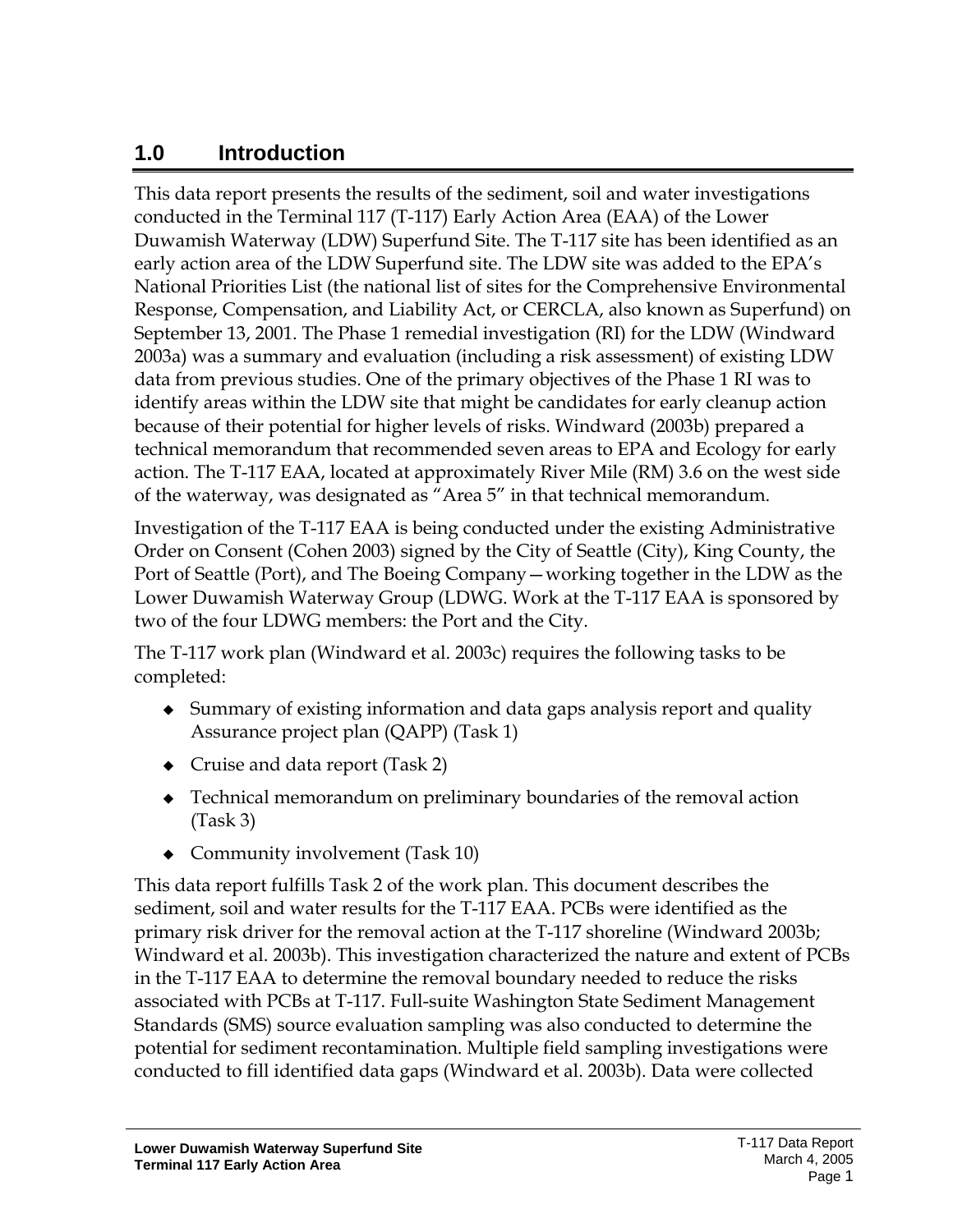# 1.0 Introduction

This data report presents the results of the sediment, soil and water investigations conducted in the Terminal 117 (T-117) Early Action Area (EAA) of the Lower Duwamish Waterway (LDW) Superfund Site. The T-117 site has been identified as an early action area of the LDW Superfund site. The LDW site was added to the EPA's National Priorities List (the national list of sites for the Comprehensive Environmental Response, Compensation, and Liability Act, or CERCLA, also known as Superfund) on September 13, 2001. The Phase 1 remedial investigation (RI) for the LDW (Windward 2003a) was a summary and evaluation (including a risk assessment) of existing LDW data from previous studies. One of the primary objectives of the Phase 1 RI was to identify areas within the LDW site that might be candidates for early cleanup action because of their potential for higher levels of risks. Windward (2003b) prepared a technical memorandum that recommended seven areas to EPA and Ecology for early action. The T-117 EAA, located at approximately River Mile (RM) 3.6 on the west side of the waterway, was designated as "Area 5" in that technical memorandum.

Investigation of the T-117 EAA is being conducted under the existing Administrative Order on Consent (Cohen 2003) signed by the City of Seattle (City), King County, the Port of Seattle (Port), and The Boeing Company—working together in the LDW as the Lower Duwamish Waterway Group (LDWG. Work at the T-117 EAA is sponsored by two of the four LDWG members: the Port and the City.

The T-117 work plan (Windward et al. 2003c) requires the following tasks to be completed:

- Summary of existing information and data gaps analysis report and quality Assurance project plan (QAPP) (Task 1)
- Cruise and data report (Task 2)
- Technical memorandum on preliminary boundaries of the removal action (Task 3)
- Community involvement (Task 10)

This data report fulfills Task 2 of the work plan. This document describes the sediment, soil and water results for the T-117 EAA. PCBs were identified as the primary risk driver for the removal action at the T-117 shoreline (Windward 2003b; Windward et al. 2003b). This investigation characterized the nature and extent of PCBs in the T-117 EAA to determine the removal boundary needed to reduce the risks associated with PCBs at T-117. Full-suite Washington State Sediment Management Standards (SMS) source evaluation sampling was also conducted to determine the potential for sediment recontamination. Multiple field sampling investigations were conducted to fill identified data gaps (Windward et al. 2003b). Data were collected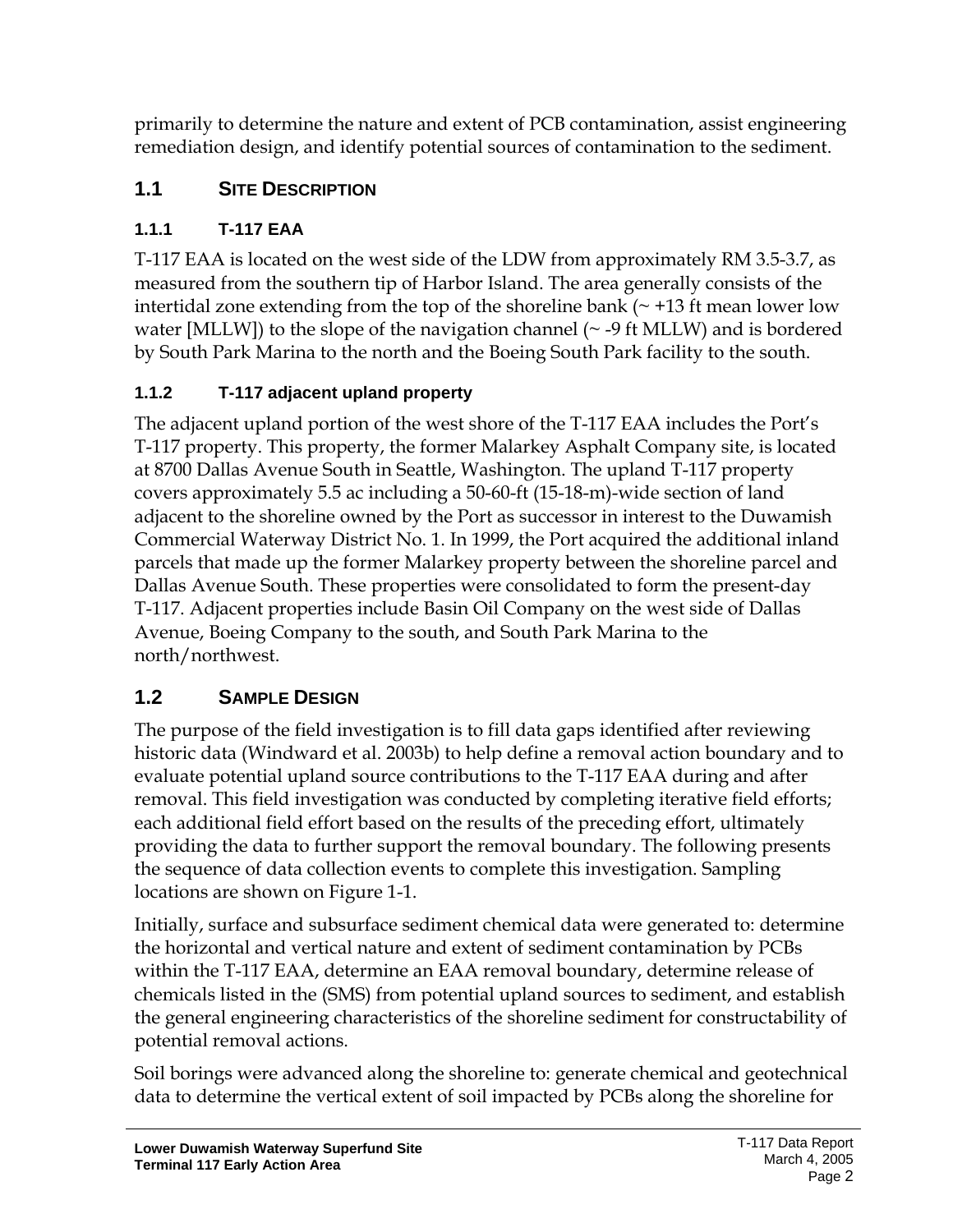primarily to determine the nature and extent of PCB contamination, assist engineering remediation design, and identify potential sources of contamination to the sediment.

## 1.1 SITE DESCRIPTION

### 1.1.1 T-117 EAA

T-117 EAA is located on the west side of the LDW from approximately RM 3.5-3.7, as measured from the southern tip of Harbor Island. The area generally consists of the intertidal zone extending from the top of the shoreline bank (~ +13 ft mean lower low water [MLLW]) to the slope of the navigation channel (~ -9 ft MLLW) and is bordered by South Park Marina to the north and the Boeing South Park facility to the south.

### 1.1.2 T-117 adjacent upland property

The adjacent upland portion of the west shore of the T-117 EAA includes the Port's T-117 property. This property, the former Malarkey Asphalt Company site, is located at 8700 Dallas Avenue South in Seattle, Washington. The upland T-117 property covers approximately 5.5 ac including a 50-60-ft (15-18-m)-wide section of land adjacent to the shoreline owned by the Port as successor in interest to the Duwamish Commercial Waterway District No. 1. In 1999, the Port acquired the additional inland parcels that made up the former Malarkey property between the shoreline parcel and Dallas Avenue South. These properties were consolidated to form the present-day T-117. Adjacent properties include Basin Oil Company on the west side of Dallas Avenue, Boeing Company to the south, and South Park Marina to the north/northwest.

## 1.2 SAMPLE DESIGN

The purpose of the field investigation is to fill data gaps identified after reviewing historic data (Windward et al. 2003b) to help define a removal action boundary and to evaluate potential upland source contributions to the T-117 EAA during and after removal. This field investigation was conducted by completing iterative field efforts; each additional field effort based on the results of the preceding effort, ultimately providing the data to further support the removal boundary. The following presents the sequence of data collection events to complete this investigation. Sampling locations are shown on Figure 1-1.

Initially, surface and subsurface sediment chemical data were generated to: determine the horizontal and vertical nature and extent of sediment contamination by PCBs within the T-117 EAA, determine an EAA removal boundary, determine release of chemicals listed in the (SMS) from potential upland sources to sediment, and establish the general engineering characteristics of the shoreline sediment for constructability of potential removal actions.

Soil borings were advanced along the shoreline to: generate chemical and geotechnical data to determine the vertical extent of soil impacted by PCBs along the shoreline for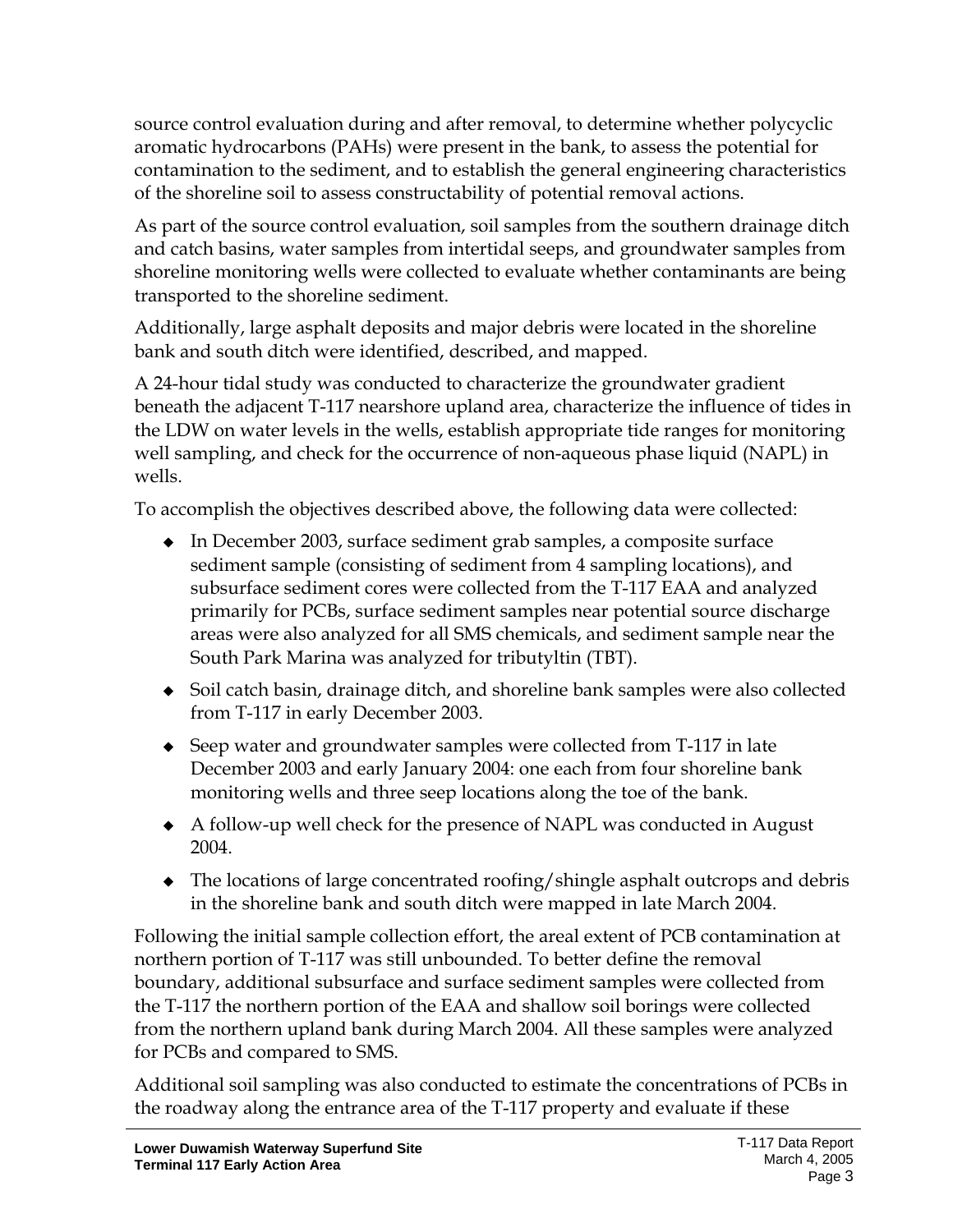source control evaluation during and after removal, to determine whether polycyclic aromatic hydrocarbons (PAHs) were present in the bank, to assess the potential for contamination to the sediment, and to establish the general engineering characteristics of the shoreline soil to assess constructability of potential removal actions.

As part of the source control evaluation, soil samples from the southern drainage ditch and catch basins, water samples from intertidal seeps, and groundwater samples from shoreline monitoring wells were collected to evaluate whether contaminants are being transported to the shoreline sediment.

Additionally, large asphalt deposits and major debris were located in the shoreline bank and south ditch were identified, described, and mapped.

A 24-hour tidal study was conducted to characterize the groundwater gradient beneath the adjacent T-117 nearshore upland area, characterize the influence of tides in the LDW on water levels in the wells, establish appropriate tide ranges for monitoring well sampling, and check for the occurrence of non-aqueous phase liquid (NAPL) in wells.

To accomplish the objectives described above, the following data were collected:

- In December 2003, surface sediment grab samples, a composite surface sediment sample (consisting of sediment from 4 sampling locations), and subsurface sediment cores were collected from the T-117 EAA and analyzed primarily for PCBs, surface sediment samples near potential source discharge areas were also analyzed for all SMS chemicals, and sediment sample near the South Park Marina was analyzed for tributyltin (TBT).
- Soil catch basin, drainage ditch, and shoreline bank samples were also collected from T-117 in early December 2003.
- Seep water and groundwater samples were collected from T-117 in late December 2003 and early January 2004: one each from four shoreline bank monitoring wells and three seep locations along the toe of the bank.
- A follow-up well check for the presence of NAPL was conducted in August 2004.
- The locations of large concentrated roofing/shingle asphalt outcrops and debris in the shoreline bank and south ditch were mapped in late March 2004.

Following the initial sample collection effort, the areal extent of PCB contamination at northern portion of T-117 was still unbounded. To better define the removal boundary, additional subsurface and surface sediment samples were collected from the T-117 the northern portion of the EAA and shallow soil borings were collected from the northern upland bank during March 2004. All these samples were analyzed for PCBs and compared to SMS.

Additional soil sampling was also conducted to estimate the concentrations of PCBs in the roadway along the entrance area of the T-117 property and evaluate if these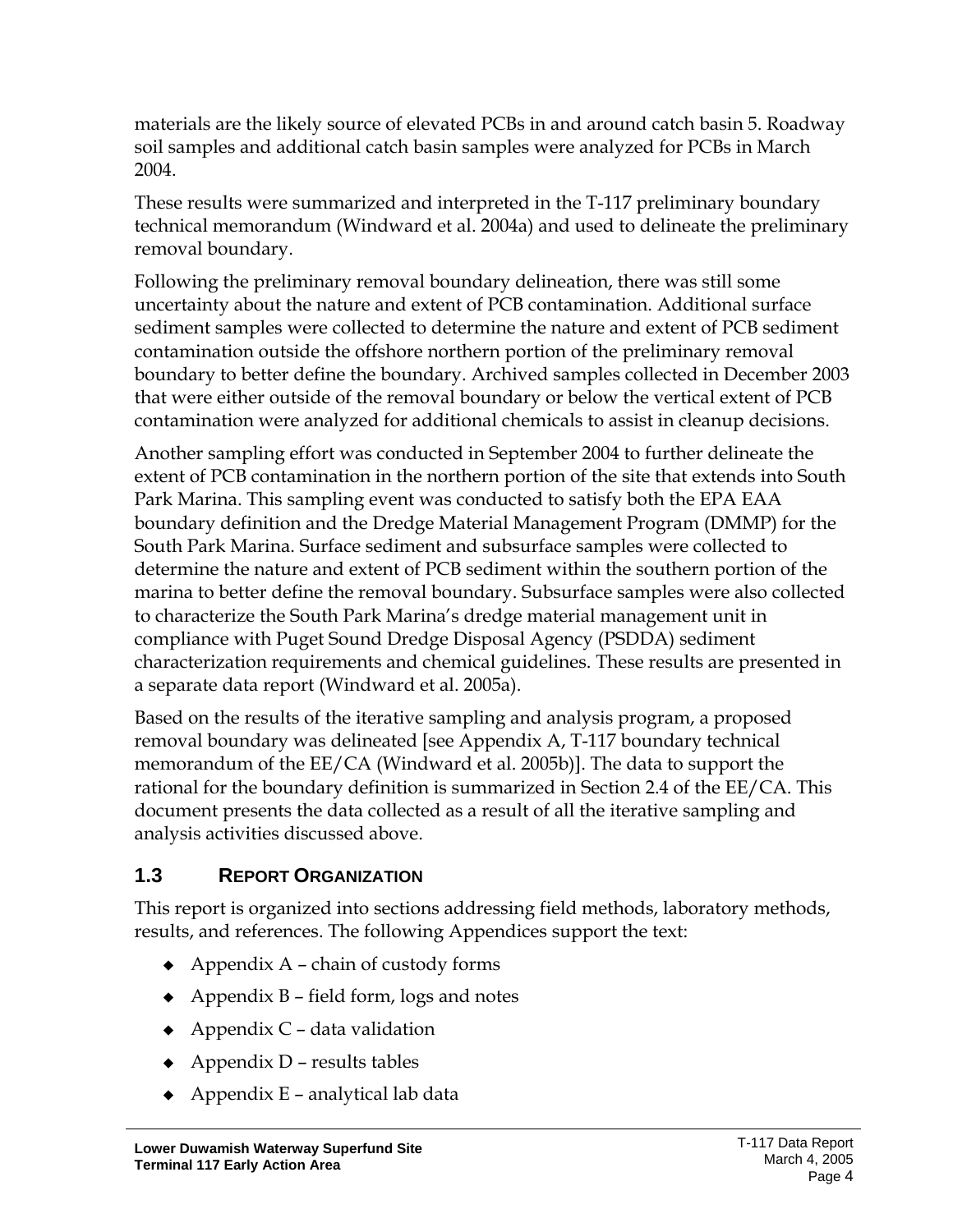materials are the likely source of elevated PCBs in and around catch basin 5. Roadway soil samples and additional catch basin samples were analyzed for PCBs in March 2004.

These results were summarized and interpreted in the T-117 preliminary boundary technical memorandum (Windward et al. 2004a) and used to delineate the preliminary removal boundary.

Following the preliminary removal boundary delineation, there was still some uncertainty about the nature and extent of PCB contamination. Additional surface sediment samples were collected to determine the nature and extent of PCB sediment contamination outside the offshore northern portion of the preliminary removal boundary to better define the boundary. Archived samples collected in December 2003 that were either outside of the removal boundary or below the vertical extent of PCB contamination were analyzed for additional chemicals to assist in cleanup decisions.

Another sampling effort was conducted in September 2004 to further delineate the extent of PCB contamination in the northern portion of the site that extends into South Park Marina. This sampling event was conducted to satisfy both the EPA EAA boundary definition and the Dredge Material Management Program (DMMP) for the South Park Marina. Surface sediment and subsurface samples were collected to determine the nature and extent of PCB sediment within the southern portion of the marina to better define the removal boundary. Subsurface samples were also collected to characterize the South Park Marina's dredge material management unit in compliance with Puget Sound Dredge Disposal Agency (PSDDA) sediment characterization requirements and chemical guidelines. These results are presented in a separate data report (Windward et al. 2005a).

Based on the results of the iterative sampling and analysis program, a proposed removal boundary was delineated [see Appendix A, T-117 boundary technical memorandum of the EE/CA (Windward et al. 2005b)]. The data to support the rational for the boundary definition is summarized in Section 2.4 of the EE/CA. This document presents the data collected as a result of all the iterative sampling and analysis activities discussed above.

## 1.3 REPORT ORGANIZATION

This report is organized into sections addressing field methods, laboratory methods, results, and references. The following Appendices support the text:

- Appendix A – chain of custody forms
- Appendix B – field form, logs and notes
- Appendix C – data validation
- Appendix D – results tables
- Appendix E – analytical lab data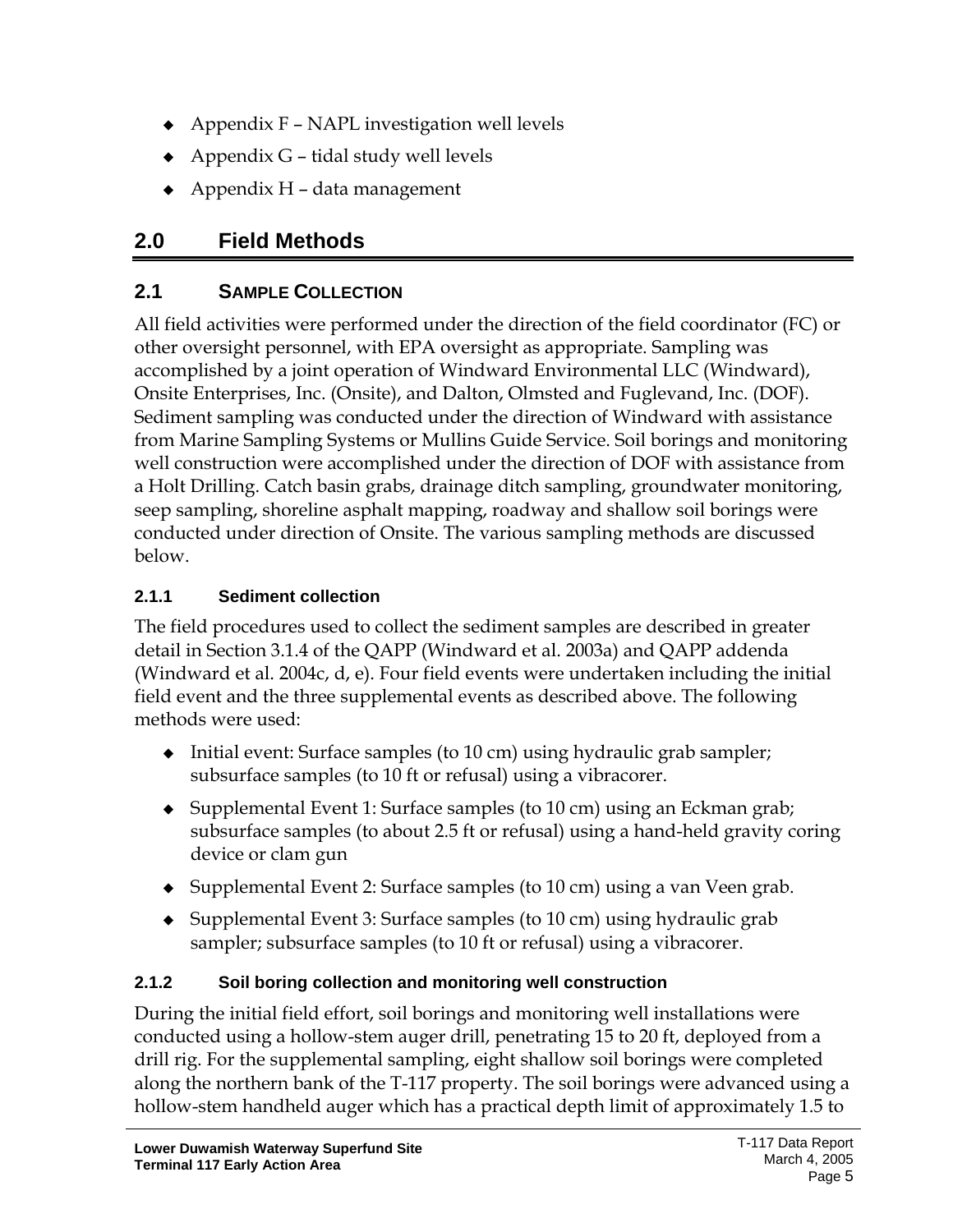- Appendix F – NAPL investigation well levels
- Appendix G – tidal study well levels
- Appendix H – data management

# 2.0 Field Methods

## 2.1 Sample Collection

All field activities were performed under the direction of the field coordinator (FC) or other oversight personnel, with EPA oversight as appropriate. Sampling was accomplished by a joint operation of Windward Environmental LLC (Windward), Onsite Enterprises, Inc. (Onsite), and Dalton, Olmsted and Fuglevand, Inc. (DOF). Sediment sampling was conducted under the direction of Windward with assistance from Marine Sampling Systems or Mullins Guide Service. Soil borings and monitoring well construction were accomplished under the direction of DOF with assistance from a Holt Drilling. Catch basin grabs, drainage ditch sampling, groundwater monitoring, seep sampling, shoreline asphalt mapping, roadway and shallow soil borings were conducted under direction of Onsite. The various sampling methods are discussed below.

### 2.1.1 Sediment collection

The field procedures used to collect the sediment samples are described in greater detail in Section 3.1.4 of the QAPP (Windward et al. 2003a) and QAPP addenda (Windward et al. 2004c, d, e). Four field events were undertaken including the initial field event and the three supplemental events as described above. The following methods were used:

- Initial event: Surface samples (to 10 cm) using hydraulic grab sampler; subsurface samples (to 10 ft or refusal) using a vibracorer.
- Supplemental Event 1: Surface samples (to 10 cm) using an Eckman grab; subsurface samples (to about 2.5 ft or refusal) using a hand-held gravity coring device or clam gun
- Supplemental Event 2: Surface samples (to 10 cm) using a van Veen grab.
- Supplemental Event 3: Surface samples (to 10 cm) using hydraulic grab sampler; subsurface samples (to 10 ft or refusal) using a vibracorer.

### 2.1.2 Soil boring collection and monitoring well construction

During the initial field effort, soil borings and monitoring well installations were conducted using a hollow-stem auger drill, penetrating 15 to 20 ft, deployed from a drill rig. For the supplemental sampling, eight shallow soil borings were completed along the northern bank of the T-117 property. The soil borings were advanced using a hollow-stem handheld auger which has a practical depth limit of approximately 1.5 to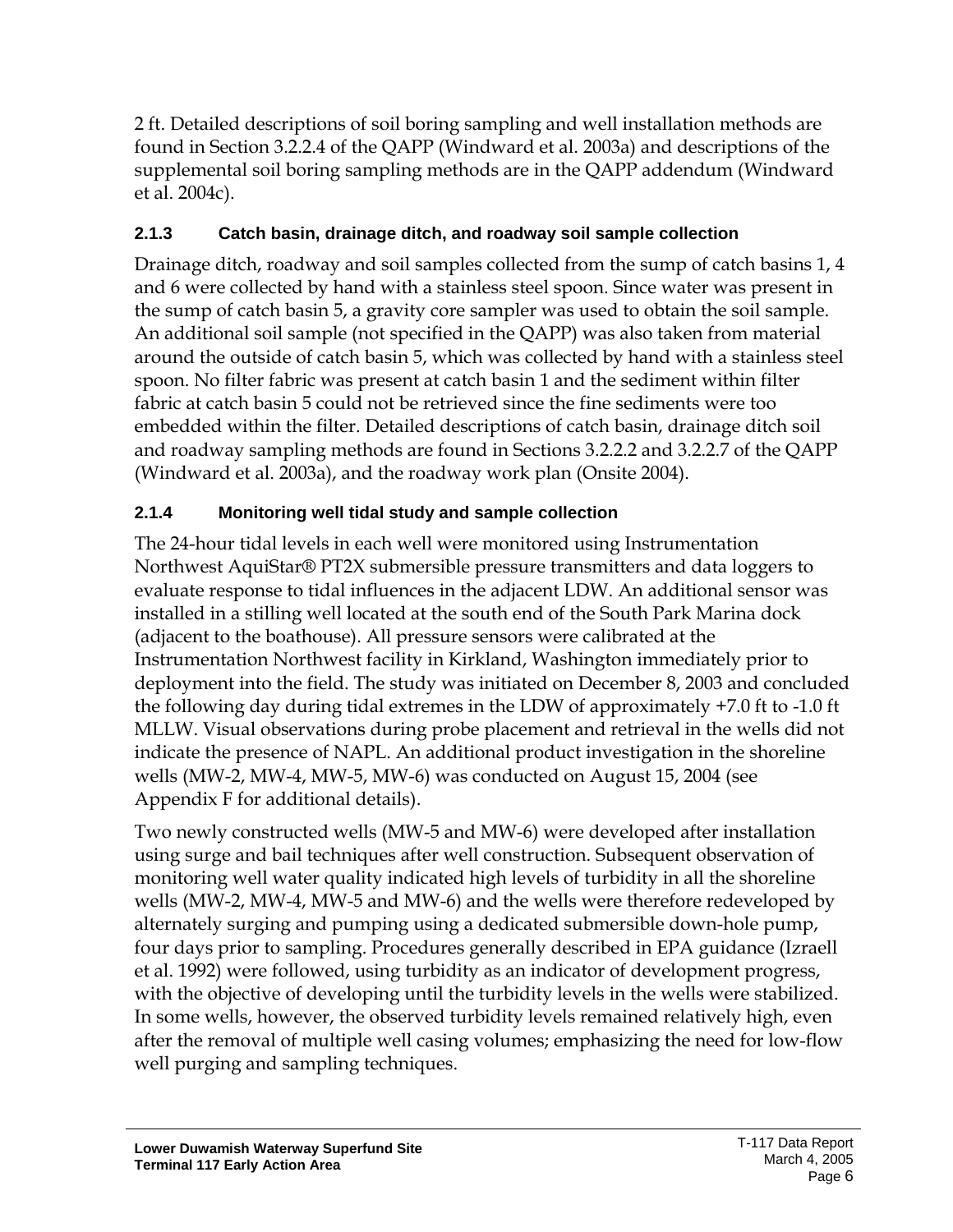2 ft. Detailed descriptions of soil boring sampling and well installation methods are found in Section 3.2.2.4 of the QAPP (Windward et al. 2003a) and descriptions of the supplemental soil boring sampling methods are in the QAPP addendum (Windward et al. 2004c).

### 2.1.3 Catch basin, drainage ditch, and roadway soil sample collection

Drainage ditch, roadway and soil samples collected from the sump of catch basins 1, 4 and 6 were collected by hand with a stainless steel spoon. Since water was present in the sump of catch basin 5, a gravity core sampler was used to obtain the soil sample. An additional soil sample (not specified in the QAPP) was also taken from material around the outside of catch basin 5, which was collected by hand with a stainless steel spoon. No filter fabric was present at catch basin 1 and the sediment within filter fabric at catch basin 5 could not be retrieved since the fine sediments were too embedded within the filter. Detailed descriptions of catch basin, drainage ditch soil and roadway sampling methods are found in Sections 3.2.2.2 and 3.2.2.7 of the QAPP (Windward et al. 2003a), and the roadway work plan (Onsite 2004).

### 2.1.4 Monitoring well tidal study and sample collection

The 24-hour tidal levels in each well were monitored using Instrumentation Northwest AquiStar® PT2X submersible pressure transmitters and data loggers to evaluate response to tidal influences in the adjacent LDW. An additional sensor was installed in a stilling well located at the south end of the South Park Marina dock (adjacent to the boathouse). All pressure sensors were calibrated at the Instrumentation Northwest facility in Kirkland, Washington immediately prior to deployment into the field. The study was initiated on December 8, 2003 and concluded the following day during tidal extremes in the LDW of approximately +7.0 ft to -1.0 ft MLLW. Visual observations during probe placement and retrieval in the wells did not indicate the presence of NAPL. An additional product investigation in the shoreline wells (MW-2, MW-4, MW-5, MW-6) was conducted on August 15, 2004 (see Appendix F for additional details).

Two newly constructed wells (MW-5 and MW-6) were developed after installation using surge and bail techniques after well construction. Subsequent observation of monitoring well water quality indicated high levels of turbidity in all the shoreline wells (MW-2, MW-4, MW-5 and MW-6) and the wells were therefore redeveloped by alternately surging and pumping using a dedicated submersible down-hole pump, four days prior to sampling. Procedures generally described in EPA guidance (Izraell et al. 1992) were followed, using turbidity as an indicator of development progress, with the objective of developing until the turbidity levels in the wells were stabilized. In some wells, however, the observed turbidity levels remained relatively high, even after the removal of multiple well casing volumes; emphasizing the need for low-flow well purging and sampling techniques.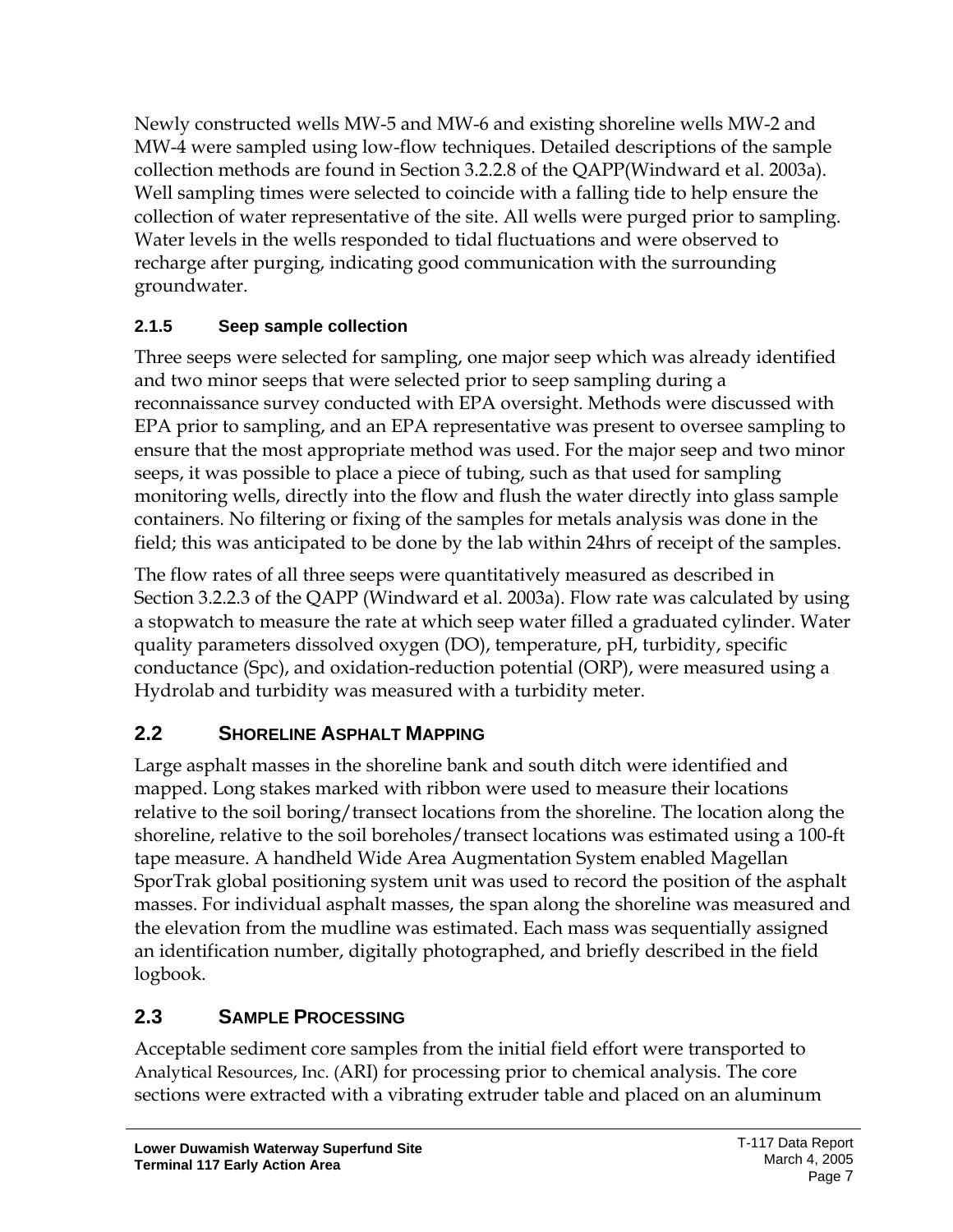Newly constructed wells MW-5 and MW-6 and existing shoreline wells MW-2 and MW-4 were sampled using low-flow techniques. Detailed descriptions of the sample collection methods are found in Section 3.2.2.8 of the QAPP(Windward et al. 2003a). Well sampling times were selected to coincide with a falling tide to help ensure the collection of water representative of the site. All wells were purged prior to sampling. Water levels in the wells responded to tidal fluctuations and were observed to recharge after purging, indicating good communication with the surrounding groundwater.

### 2.1.5 Seep sample collection

Three seeps were selected for sampling, one major seep which was already identified and two minor seeps that were selected prior to seep sampling during a reconnaissance survey conducted with EPA oversight. Methods were discussed with EPA prior to sampling, and an EPA representative was present to oversee sampling to ensure that the most appropriate method was used. For the major seep and two minor seeps, it was possible to place a piece of tubing, such as that used for sampling monitoring wells, directly into the flow and flush the water directly into glass sample containers. No filtering or fixing of the samples for metals analysis was done in the field; this was anticipated to be done by the lab within 24hrs of receipt of the samples.

The flow rates of all three seeps were quantitatively measured as described in Section 3.2.2.3 of the QAPP (Windward et al. 2003a). Flow rate was calculated by using a stopwatch to measure the rate at which seep water filled a graduated cylinder. Water quality parameters dissolved oxygen (DO), temperature, pH, turbidity, specific conductance (Spc), and oxidation-reduction potential (ORP), were measured using a Hydrolab and turbidity was measured with a turbidity meter.

## 2.2 Shoreline Asphalt Mapping

Large asphalt masses in the shoreline bank and south ditch were identified and mapped. Long stakes marked with ribbon were used to measure their locations relative to the soil boring/transect locations from the shoreline. The location along the shoreline, relative to the soil boreholes/transect locations was estimated using a 100-ft tape measure. A handheld Wide Area Augmentation System enabled Magellan SporTrak global positioning system unit was used to record the position of the asphalt masses. For individual asphalt masses, the span along the shoreline was measured and the elevation from the mudline was estimated. Each mass was sequentially assigned an identification number, digitally photographed, and briefly described in the field logbook.

## 2.3 Sample Processing

Acceptable sediment core samples from the initial field effort were transported to Analytical Resources, Inc. (ARI) for processing prior to chemical analysis. The core sections were extracted with a vibrating extruder table and placed on an aluminum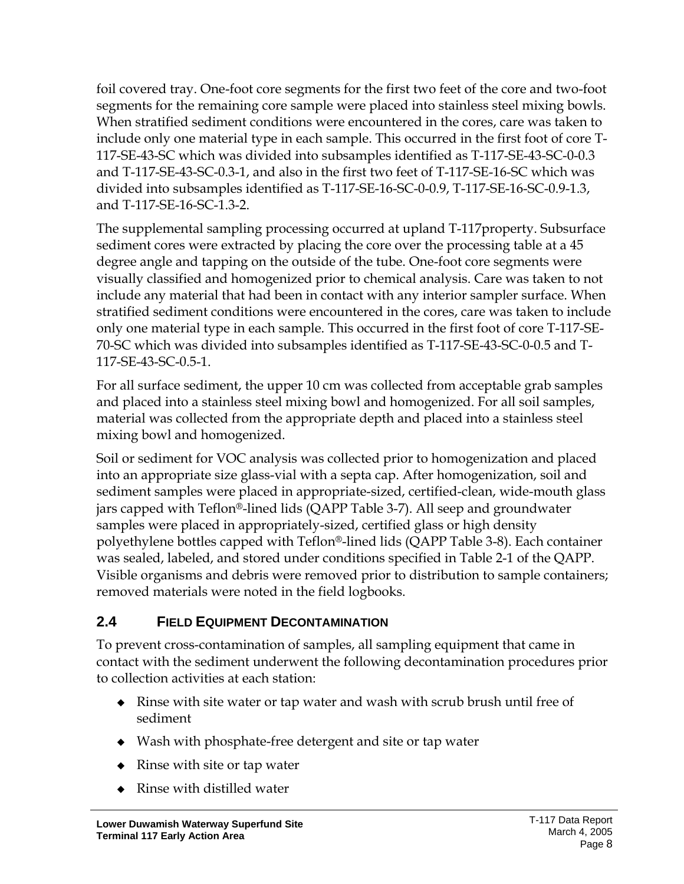foil covered tray. One-foot core segments for the first two feet of the core and two-foot segments for the remaining core sample were placed into stainless steel mixing bowls. When stratified sediment conditions were encountered in the cores, care was taken to include only one material type in each sample. This occurred in the first foot of core T-117-SE-43-SC which was divided into subsamples identified as T-117-SE-43-SC-0-0.3 and T-117-SE-43-SC-0.3-1, and also in the first two feet of T-117-SE-16-SC which was divided into subsamples identified as T-117-SE-16-SC-0-0.9, T-117-SE-16-SC-0.9-1.3, and T-117-SE-16-SC-1.3-2.

The supplemental sampling processing occurred at upland T-117property. Subsurface sediment cores were extracted by placing the core over the processing table at a 45 degree angle and tapping on the outside of the tube. One-foot core segments were visually classified and homogenized prior to chemical analysis. Care was taken to not include any material that had been in contact with any interior sampler surface. When stratified sediment conditions were encountered in the cores, care was taken to include only one material type in each sample. This occurred in the first foot of core T-117-SE-70-SC which was divided into subsamples identified as T-117-SE-43-SC-0-0.5 and T-117-SE-43-SC-0.5-1.

For all surface sediment, the upper 10 cm was collected from acceptable grab samples and placed into a stainless steel mixing bowl and homogenized. For all soil samples, material was collected from the appropriate depth and placed into a stainless steel mixing bowl and homogenized.

Soil or sediment for VOC analysis was collected prior to homogenization and placed into an appropriate size glass-vial with a septa cap. After homogenization, soil and sediment samples were placed in appropriate-sized, certified-clean, wide-mouth glass jars capped with Teflon®-lined lids (QAPP Table 3-7). All seep and groundwater samples were placed in appropriately-sized, certified glass or high density polyethylene bottles capped with Teflon®-lined lids (QAPP Table 3-8). Each container was sealed, labeled, and stored under conditions specified in Table 2-1 of the QAPP. Visible organisms and debris were removed prior to distribution to sample containers; removed materials were noted in the field logbooks.

## 2.4 Field Equipment Decontamination

To prevent cross-contamination of samples, all sampling equipment that came in contact with the sediment underwent the following decontamination procedures prior to collection activities at each station:

- Rinse with site water or tap water and wash with scrub brush until free of sediment
- Wash with phosphate-free detergent and site or tap water
- Rinse with site or tap water
- Rinse with distilled water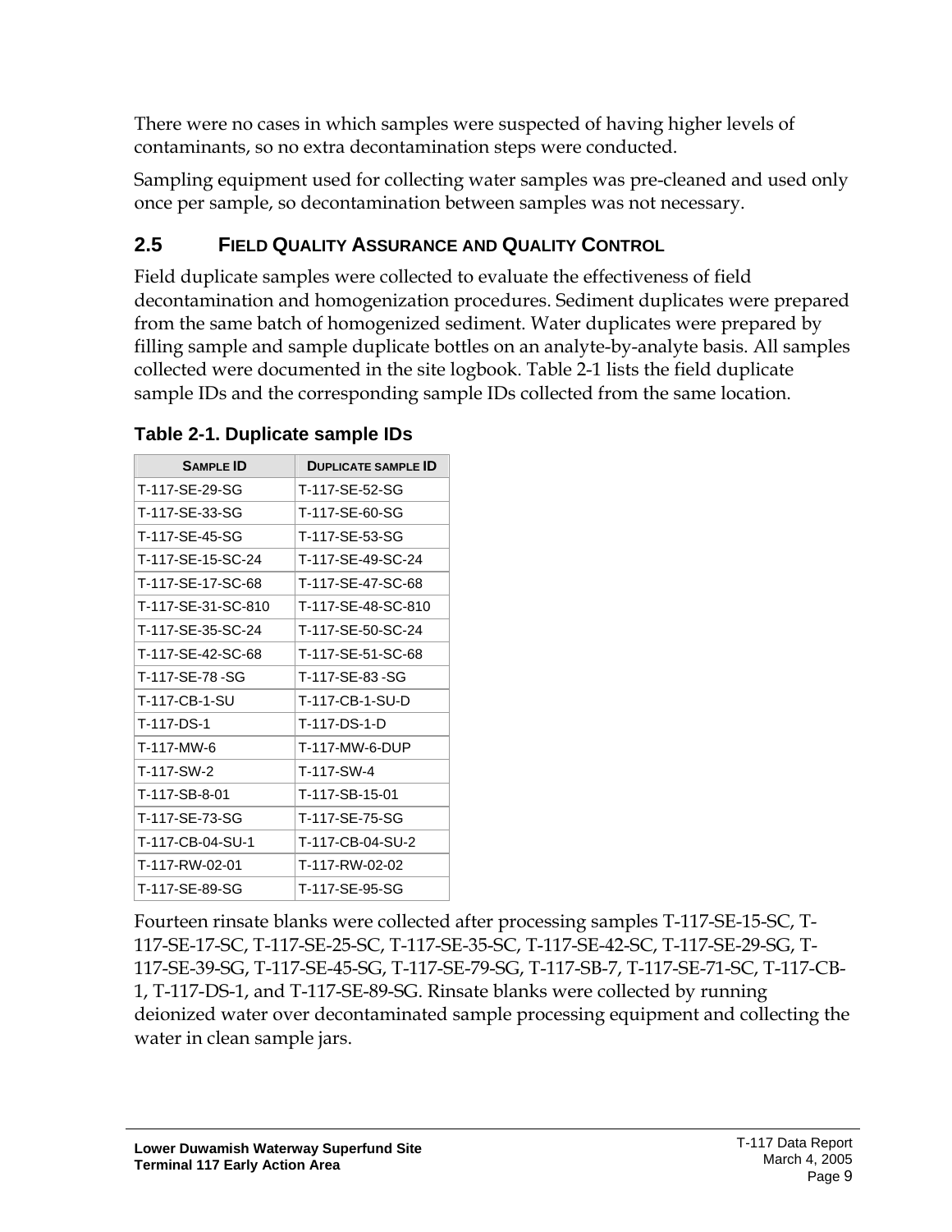There were no cases in which samples were suspected of having higher levels of contaminants, so no extra decontamination steps were conducted.

Sampling equipment used for collecting water samples was pre-cleaned and used only once per sample, so decontamination between samples was not necessary.

## 2.5 FIELD QUALITY ASSURANCE AND QUALITY CONTROL

Field duplicate samples were collected to evaluate the effectiveness of field decontamination and homogenization procedures. Sediment duplicates were prepared from the same batch of homogenized sediment. Water duplicates were prepared by filling sample and sample duplicate bottles on an analyte-by-analyte basis. All samples collected were documented in the site logbook. Table 2-1 lists the field duplicate sample IDs and the corresponding sample IDs collected from the same location.

**Table 2-1. Duplicate sample IDs**

| SAMPLE ID | DUPLICATE SAMPLE ID |
|---|---|
| T-117-SE-29-SG | T-117-SE-52-SG |
| T-117-SE-33-SG | T-117-SE-60-SG |
| T-117-SE-45-SG | T-117-SE-53-SG |
| T-117-SE-15-SC-24 | T-117-SE-49-SC-24 |
| T-117-SE-17-SC-68 | T-117-SE-47-SC-68 |
| T-117-SE-31-SC-810 | T-117-SE-48-SC-810 |
| T-117-SE-35-SC-24 | T-117-SE-50-SC-24 |
| T-117-SE-42-SC-68 | T-117-SE-51-SC-68 |
| T-117-SE-78 -SG | T-117-SE-83 -SG |
| T-117-CB-1-SU | T-117-CB-1-SU-D |
| T-117-DS-1 | T-117-DS-1-D |
| T-117-MW-6 | T-117-MW-6-DUP |
| T-117-SW-2 | T-117-SW-4 |
| T-117-SB-8-01 | T-117-SB-15-01 |
| T-117-SE-73-SG | T-117-SE-75-SG |
| T-117-CB-04-SU-1 | T-117-CB-04-SU-2 |
| T-117-RW-02-01 | T-117-RW-02-02 |
| T-117-SE-89-SG | T-117-SE-95-SG |

Fourteen rinsate blanks were collected after processing samples T-117-SE-15-SC, T-117-SE-17-SC, T-117-SE-25-SC, T-117-SE-35-SC, T-117-SE-42-SC, T-117-SE-29-SG, T-117-SE-39-SG, T-117-SE-45-SG, T-117-SE-79-SG, T-117-SB-7, T-117-SE-71-SC, T-117-CB-1, T-117-DS-1, and T-117-SE-89-SG. Rinsate blanks were collected by running deionized water over decontaminated sample processing equipment and collecting the water in clean sample jars.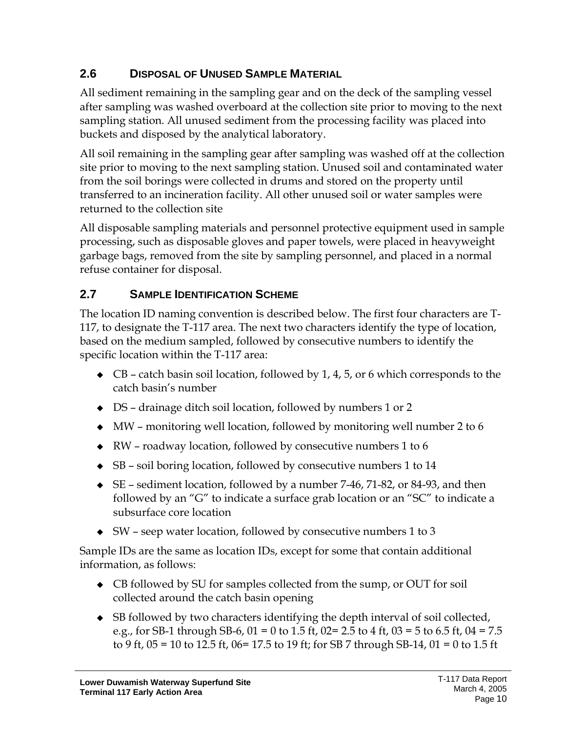## 2.6 DISPOSAL OF UNUSED SAMPLE MATERIAL

All sediment remaining in the sampling gear and on the deck of the sampling vessel after sampling was washed overboard at the collection site prior to moving to the next sampling station. All unused sediment from the processing facility was placed into buckets and disposed by the analytical laboratory.

All soil remaining in the sampling gear after sampling was washed off at the collection site prior to moving to the next sampling station. Unused soil and contaminated water from the soil borings were collected in drums and stored on the property until transferred to an incineration facility. All other unused soil or water samples were returned to the collection site

All disposable sampling materials and personnel protective equipment used in sample processing, such as disposable gloves and paper towels, were placed in heavyweight garbage bags, removed from the site by sampling personnel, and placed in a normal refuse container for disposal.

## 2.7 SAMPLE IDENTIFICATION SCHEME

The location ID naming convention is described below. The first four characters are T-117, to designate the T-117 area. The next two characters identify the type of location, based on the medium sampled, followed by consecutive numbers to identify the specific location within the T-117 area:

- CB – catch basin soil location, followed by 1, 4, 5, or 6 which corresponds to the catch basin's number
- DS – drainage ditch soil location, followed by numbers 1 or 2
- MW – monitoring well location, followed by monitoring well number 2 to 6
- RW – roadway location, followed by consecutive numbers 1 to 6
- SB – soil boring location, followed by consecutive numbers 1 to 14
- SE – sediment location, followed by a number 7-46, 71-82, or 84-93, and then followed by an "G" to indicate a surface grab location or an "SC" to indicate a subsurface core location
- SW – seep water location, followed by consecutive numbers 1 to 3

Sample IDs are the same as location IDs, except for some that contain additional information, as follows:

- CB followed by SU for samples collected from the sump, or OUT for soil collected around the catch basin opening
- SB followed by two characters identifying the depth interval of soil collected, e.g., for SB-1 through SB-6, 01 = 0 to 1.5 ft, 02= 2.5 to 4 ft, 03 = 5 to 6.5 ft, 04 = 7.5 to 9 ft, 05 = 10 to 12.5 ft, 06= 17.5 to 19 ft; for SB 7 through SB-14, 01 = 0 to 1.5 ft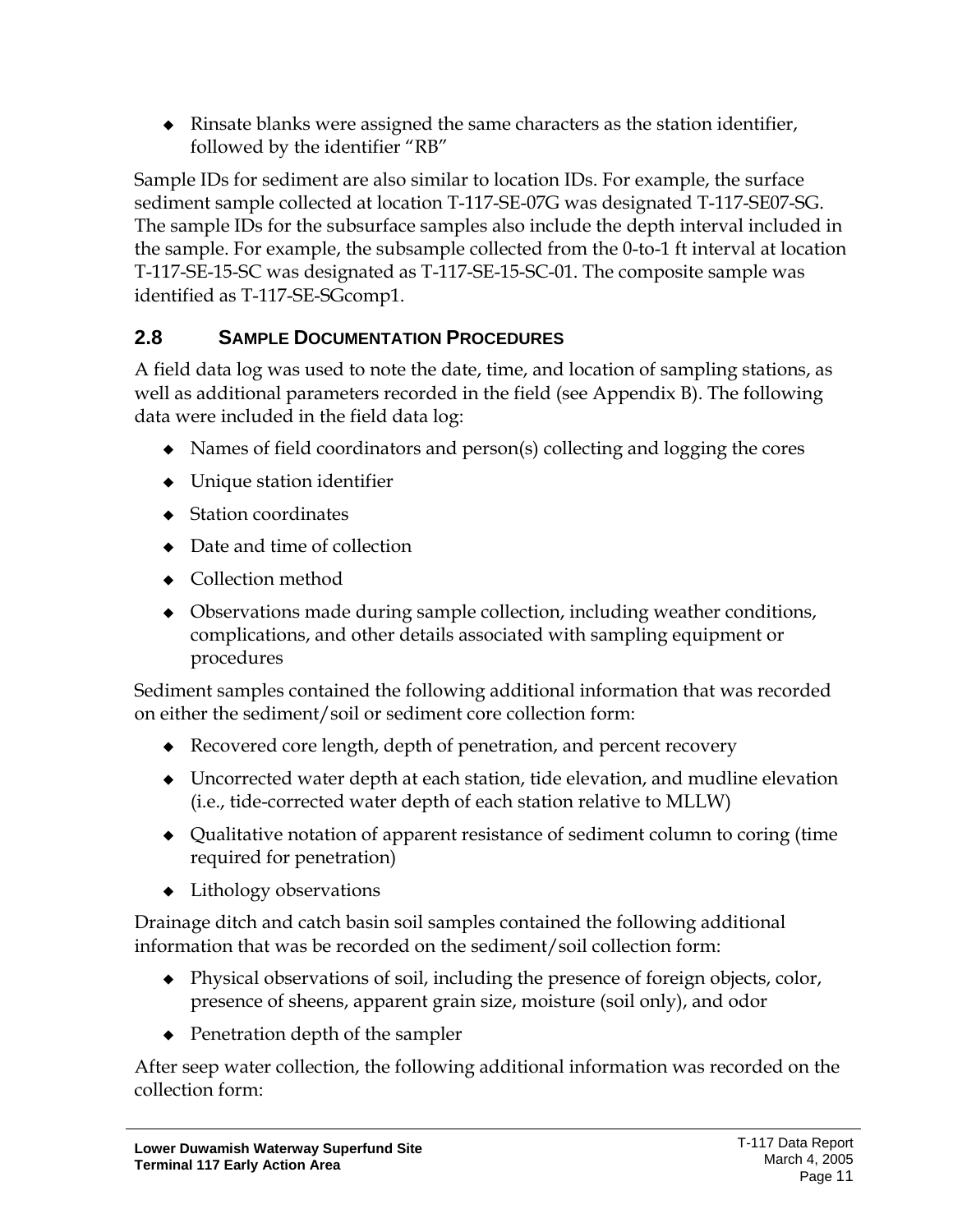- Rinsate blanks were assigned the same characters as the station identifier, followed by the identifier "RB"

Sample IDs for sediment are also similar to location IDs. For example, the surface sediment sample collected at location T-117-SE-07G was designated T-117-SE07-SG. The sample IDs for the subsurface samples also include the depth interval included in the sample. For example, the subsample collected from the 0-to-1 ft interval at location T-117-SE-15-SC was designated as T-117-SE-15-SC-01. The composite sample was identified as T-117-SE-SGcomp1.

## 2.8 Sample Documentation Procedures

A field data log was used to note the date, time, and location of sampling stations, as well as additional parameters recorded in the field (see Appendix B). The following data were included in the field data log:

- Names of field coordinators and person(s) collecting and logging the cores
- Unique station identifier
- Station coordinates
- Date and time of collection
- Collection method
- Observations made during sample collection, including weather conditions, complications, and other details associated with sampling equipment or procedures

Sediment samples contained the following additional information that was recorded on either the sediment/soil or sediment core collection form:

- Recovered core length, depth of penetration, and percent recovery
- Uncorrected water depth at each station, tide elevation, and mudline elevation (i.e., tide-corrected water depth of each station relative to MLLW)
- Qualitative notation of apparent resistance of sediment column to coring (time required for penetration)
- Lithology observations

Drainage ditch and catch basin soil samples contained the following additional information that was be recorded on the sediment/soil collection form:

- Physical observations of soil, including the presence of foreign objects, color, presence of sheens, apparent grain size, moisture (soil only), and odor
- Penetration depth of the sampler

After seep water collection, the following additional information was recorded on the collection form: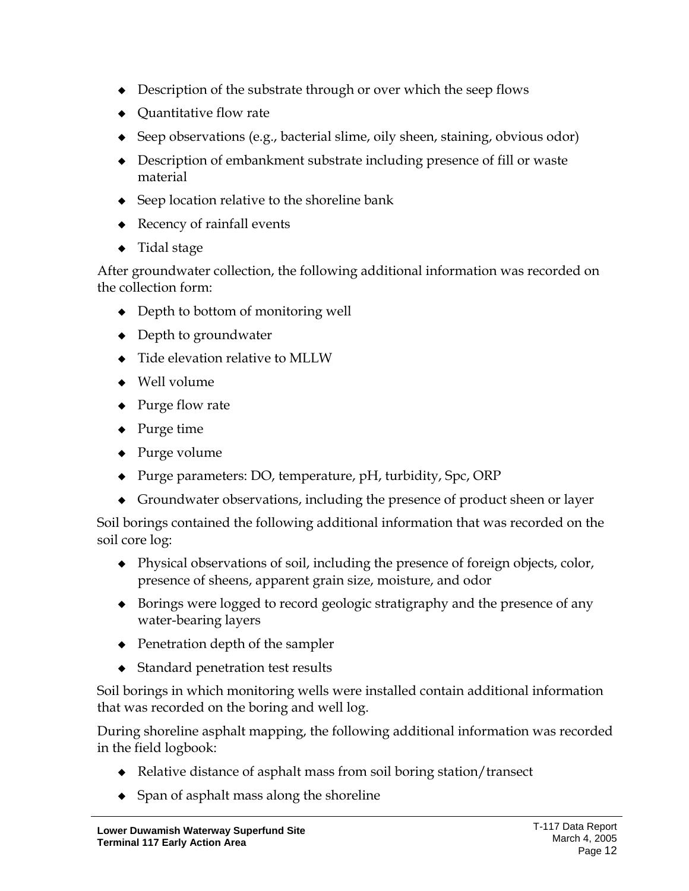- Description of the substrate through or over which the seep flows
- Quantitative flow rate
- Seep observations (e.g., bacterial slime, oily sheen, staining, obvious odor)
- Description of embankment substrate including presence of fill or waste material
- Seep location relative to the shoreline bank
- Recency of rainfall events
- Tidal stage

After groundwater collection, the following additional information was recorded on the collection form:

- Depth to bottom of monitoring well
- Depth to groundwater
- Tide elevation relative to MLLW
- Well volume
- Purge flow rate
- Purge time
- Purge volume
- Purge parameters: DO, temperature, pH, turbidity, Spc, ORP
- Groundwater observations, including the presence of product sheen or layer

Soil borings contained the following additional information that was recorded on the soil core log:

- Physical observations of soil, including the presence of foreign objects, color, presence of sheens, apparent grain size, moisture, and odor
- Borings were logged to record geologic stratigraphy and the presence of any water-bearing layers
- Penetration depth of the sampler
- Standard penetration test results

Soil borings in which monitoring wells were installed contain additional information that was recorded on the boring and well log.

During shoreline asphalt mapping, the following additional information was recorded in the field logbook:

- Relative distance of asphalt mass from soil boring station/transect
- Span of asphalt mass along the shoreline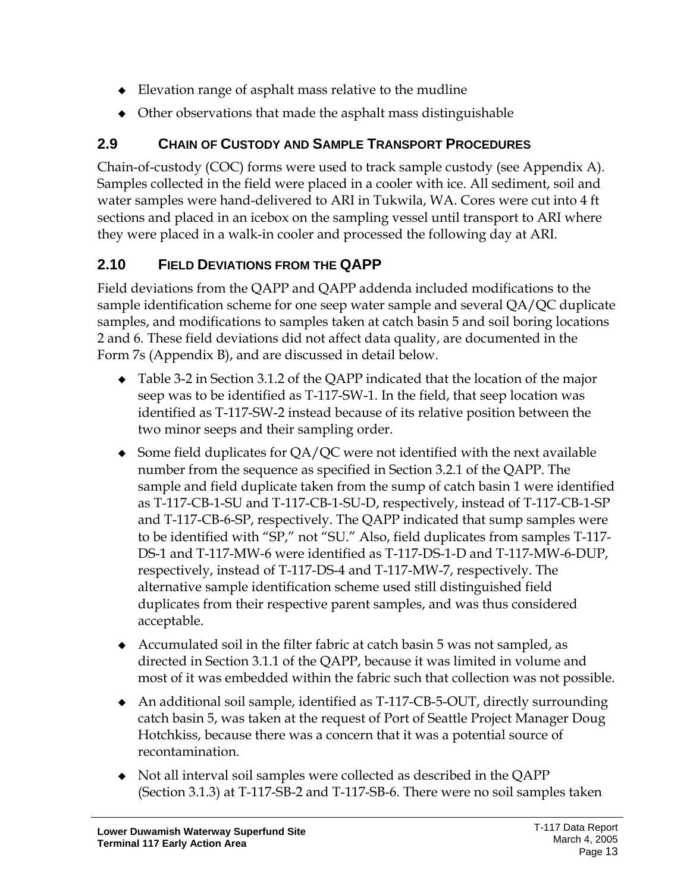- Elevation range of asphalt mass relative to the mudline
- Other observations that made the asphalt mass distinguishable

## 2.9 CHAIN OF CUSTODY AND SAMPLE TRANSPORT PROCEDURES

Chain-of-custody (COC) forms were used to track sample custody (see Appendix A). Samples collected in the field were placed in a cooler with ice. All sediment, soil and water samples were hand-delivered to ARI in Tukwila, WA. Cores were cut into 4 ft sections and placed in an icebox on the sampling vessel until transport to ARI where they were placed in a walk-in cooler and processed the following day at ARI.

## 2.10 FIELD DEVIATIONS FROM THE QAPP

Field deviations from the QAPP and QAPP addenda included modifications to the sample identification scheme for one seep water sample and several QA/QC duplicate samples, and modifications to samples taken at catch basin 5 and soil boring locations 2 and 6. These field deviations did not affect data quality, are documented in the Form 7s (Appendix B), and are discussed in detail below.

- Table 3-2 in Section 3.1.2 of the QAPP indicated that the location of the major seep was to be identified as T-117-SW-1. In the field, that seep location was identified as T-117-SW-2 instead because of its relative position between the two minor seeps and their sampling order.
- Some field duplicates for QA/QC were not identified with the next available number from the sequence as specified in Section 3.2.1 of the QAPP. The sample and field duplicate taken from the sump of catch basin 1 were identified as T-117-CB-1-SU and T-117-CB-1-SU-D, respectively, instead of T-117-CB-1-SP and T-117-CB-6-SP, respectively. The QAPP indicated that sump samples were to be identified with "SP," not "SU." Also, field duplicates from samples T-117-DS-1 and T-117-MW-6 were identified as T-117-DS-1-D and T-117-MW-6-DUP, respectively, instead of T-117-DS-4 and T-117-MW-7, respectively. The alternative sample identification scheme used still distinguished field duplicates from their respective parent samples, and was thus considered acceptable.
- Accumulated soil in the filter fabric at catch basin 5 was not sampled, as directed in Section 3.1.1 of the QAPP, because it was limited in volume and most of it was embedded within the fabric such that collection was not possible.
- An additional soil sample, identified as T-117-CB-5-OUT, directly surrounding catch basin 5, was taken at the request of Port of Seattle Project Manager Doug Hotchkiss, because there was a concern that it was a potential source of recontamination.
- Not all interval soil samples were collected as described in the QAPP (Section 3.1.3) at T-117-SB-2 and T-117-SB-6. There were no soil samples taken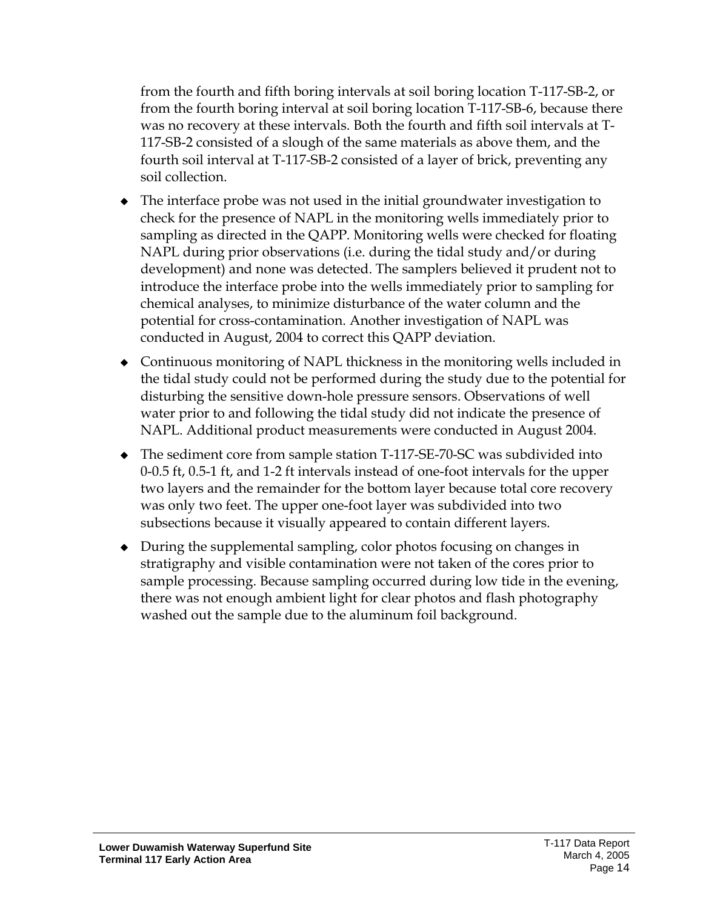from the fourth and fifth boring intervals at soil boring location T-117-SB-2, or from the fourth boring interval at soil boring location T-117-SB-6, because there was no recovery at these intervals. Both the fourth and fifth soil intervals at T-117-SB-2 consisted of a slough of the same materials as above them, and the fourth soil interval at T-117-SB-2 consisted of a layer of brick, preventing any soil collection.

- The interface probe was not used in the initial groundwater investigation to check for the presence of NAPL in the monitoring wells immediately prior to sampling as directed in the QAPP. Monitoring wells were checked for floating NAPL during prior observations (i.e. during the tidal study and/or during development) and none was detected. The samplers believed it prudent not to introduce the interface probe into the wells immediately prior to sampling for chemical analyses, to minimize disturbance of the water column and the potential for cross-contamination. Another investigation of NAPL was conducted in August, 2004 to correct this QAPP deviation.
- Continuous monitoring of NAPL thickness in the monitoring wells included in the tidal study could not be performed during the study due to the potential for disturbing the sensitive down-hole pressure sensors. Observations of well water prior to and following the tidal study did not indicate the presence of NAPL. Additional product measurements were conducted in August 2004.
- The sediment core from sample station T-117-SE-70-SC was subdivided into 0-0.5 ft, 0.5-1 ft, and 1-2 ft intervals instead of one-foot intervals for the upper two layers and the remainder for the bottom layer because total core recovery was only two feet. The upper one-foot layer was subdivided into two subsections because it visually appeared to contain different layers.
- During the supplemental sampling, color photos focusing on changes in stratigraphy and visible contamination were not taken of the cores prior to sample processing. Because sampling occurred during low tide in the evening, there was not enough ambient light for clear photos and flash photography washed out the sample due to the aluminum foil background.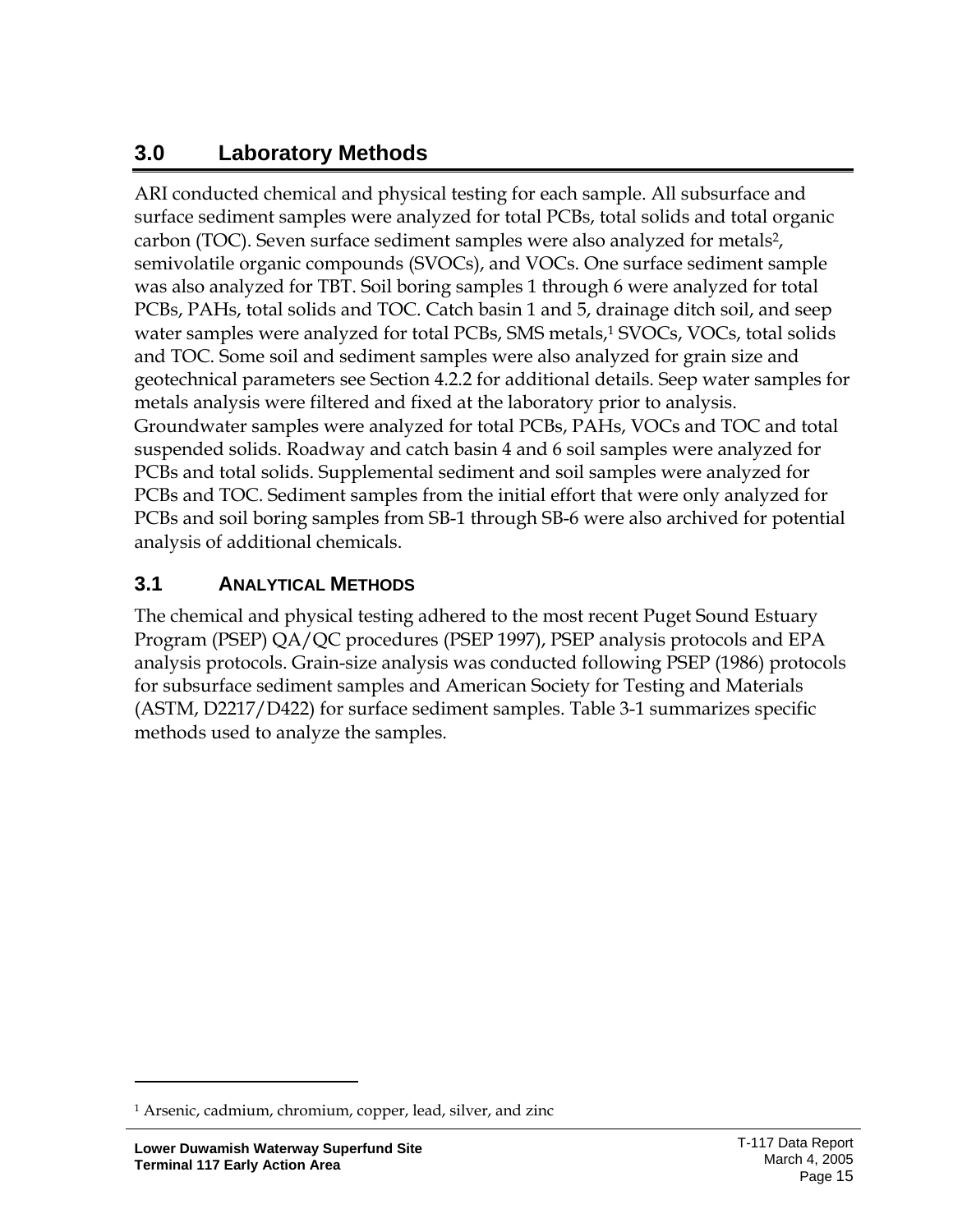# 3.0 Laboratory Methods

ARI conducted chemical and physical testing for each sample. All subsurface and surface sediment samples were analyzed for total PCBs, total solids and total organic carbon (TOC). Seven surface sediment samples were also analyzed for metals[2], semivolatile organic compounds (SVOCs), and VOCs. One surface sediment sample was also analyzed for TBT. Soil boring samples 1 through 6 were analyzed for total PCBs, PAHs, total solids and TOC. Catch basin 1 and 5, drainage ditch soil, and seep water samples were analyzed for total PCBs, SMS metals,[1] SVOCs, VOCs, total solids and TOC. Some soil and sediment samples were also analyzed for grain size and geotechnical parameters see Section 4.2.2 for additional details. Seep water samples for metals analysis were filtered and fixed at the laboratory prior to analysis. Groundwater samples were analyzed for total PCBs, PAHs, VOCs and TOC and total suspended solids. Roadway and catch basin 4 and 6 soil samples were analyzed for PCBs and total solids. Supplemental sediment and soil samples were analyzed for PCBs and TOC. Sediment samples from the initial effort that were only analyzed for PCBs and soil boring samples from SB-1 through SB-6 were also archived for potential analysis of additional chemicals.

## 3.1 Analytical Methods

The chemical and physical testing adhered to the most recent Puget Sound Estuary Program (PSEP) QA/QC procedures (PSEP 1997), PSEP analysis protocols and EPA analysis protocols. Grain-size analysis was conducted following PSEP (1986) protocols for subsurface sediment samples and American Society for Testing and Materials (ASTM, D2217/D422) for surface sediment samples. Table 3-1 summarizes specific methods used to analyze the samples.

---

[1] Arsenic, cadmium, chromium, copper, lead, silver, and zinc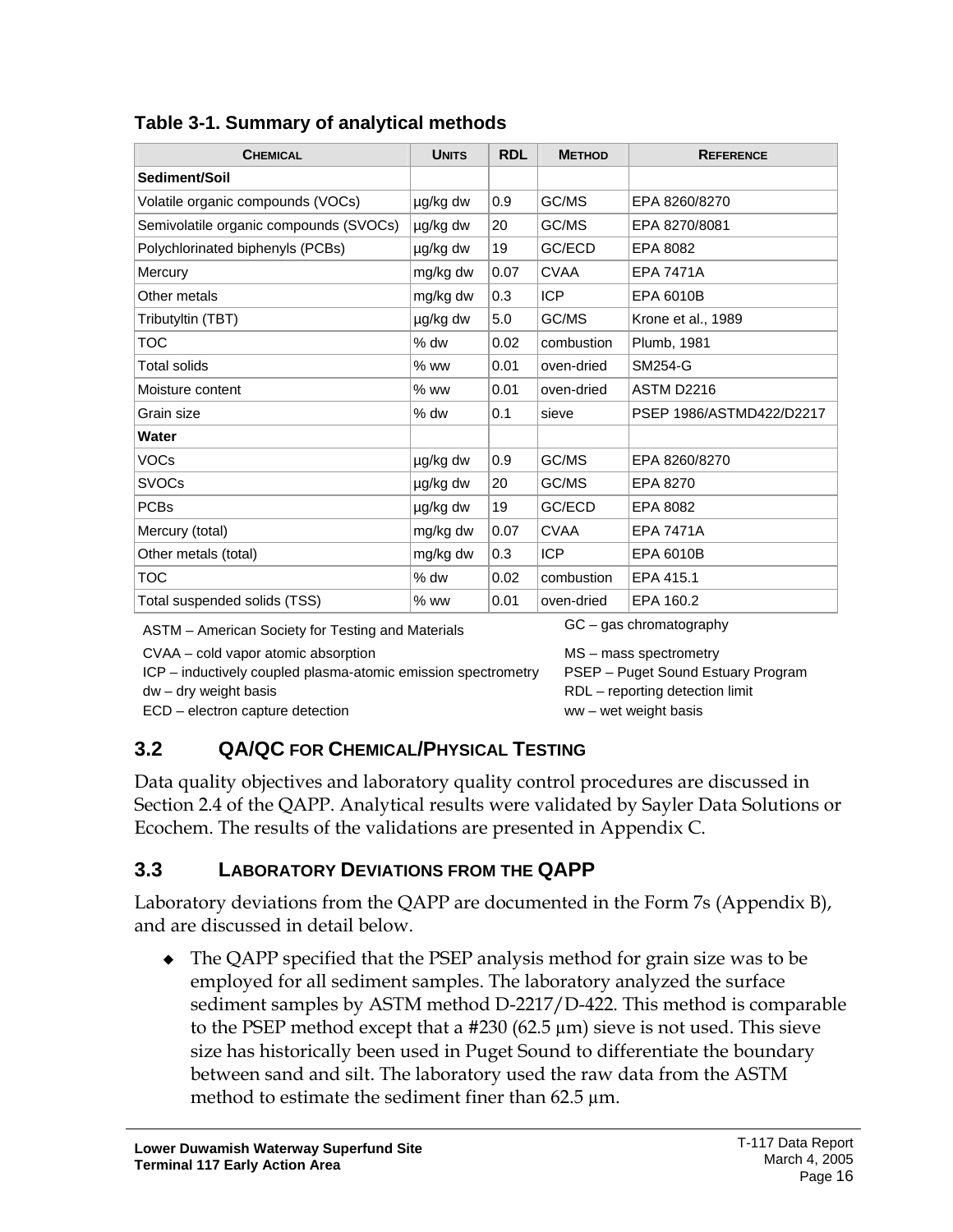**Table 3-1. Summary of analytical methods**

| CHEMICAL | UNITS | RDL | METHOD | REFERENCE |
|---|---|---|---|---|
| **Sediment/Soil** | | | | |
| Volatile organic compounds (VOCs) | µg/kg dw | 0.9 | GC/MS | EPA 8260/8270 |
| Semivolatile organic compounds (SVOCs) | µg/kg dw | 20 | GC/MS | EPA 8270/8081 |
| Polychlorinated biphenyls (PCBs) | µg/kg dw | 19 | GC/ECD | EPA 8082 |
| Mercury | mg/kg dw | 0.07 | CVAA | EPA 7471A |
| Other metals | mg/kg dw | 0.3 | ICP | EPA 6010B |
| Tributyltin (TBT) | µg/kg dw | 5.0 | GC/MS | Krone et al., 1989 |
| TOC | % dw | 0.02 | combustion | Plumb, 1981 |
| Total solids | % ww | 0.01 | oven-dried | SM254-G |
| Moisture content | % ww | 0.01 | oven-dried | ASTM D2216 |
| Grain size | % dw | 0.1 | sieve | PSEP 1986/ASTMD422/D2217 |
| **Water** | | | | |
| VOCs | µg/kg dw | 0.9 | GC/MS | EPA 8260/8270 |
| SVOCs | µg/kg dw | 20 | GC/MS | EPA 8270 |
| PCBs | µg/kg dw | 19 | GC/ECD | EPA 8082 |
| Mercury (total) | mg/kg dw | 0.07 | CVAA | EPA 7471A |
| Other metals (total) | mg/kg dw | 0.3 | ICP | EPA 6010B |
| TOC | % dw | 0.02 | combustion | EPA 415.1 |
| Total suspended solids (TSS) | % ww | 0.01 | oven-dried | EPA 160.2 |

ASTM – American Society for Testing and Materials
CVAA – cold vapor atomic absorption
ICP – inductively coupled plasma-atomic emission spectrometry
dw – dry weight basis
ECD – electron capture detection
GC – gas chromatography
MS – mass spectrometry
PSEP – Puget Sound Estuary Program
RDL – reporting detection limit
ww – wet weight basis

## 3.2 QA/QC FOR CHEMICAL/PHYSICAL TESTING

Data quality objectives and laboratory quality control procedures are discussed in Section 2.4 of the QAPP. Analytical results were validated by Sayler Data Solutions or Ecochem. The results of the validations are presented in Appendix C.

## 3.3 LABORATORY DEVIATIONS FROM THE QAPP

Laboratory deviations from the QAPP are documented in the Form 7s (Appendix B), and are discussed in detail below.

- The QAPP specified that the PSEP analysis method for grain size was to be employed for all sediment samples. The laboratory analyzed the surface sediment samples by ASTM method D-2217/D-422. This method is comparable to the PSEP method except that a #230 (62.5 µm) sieve is not used. This sieve size has historically been used in Puget Sound to differentiate the boundary between sand and silt. The laboratory used the raw data from the ASTM method to estimate the sediment finer than 62.5 µm.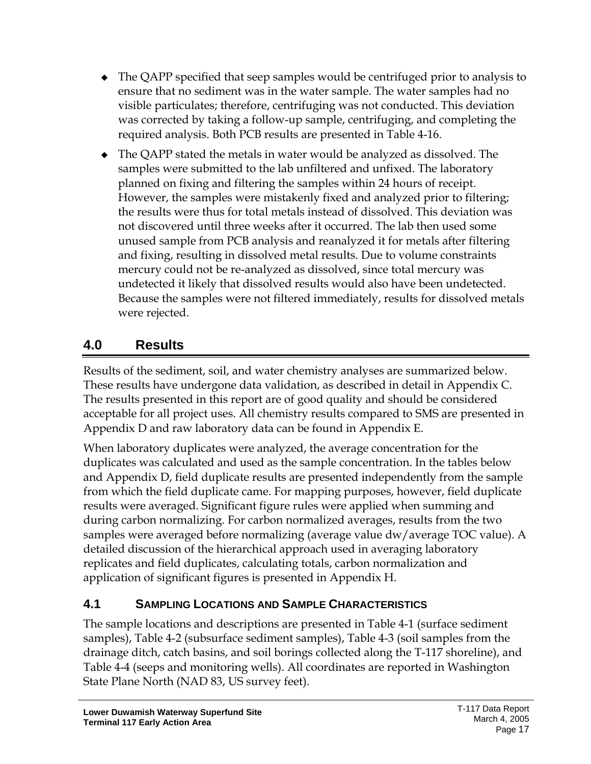- The QAPP specified that seep samples would be centrifuged prior to analysis to ensure that no sediment was in the water sample. The water samples had no visible particulates; therefore, centrifuging was not conducted. This deviation was corrected by taking a follow-up sample, centrifuging, and completing the required analysis. Both PCB results are presented in Table 4-16.
- The QAPP stated the metals in water would be analyzed as dissolved. The samples were submitted to the lab unfiltered and unfixed. The laboratory planned on fixing and filtering the samples within 24 hours of receipt. However, the samples were mistakenly fixed and analyzed prior to filtering; the results were thus for total metals instead of dissolved. This deviation was not discovered until three weeks after it occurred. The lab then used some unused sample from PCB analysis and reanalyzed it for metals after filtering and fixing, resulting in dissolved metal results. Due to volume constraints mercury could not be re-analyzed as dissolved, since total mercury was undetected it likely that dissolved results would also have been undetected. Because the samples were not filtered immediately, results for dissolved metals were rejected.

# 4.0 Results

Results of the sediment, soil, and water chemistry analyses are summarized below. These results have undergone data validation, as described in detail in Appendix C. The results presented in this report are of good quality and should be considered acceptable for all project uses. All chemistry results compared to SMS are presented in Appendix D and raw laboratory data can be found in Appendix E.

When laboratory duplicates were analyzed, the average concentration for the duplicates was calculated and used as the sample concentration. In the tables below and Appendix D, field duplicate results are presented independently from the sample from which the field duplicate came. For mapping purposes, however, field duplicate results were averaged. Significant figure rules were applied when summing and during carbon normalizing. For carbon normalized averages, results from the two samples were averaged before normalizing (average value dw/average TOC value). A detailed discussion of the hierarchical approach used in averaging laboratory replicates and field duplicates, calculating totals, carbon normalization and application of significant figures is presented in Appendix H.

## 4.1 Sampling Locations and Sample Characteristics

The sample locations and descriptions are presented in Table 4-1 (surface sediment samples), Table 4-2 (subsurface sediment samples), Table 4-3 (soil samples from the drainage ditch, catch basins, and soil borings collected along the T-117 shoreline), and Table 4-4 (seeps and monitoring wells). All coordinates are reported in Washington State Plane North (NAD 83, US survey feet).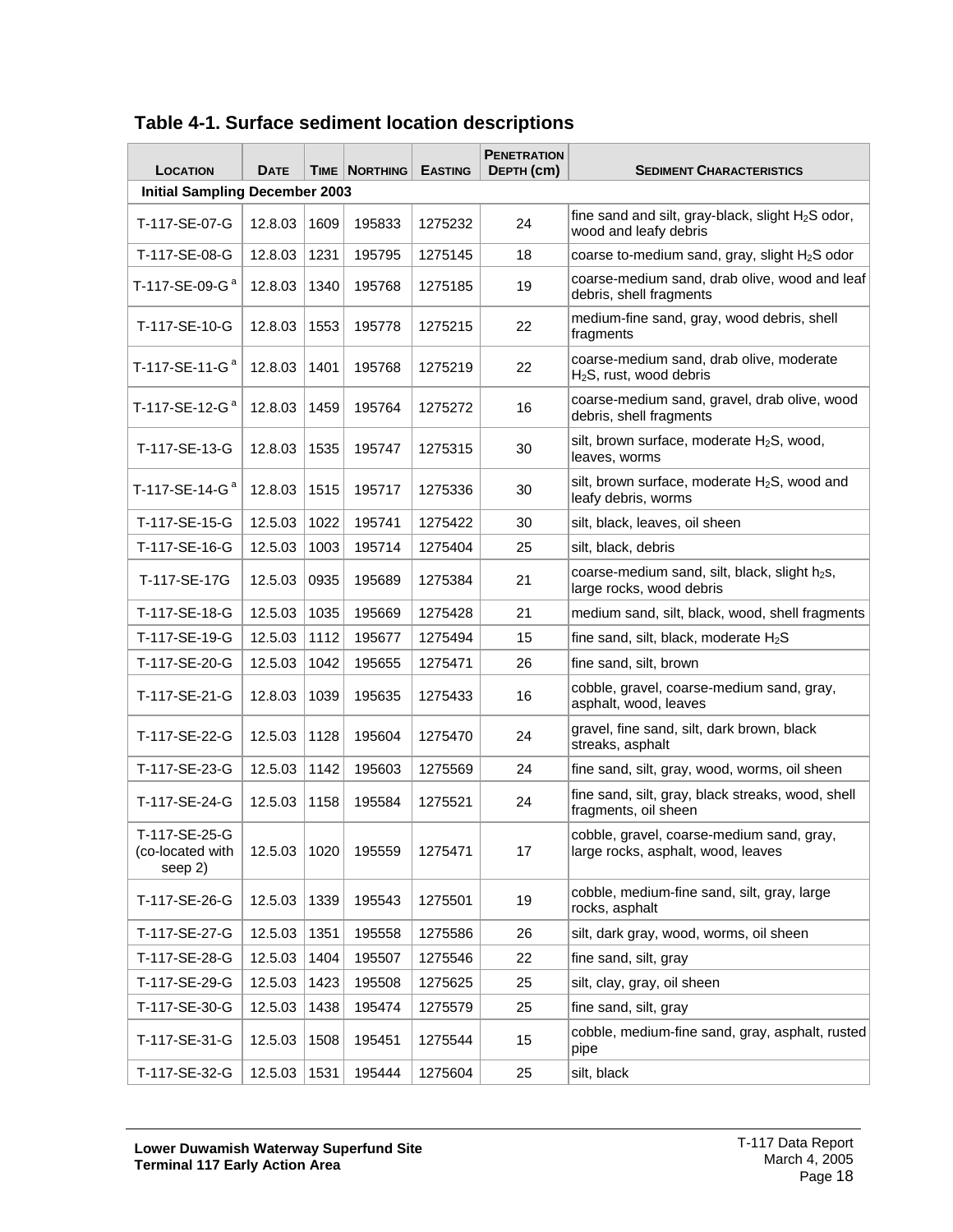## Table 4-1. Surface sediment location descriptions

| Location | Date | Time | Northing | Easting | Penetration Depth (cm) | Sediment Characteristics |
|---|---|---|---|---|---|---|
| **Initial Sampling December 2003** | | | | | | |
| T-117-SE-07-G | 12.8.03 | 1609 | 195833 | 1275232 | 24 | fine sand and silt, gray-black, slight $H_2S$ odor, wood and leafy debris |
| T-117-SE-08-G | 12.8.03 | 1231 | 195795 | 1275145 | 18 | coarse to-medium sand, gray, slight $H_2S$ odor |
| T-117-SE-09-G [a] | 12.8.03 | 1340 | 195768 | 1275185 | 19 | coarse-medium sand, drab olive, wood and leaf debris, shell fragments |
| T-117-SE-10-G | 12.8.03 | 1553 | 195778 | 1275215 | 22 | medium-fine sand, gray, wood debris, shell fragments |
| T-117-SE-11-G [a] | 12.8.03 | 1401 | 195768 | 1275219 | 22 | coarse-medium sand, drab olive, moderate $H_2S$, rust, wood debris |
| T-117-SE-12-G [a] | 12.8.03 | 1459 | 195764 | 1275272 | 16 | coarse-medium sand, gravel, drab olive, wood debris, shell fragments |
| T-117-SE-13-G | 12.8.03 | 1535 | 195747 | 1275315 | 30 | silt, brown surface, moderate $H_2S$, wood, leaves, worms |
| T-117-SE-14-G [a] | 12.8.03 | 1515 | 195717 | 1275336 | 30 | silt, brown surface, moderate $H_2S$, wood and leafy debris, worms |
| T-117-SE-15-G | 12.5.03 | 1022 | 195741 | 1275422 | 30 | silt, black, leaves, oil sheen |
| T-117-SE-16-G | 12.5.03 | 1003 | 195714 | 1275404 | 25 | silt, black, debris |
| T-117-SE-17G | 12.5.03 | 0935 | 195689 | 1275384 | 21 | coarse-medium sand, silt, black, slight $h_2s$, large rocks, wood debris |
| T-117-SE-18-G | 12.5.03 | 1035 | 195669 | 1275428 | 21 | medium sand, silt, black, wood, shell fragments |
| T-117-SE-19-G | 12.5.03 | 1112 | 195677 | 1275494 | 15 | fine sand, silt, black, moderate $H_2S$ |
| T-117-SE-20-G | 12.5.03 | 1042 | 195655 | 1275471 | 26 | fine sand, silt, brown |
| T-117-SE-21-G | 12.8.03 | 1039 | 195635 | 1275433 | 16 | cobble, gravel, coarse-medium sand, gray, asphalt, wood, leaves |
| T-117-SE-22-G | 12.5.03 | 1128 | 195604 | 1275470 | 24 | gravel, fine sand, silt, dark brown, black streaks, asphalt |
| T-117-SE-23-G | 12.5.03 | 1142 | 195603 | 1275569 | 24 | fine sand, silt, gray, wood, worms, oil sheen |
| T-117-SE-24-G | 12.5.03 | 1158 | 195584 | 1275521 | 24 | fine sand, silt, gray, black streaks, wood, shell fragments, oil sheen |
| T-117-SE-25-G (co-located with seep 2) | 12.5.03 | 1020 | 195559 | 1275471 | 17 | cobble, gravel, coarse-medium sand, gray, large rocks, asphalt, wood, leaves |
| T-117-SE-26-G | 12.5.03 | 1339 | 195543 | 1275501 | 19 | cobble, medium-fine sand, silt, gray, large rocks, asphalt |
| T-117-SE-27-G | 12.5.03 | 1351 | 195558 | 1275586 | 26 | silt, dark gray, wood, worms, oil sheen |
| T-117-SE-28-G | 12.5.03 | 1404 | 195507 | 1275546 | 22 | fine sand, silt, gray |
| T-117-SE-29-G | 12.5.03 | 1423 | 195508 | 1275625 | 25 | silt, clay, gray, oil sheen |
| T-117-SE-30-G | 12.5.03 | 1438 | 195474 | 1275579 | 25 | fine sand, silt, gray |
| T-117-SE-31-G | 12.5.03 | 1508 | 195451 | 1275544 | 15 | cobble, medium-fine sand, gray, asphalt, rusted pipe |
| T-117-SE-32-G | 12.5.03 | 1531 | 195444 | 1275604 | 25 | silt, black |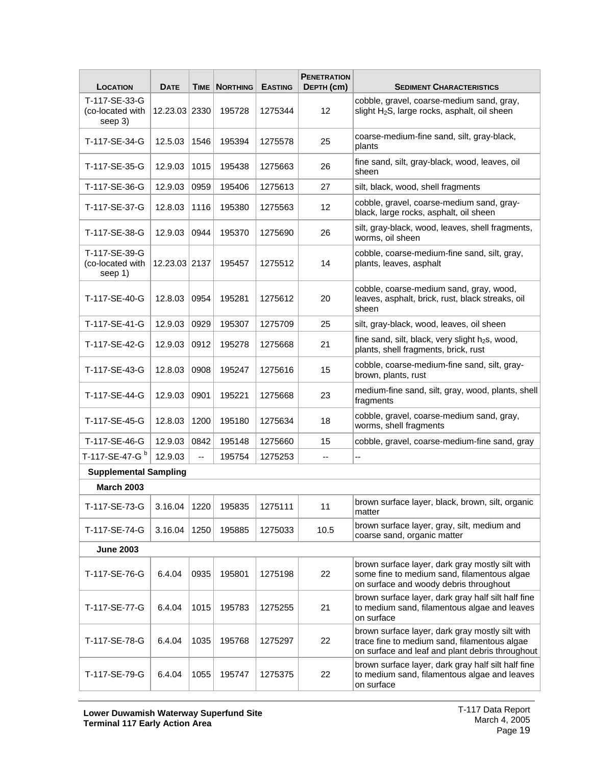| LOCATION | DATE | TIME | NORTHING | EASTING | PENETRATION DEPTH (cm) | SEDIMENT CHARACTERISTICS |
|---|---|---|---|---|---|---|
| T-117-SE-33-G (co-located with seep 3) | 12.23.03 | 2330 | 195728 | 1275344 | 12 | cobble, gravel, coarse-medium sand, gray, slight $H_2S$, large rocks, asphalt, oil sheen |
| T-117-SE-34-G | 12.5.03 | 1546 | 195394 | 1275578 | 25 | coarse-medium-fine sand, silt, gray-black, plants |
| T-117-SE-35-G | 12.9.03 | 1015 | 195438 | 1275663 | 26 | fine sand, silt, gray-black, wood, leaves, oil sheen |
| T-117-SE-36-G | 12.9.03 | 0959 | 195406 | 1275613 | 27 | silt, black, wood, shell fragments |
| T-117-SE-37-G | 12.8.03 | 1116 | 195380 | 1275563 | 12 | cobble, gravel, coarse-medium sand, gray-black, large rocks, asphalt, oil sheen |
| T-117-SE-38-G | 12.9.03 | 0944 | 195370 | 1275690 | 26 | silt, gray-black, wood, leaves, shell fragments, worms, oil sheen |
| T-117-SE-39-G (co-located with seep 1) | 12.23.03 | 2137 | 195457 | 1275512 | 14 | cobble, coarse-medium-fine sand, silt, gray, plants, leaves, asphalt |
| T-117-SE-40-G | 12.8.03 | 0954 | 195281 | 1275612 | 20 | cobble, coarse-medium sand, gray, wood, leaves, asphalt, brick, rust, black streaks, oil sheen |
| T-117-SE-41-G | 12.9.03 | 0929 | 195307 | 1275709 | 25 | silt, gray-black, wood, leaves, oil sheen |
| T-117-SE-42-G | 12.9.03 | 0912 | 195278 | 1275668 | 21 | fine sand, silt, black, very slight $h_2s$, wood, plants, shell fragments, brick, rust |
| T-117-SE-43-G | 12.8.03 | 0908 | 195247 | 1275616 | 15 | cobble, coarse-medium-fine sand, silt, gray-brown, plants, rust |
| T-117-SE-44-G | 12.9.03 | 0901 | 195221 | 1275668 | 23 | medium-fine sand, silt, gray, wood, plants, shell fragments |
| T-117-SE-45-G | 12.8.03 | 1200 | 195180 | 1275634 | 18 | cobble, gravel, coarse-medium sand, gray, worms, shell fragments |
| T-117-SE-46-G | 12.9.03 | 0842 | 195148 | 1275660 | 15 | cobble, gravel, coarse-medium-fine sand, gray |
| T-117-SE-47-G [b] | 12.9.03 | -- | 195754 | 1275253 | -- | -- |
| **Supplemental Sampling** | | | | | | |
| **March 2003** | | | | | | |
| T-117-SE-73-G | 3.16.04 | 1220 | 195835 | 1275111 | 11 | brown surface layer, black, brown, silt, organic matter |
| T-117-SE-74-G | 3.16.04 | 1250 | 195885 | 1275033 | 10.5 | brown surface layer, gray, silt, medium and coarse sand, organic matter |
| **June 2003** | | | | | | |
| T-117-SE-76-G | 6.4.04 | 0935 | 195801 | 1275198 | 22 | brown surface layer, dark gray mostly silt with some fine to medium sand, filamentous algae on surface and woody debris throughout |
| T-117-SE-77-G | 6.4.04 | 1015 | 195783 | 1275255 | 21 | brown surface layer, dark gray half silt half fine to medium sand, filamentous algae and leaves on surface |
| T-117-SE-78-G | 6.4.04 | 1035 | 195768 | 1275297 | 22 | brown surface layer, dark gray mostly silt with trace fine to medium sand, filamentous algae on surface and leaf and plant debris throughout |
| T-117-SE-79-G | 6.4.04 | 1055 | 195747 | 1275375 | 22 | brown surface layer, dark gray half silt half fine to medium sand, filamentous algae and leaves on surface |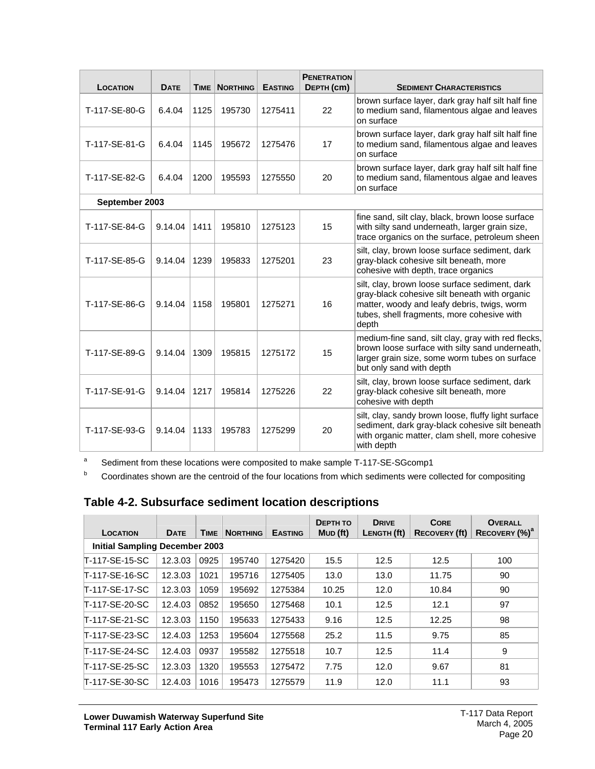| Location | Date | Time | Northing | Easting | Penetration Depth (cm) | Sediment Characteristics |
|---|---|---|---|---|---|---|
| T-117-SE-80-G | 6.4.04 | 1125 | 195730 | 1275411 | 22 | brown surface layer, dark gray half silt half fine to medium sand, filamentous algae and leaves on surface |
| T-117-SE-81-G | 6.4.04 | 1145 | 195672 | 1275476 | 17 | brown surface layer, dark gray half silt half fine to medium sand, filamentous algae and leaves on surface |
| T-117-SE-82-G | 6.4.04 | 1200 | 195593 | 1275550 | 20 | brown surface layer, dark gray half silt half fine to medium sand, filamentous algae and leaves on surface |
| **September 2003** | | | | | | |
| T-117-SE-84-G | 9.14.04 | 1411 | 195810 | 1275123 | 15 | fine sand, silt clay, black, brown loose surface with silty sand underneath, larger grain size, trace organics on the surface, petroleum sheen |
| T-117-SE-85-G | 9.14.04 | 1239 | 195833 | 1275201 | 23 | silt, clay, brown loose surface sediment, dark gray-black cohesive silt beneath, more cohesive with depth, trace organics |
| T-117-SE-86-G | 9.14.04 | 1158 | 195801 | 1275271 | 16 | silt, clay, brown loose surface sediment, dark gray-black cohesive silt beneath with organic matter, woody and leafy debris, twigs, worm tubes, shell fragments, more cohesive with depth |
| T-117-SE-89-G | 9.14.04 | 1309 | 195815 | 1275172 | 15 | medium-fine sand, silt clay, gray with red flecks, brown loose surface with silty sand underneath, larger grain size, some worm tubes on surface but only sand with depth |
| T-117-SE-91-G | 9.14.04 | 1217 | 195814 | 1275226 | 22 | silt, clay, brown loose surface sediment, dark gray-black cohesive silt beneath, more cohesive with depth |
| T-117-SE-93-G | 9.14.04 | 1133 | 195783 | 1275299 | 20 | silt, clay, sandy brown loose, fluffy light surface sediment, dark gray-black cohesive silt beneath with organic matter, clam shell, more cohesive with depth |

[a] Sediment from these locations were composited to make sample T-117-SE-SGcomp1

[b] Coordinates shown are the centroid of the four locations from which sediments were collected for compositing

## Table 4-2. Subsurface sediment location descriptions

| Location | Date | Time | Northing | Easting | Depth to Mud (ft) | Drive Length (ft) | Core Recovery (ft) | Overall Recovery (%)[a] |
|---|---|---|---|---|---|---|---|---|
| **Initial Sampling December 2003** | | | | | | | | |
| T-117-SE-15-SC | 12.3.03 | 0925 | 195740 | 1275420 | 15.5 | 12.5 | 12.5 | 100 |
| T-117-SE-16-SC | 12.3.03 | 1021 | 195716 | 1275405 | 13.0 | 13.0 | 11.75 | 90 |
| T-117-SE-17-SC | 12.3.03 | 1059 | 195692 | 1275384 | 10.25 | 12.0 | 10.84 | 90 |
| T-117-SE-20-SC | 12.4.03 | 0852 | 195650 | 1275468 | 10.1 | 12.5 | 12.1 | 97 |
| T-117-SE-21-SC | 12.3.03 | 1150 | 195633 | 1275433 | 9.16 | 12.5 | 12.25 | 98 |
| T-117-SE-23-SC | 12.4.03 | 1253 | 195604 | 1275568 | 25.2 | 11.5 | 9.75 | 85 |
| T-117-SE-24-SC | 12.4.03 | 0937 | 195582 | 1275518 | 10.7 | 12.5 | 11.4 | 9 |
| T-117-SE-25-SC | 12.3.03 | 1320 | 195553 | 1275472 | 7.75 | 12.0 | 9.67 | 81 |
| T-117-SE-30-SC | 12.4.03 | 1016 | 195473 | 1275579 | 11.9 | 12.0 | 11.1 | 93 |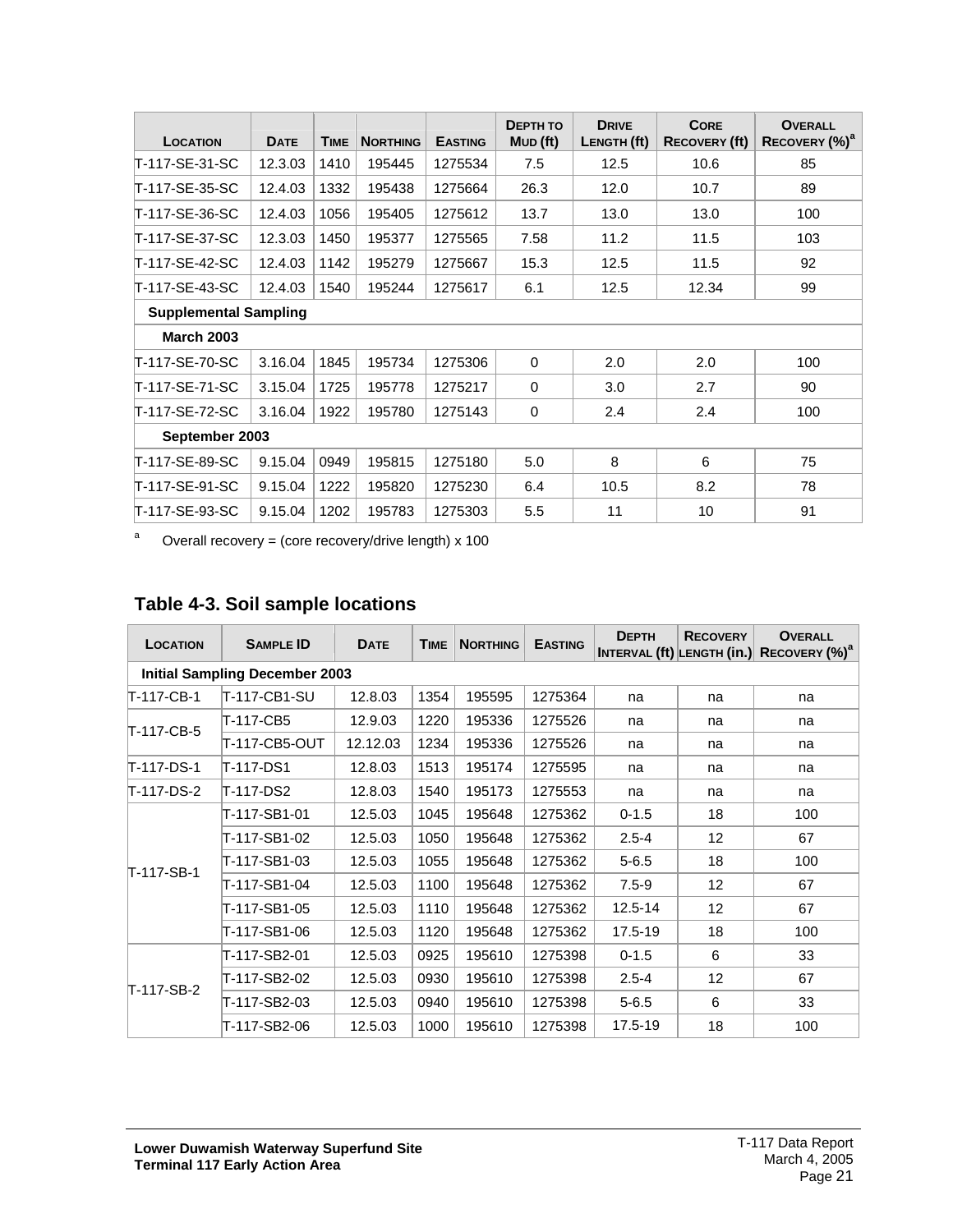| Location | Date | Time | Northing | Easting | Depth to Mud (ft) | Drive Length (ft) | Core Recovery (ft) | Overall Recovery (%)[a] |
|---|---|---|---|---|---|---|---|---|
| T-117-SE-31-SC | 12.3.03 | 1410 | 195445 | 1275534 | 7.5 | 12.5 | 10.6 | 85 |
| T-117-SE-35-SC | 12.4.03 | 1332 | 195438 | 1275664 | 26.3 | 12.0 | 10.7 | 89 |
| T-117-SE-36-SC | 12.4.03 | 1056 | 195405 | 1275612 | 13.7 | 13.0 | 13.0 | 100 |
| T-117-SE-37-SC | 12.3.03 | 1450 | 195377 | 1275565 | 7.58 | 11.2 | 11.5 | 103 |
| T-117-SE-42-SC | 12.4.03 | 1142 | 195279 | 1275667 | 15.3 | 12.5 | 11.5 | 92 |
| T-117-SE-43-SC | 12.4.03 | 1540 | 195244 | 1275617 | 6.1 | 12.5 | 12.34 | 99 |
| **Supplemental Sampling** | | | | | | | | |
| **March 2003** | | | | | | | | |
| T-117-SE-70-SC | 3.16.04 | 1845 | 195734 | 1275306 | 0 | 2.0 | 2.0 | 100 |
| T-117-SE-71-SC | 3.15.04 | 1725 | 195778 | 1275217 | 0 | 3.0 | 2.7 | 90 |
| T-117-SE-72-SC | 3.16.04 | 1922 | 195780 | 1275143 | 0 | 2.4 | 2.4 | 100 |
| **September 2003** | | | | | | | | |
| T-117-SE-89-SC | 9.15.04 | 0949 | 195815 | 1275180 | 5.0 | 8 | 6 | 75 |
| T-117-SE-91-SC | 9.15.04 | 1222 | 195820 | 1275230 | 6.4 | 10.5 | 8.2 | 78 |
| T-117-SE-93-SC | 9.15.04 | 1202 | 195783 | 1275303 | 5.5 | 11 | 10 | 91 |

[a] Overall recovery = (core recovery/drive length) x 100

## Table 4-3. Soil sample locations

| Location | Sample ID | Date | Time | Northing | Easting | Depth Interval (ft) | Recovery Length (in.) | Overall Recovery (%)[a] |
|---|---|---|---|---|---|---|---|---|
| **Initial Sampling December 2003** | | | | | | | | |
| T-117-CB-1 | T-117-CB1-SU | 12.8.03 | 1354 | 195595 | 1275364 | na | na | na |
| T-117-CB-5 | T-117-CB5 | 12.9.03 | 1220 | 195336 | 1275526 | na | na | na |
| | T-117-CB5-OUT | 12.12.03 | 1234 | 195336 | 1275526 | na | na | na |
| T-117-DS-1 | T-117-DS1 | 12.8.03 | 1513 | 195174 | 1275595 | na | na | na |
| T-117-DS-2 | T-117-DS2 | 12.8.03 | 1540 | 195173 | 1275553 | na | na | na |
| T-117-SB-1 | T-117-SB1-01 | 12.5.03 | 1045 | 195648 | 1275362 | 0-1.5 | 18 | 100 |
| | T-117-SB1-02 | 12.5.03 | 1050 | 195648 | 1275362 | 2.5-4 | 12 | 67 |
| | T-117-SB1-03 | 12.5.03 | 1055 | 195648 | 1275362 | 5-6.5 | 18 | 100 |
| | T-117-SB1-04 | 12.5.03 | 1100 | 195648 | 1275362 | 7.5-9 | 12 | 67 |
| | T-117-SB1-05 | 12.5.03 | 1110 | 195648 | 1275362 | 12.5-14 | 12 | 67 |
| | T-117-SB1-06 | 12.5.03 | 1120 | 195648 | 1275362 | 17.5-19 | 18 | 100 |
| T-117-SB-2 | T-117-SB2-01 | 12.5.03 | 0925 | 195610 | 1275398 | 0-1.5 | 6 | 33 |
| | T-117-SB2-02 | 12.5.03 | 0930 | 195610 | 1275398 | 2.5-4 | 12 | 67 |
| | T-117-SB2-03 | 12.5.03 | 0940 | 195610 | 1275398 | 5-6.5 | 6 | 33 |
| | T-117-SB2-06 | 12.5.03 | 1000 | 195610 | 1275398 | 17.5-19 | 18 | 100 |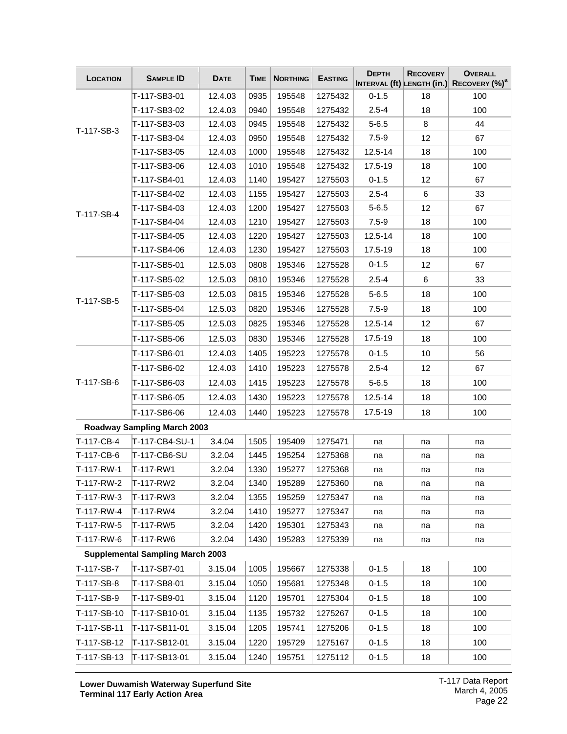| Location | Sample ID | Date | Time | Northing | Easting | Depth Interval (ft) | Recovery Length (in.) | Overall Recovery (%)[a] |
|---|---|---|---|---|---|---|---|---|
| T-117-SB-3 | T-117-SB3-01 | 12.4.03 | 0935 | 195548 | 1275432 | 0-1.5 | 18 | 100 |
| | T-117-SB3-02 | 12.4.03 | 0940 | 195548 | 1275432 | 2.5-4 | 18 | 100 |
| | T-117-SB3-03 | 12.4.03 | 0945 | 195548 | 1275432 | 5-6.5 | 8 | 44 |
| | T-117-SB3-04 | 12.4.03 | 0950 | 195548 | 1275432 | 7.5-9 | 12 | 67 |
| | T-117-SB3-05 | 12.4.03 | 1000 | 195548 | 1275432 | 12.5-14 | 18 | 100 |
| | T-117-SB3-06 | 12.4.03 | 1010 | 195548 | 1275432 | 17.5-19 | 18 | 100 |
| T-117-SB-4 | T-117-SB4-01 | 12.4.03 | 1140 | 195427 | 1275503 | 0-1.5 | 12 | 67 |
| | T-117-SB4-02 | 12.4.03 | 1155 | 195427 | 1275503 | 2.5-4 | 6 | 33 |
| | T-117-SB4-03 | 12.4.03 | 1200 | 195427 | 1275503 | 5-6.5 | 12 | 67 |
| | T-117-SB4-04 | 12.4.03 | 1210 | 195427 | 1275503 | 7.5-9 | 18 | 100 |
| | T-117-SB4-05 | 12.4.03 | 1220 | 195427 | 1275503 | 12.5-14 | 18 | 100 |
| | T-117-SB4-06 | 12.4.03 | 1230 | 195427 | 1275503 | 17.5-19 | 18 | 100 |
| T-117-SB-5 | T-117-SB5-01 | 12.5.03 | 0808 | 195346 | 1275528 | 0-1.5 | 12 | 67 |
| | T-117-SB5-02 | 12.5.03 | 0810 | 195346 | 1275528 | 2.5-4 | 6 | 33 |
| | T-117-SB5-03 | 12.5.03 | 0815 | 195346 | 1275528 | 5-6.5 | 18 | 100 |
| | T-117-SB5-04 | 12.5.03 | 0820 | 195346 | 1275528 | 7.5-9 | 18 | 100 |
| | T-117-SB5-05 | 12.5.03 | 0825 | 195346 | 1275528 | 12.5-14 | 12 | 67 |
| | T-117-SB5-06 | 12.5.03 | 0830 | 195346 | 1275528 | 17.5-19 | 18 | 100 |
| T-117-SB-6 | T-117-SB6-01 | 12.4.03 | 1405 | 195223 | 1275578 | 0-1.5 | 10 | 56 |
| | T-117-SB6-02 | 12.4.03 | 1410 | 195223 | 1275578 | 2.5-4 | 12 | 67 |
| | T-117-SB6-03 | 12.4.03 | 1415 | 195223 | 1275578 | 5-6.5 | 18 | 100 |
| | T-117-SB6-05 | 12.4.03 | 1430 | 195223 | 1275578 | 12.5-14 | 18 | 100 |
| | T-117-SB6-06 | 12.4.03 | 1440 | 195223 | 1275578 | 17.5-19 | 18 | 100 |
| **Roadway Sampling March 2003** | | | | | | | | |
| T-117-CB-4 | T-117-CB4-SU-1 | 3.4.04 | 1505 | 195409 | 1275471 | na | na | na |
| T-117-CB-6 | T-117-CB6-SU | 3.2.04 | 1445 | 195254 | 1275368 | na | na | na |
| T-117-RW-1 | T-117-RW1 | 3.2.04 | 1330 | 195277 | 1275368 | na | na | na |
| T-117-RW-2 | T-117-RW2 | 3.2.04 | 1340 | 195289 | 1275360 | na | na | na |
| T-117-RW-3 | T-117-RW3 | 3.2.04 | 1355 | 195259 | 1275347 | na | na | na |
| T-117-RW-4 | T-117-RW4 | 3.2.04 | 1410 | 195277 | 1275347 | na | na | na |
| T-117-RW-5 | T-117-RW5 | 3.2.04 | 1420 | 195301 | 1275343 | na | na | na |
| T-117-RW-6 | T-117-RW6 | 3.2.04 | 1430 | 195283 | 1275339 | na | na | na |
| **Supplemental Sampling March 2003** | | | | | | | | |
| T-117-SB-7 | T-117-SB7-01 | 3.15.04 | 1005 | 195667 | 1275338 | 0-1.5 | 18 | 100 |
| T-117-SB-8 | T-117-SB8-01 | 3.15.04 | 1050 | 195681 | 1275348 | 0-1.5 | 18 | 100 |
| T-117-SB-9 | T-117-SB9-01 | 3.15.04 | 1120 | 195701 | 1275304 | 0-1.5 | 18 | 100 |
| T-117-SB-10 | T-117-SB10-01 | 3.15.04 | 1135 | 195732 | 1275267 | 0-1.5 | 18 | 100 |
| T-117-SB-11 | T-117-SB11-01 | 3.15.04 | 1205 | 195741 | 1275206 | 0-1.5 | 18 | 100 |
| T-117-SB-12 | T-117-SB12-01 | 3.15.04 | 1220 | 195729 | 1275167 | 0-1.5 | 18 | 100 |
| T-117-SB-13 | T-117-SB13-01 | 3.15.04 | 1240 | 195751 | 1275112 | 0-1.5 | 18 | 100 |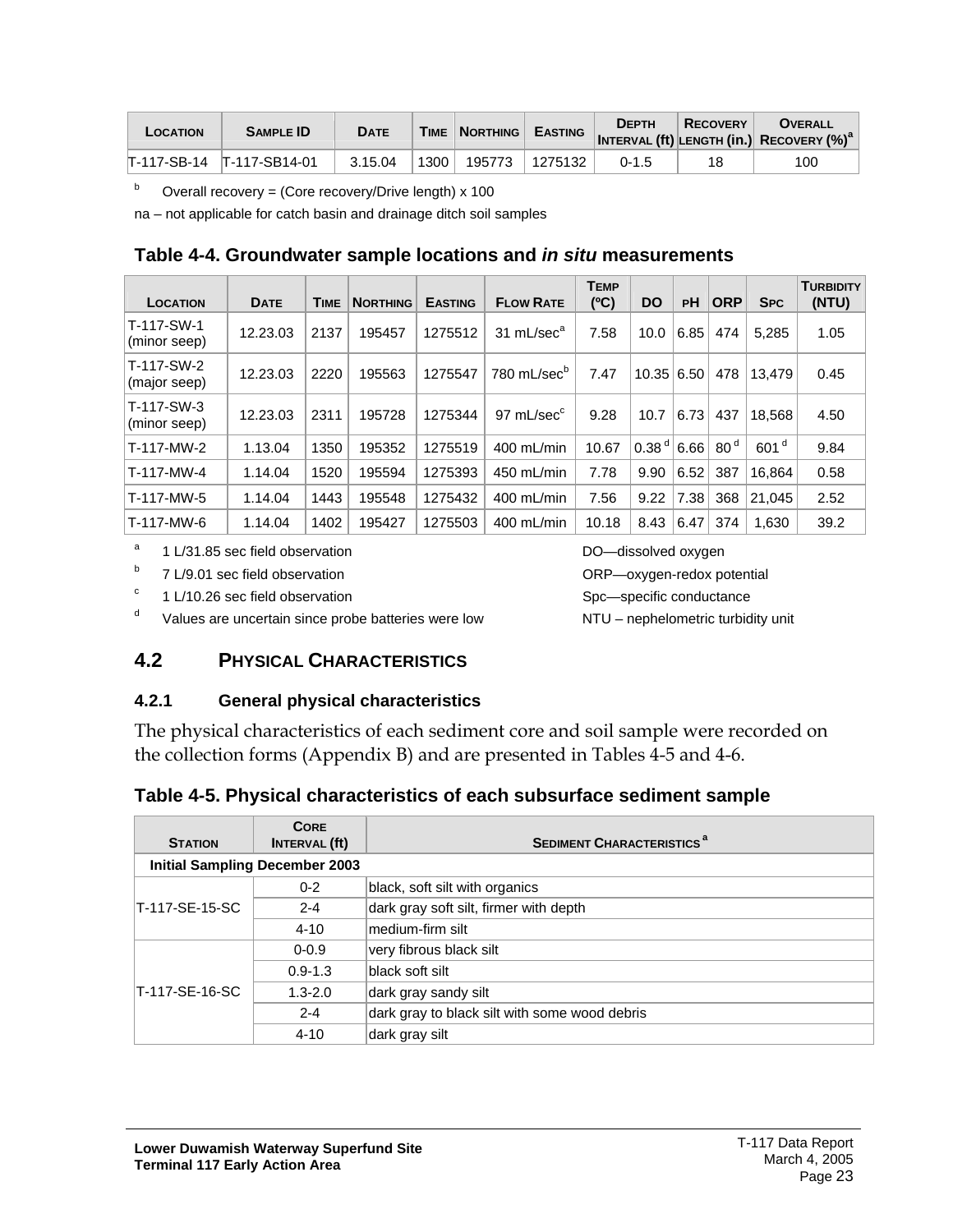| Location | Sample ID | Date | Time | Northing | Easting | Depth Interval (ft) | Recovery Length (in.) | Overall Recovery (%)[a] |
|---|---|---|---|---|---|---|---|---|
| T-117-SB-14 | T-117-SB14-01 | 3.15.04 | 1300 | 195773 | 1275132 | 0-1.5 | 18 | 100 |

[b] Overall recovery = (Core recovery/Drive length) x 100

na – not applicable for catch basin and drainage ditch soil samples

**Table 4-4. Groundwater sample locations and *in situ* measurements**

| Location | Date | Time | Northing | Easting | Flow Rate | Temp (ºC) | DO | pH | ORP | Spc | Turbidity (NTU) |
|---|---|---|---|---|---|---|---|---|---|---|---|
| T-117-SW-1 (minor seep) | 12.23.03 | 2137 | 195457 | 1275512 | 31 mL/sec[a] | 7.58 | 10.0 | 6.85 | 474 | 5,285 | 1.05 |
| T-117-SW-2 (major seep) | 12.23.03 | 2220 | 195563 | 1275547 | 780 mL/sec[b] | 7.47 | 10.35 | 6.50 | 478 | 13,479 | 0.45 |
| T-117-SW-3 (minor seep) | 12.23.03 | 2311 | 195728 | 1275344 | 97 mL/sec[c] | 9.28 | 10.7 | 6.73 | 437 | 18,568 | 4.50 |
| T-117-MW-2 | 1.13.04 | 1350 | 195352 | 1275519 | 400 mL/min | 10.67 | 0.38 [d] | 6.66 | 80 [d] | 601 [d] | 9.84 |
| T-117-MW-4 | 1.14.04 | 1520 | 195594 | 1275393 | 450 mL/min | 7.78 | 9.90 | 6.52 | 387 | 16,864 | 0.58 |
| T-117-MW-5 | 1.14.04 | 1443 | 195548 | 1275432 | 400 mL/min | 7.56 | 9.22 | 7.38 | 368 | 21,045 | 2.52 |
| T-117-MW-6 | 1.14.04 | 1402 | 195427 | 1275503 | 400 mL/min | 10.18 | 8.43 | 6.47 | 374 | 1,630 | 39.2 |

[a] 1 L/31.85 sec field observation

[b] 7 L/9.01 sec field observation

[c] 1 L/10.26 sec field observation

[d] Values are uncertain since probe batteries were low

DO—dissolved oxygen

ORP—oxygen-redox potential

Spc—specific conductance

NTU – nephelometric turbidity unit

## 4.2 Physical Characteristics

### 4.2.1 General physical characteristics

The physical characteristics of each sediment core and soil sample were recorded on the collection forms (Appendix B) and are presented in Tables 4-5 and 4-6.

**Table 4-5. Physical characteristics of each subsurface sediment sample**

| Station | Core Interval (ft) | Sediment Characteristics [a] |
|---|---|---|
| **Initial Sampling December 2003** | | |
| T-117-SE-15-SC | 0-2 | black, soft silt with organics |
| | 2-4 | dark gray soft silt, firmer with depth |
| | 4-10 | medium-firm silt |
| T-117-SE-16-SC | 0-0.9 | very fibrous black silt |
| | 0.9-1.3 | black soft silt |
| | 1.3-2.0 | dark gray sandy silt |
| | 2-4 | dark gray to black silt with some wood debris |
| | 4-10 | dark gray silt |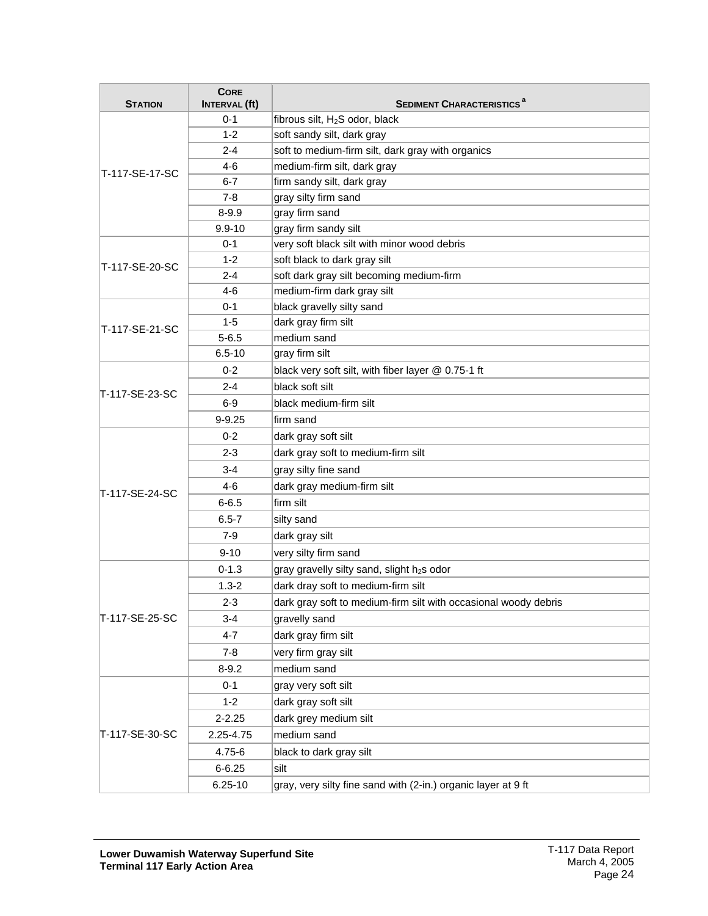| Station | Core Interval (ft) | Sediment Characteristics [a] |
|---|---|---|
| T-117-SE-17-SC | 0-1 | fibrous silt, $H_2S$ odor, black |
| | 1-2 | soft sandy silt, dark gray |
| | 2-4 | soft to medium-firm silt, dark gray with organics |
| | 4-6 | medium-firm silt, dark gray |
| | 6-7 | firm sandy silt, dark gray |
| | 7-8 | gray silty firm sand |
| | 8-9.9 | gray firm sand |
| | 9.9-10 | gray firm sandy silt |
| T-117-SE-20-SC | 0-1 | very soft black silt with minor wood debris |
| | 1-2 | soft black to dark gray silt |
| | 2-4 | soft dark gray silt becoming medium-firm |
| | 4-6 | medium-firm dark gray silt |
| T-117-SE-21-SC | 0-1 | black gravelly silty sand |
| | 1-5 | dark gray firm silt |
| | 5-6.5 | medium sand |
| | 6.5-10 | gray firm silt |
| T-117-SE-23-SC | 0-2 | black very soft silt, with fiber layer @ 0.75-1 ft |
| | 2-4 | black soft silt |
| | 6-9 | black medium-firm silt |
| | 9-9.25 | firm sand |
| T-117-SE-24-SC | 0-2 | dark gray soft silt |
| | 2-3 | dark gray soft to medium-firm silt |
| | 3-4 | gray silty fine sand |
| | 4-6 | dark gray medium-firm silt |
| | 6-6.5 | firm silt |
| | 6.5-7 | silty sand |
| | 7-9 | dark gray silt |
| | 9-10 | very silty firm sand |
| T-117-SE-25-SC | 0-1.3 | gray gravelly silty sand, slight $h_2s$ odor |
| | 1.3-2 | dark dray soft to medium-firm silt |
| | 2-3 | dark gray soft to medium-firm silt with occasional woody debris |
| | 3-4 | gravelly sand |
| | 4-7 | dark gray firm silt |
| | 7-8 | very firm gray silt |
| | 8-9.2 | medium sand |
| T-117-SE-30-SC | 0-1 | gray very soft silt |
| | 1-2 | dark gray soft silt |
| | 2-2.25 | dark grey medium silt |
| | 2.25-4.75 | medium sand |
| | 4.75-6 | black to dark gray silt |
| | 6-6.25 | silt |
| | 6.25-10 | gray, very silty fine sand with (2-in.) organic layer at 9 ft |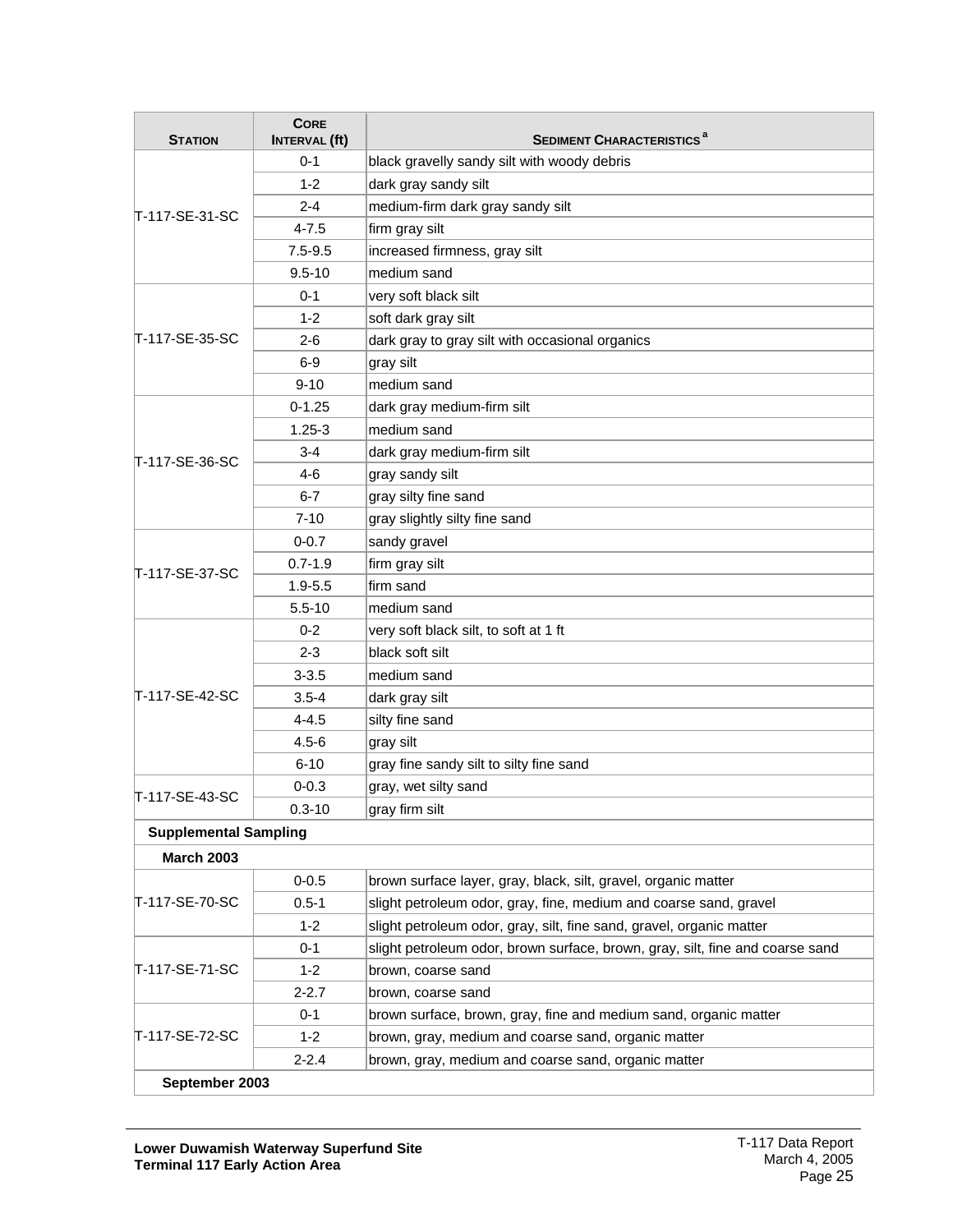| Station | Core Interval (ft) | Sediment Characteristics [a] |
| --- | --- | --- |
| T-117-SE-31-SC | 0-1 | black gravelly sandy silt with woody debris |
| | 1-2 | dark gray sandy silt |
| | 2-4 | medium-firm dark gray sandy silt |
| | 4-7.5 | firm gray silt |
| | 7.5-9.5 | increased firmness, gray silt |
| | 9.5-10 | medium sand |
| T-117-SE-35-SC | 0-1 | very soft black silt |
| | 1-2 | soft dark gray silt |
| | 2-6 | dark gray to gray silt with occasional organics |
| | 6-9 | gray silt |
| | 9-10 | medium sand |
| T-117-SE-36-SC | 0-1.25 | dark gray medium-firm silt |
| | 1.25-3 | medium sand |
| | 3-4 | dark gray medium-firm silt |
| | 4-6 | gray sandy silt |
| | 6-7 | gray silty fine sand |
| | 7-10 | gray slightly silty fine sand |
| T-117-SE-37-SC | 0-0.7 | sandy gravel |
| | 0.7-1.9 | firm gray silt |
| | 1.9-5.5 | firm sand |
| | 5.5-10 | medium sand |
| T-117-SE-42-SC | 0-2 | very soft black silt, to soft at 1 ft |
| | 2-3 | black soft silt |
| | 3-3.5 | medium sand |
| | 3.5-4 | dark gray silt |
| | 4-4.5 | silty fine sand |
| | 4.5-6 | gray silt |
| | 6-10 | gray fine sandy silt to silty fine sand |
| T-117-SE-43-SC | 0-0.3 | gray, wet silty sand |
| | 0.3-10 | gray firm silt |
| **Supplemental Sampling** | | |
| **March 2003** | | |
| T-117-SE-70-SC | 0-0.5 | brown surface layer, gray, black, silt, gravel, organic matter |
| | 0.5-1 | slight petroleum odor, gray, fine, medium and coarse sand, gravel |
| | 1-2 | slight petroleum odor, gray, silt, fine sand, gravel, organic matter |
| T-117-SE-71-SC | 0-1 | slight petroleum odor, brown surface, brown, gray, silt, fine and coarse sand |
| | 1-2 | brown, coarse sand |
| | 2-2.7 | brown, coarse sand |
| T-117-SE-72-SC | 0-1 | brown surface, brown, gray, fine and medium sand, organic matter |
| | 1-2 | brown, gray, medium and coarse sand, organic matter |
| | 2-2.4 | brown, gray, medium and coarse sand, organic matter |
| **September 2003** | | |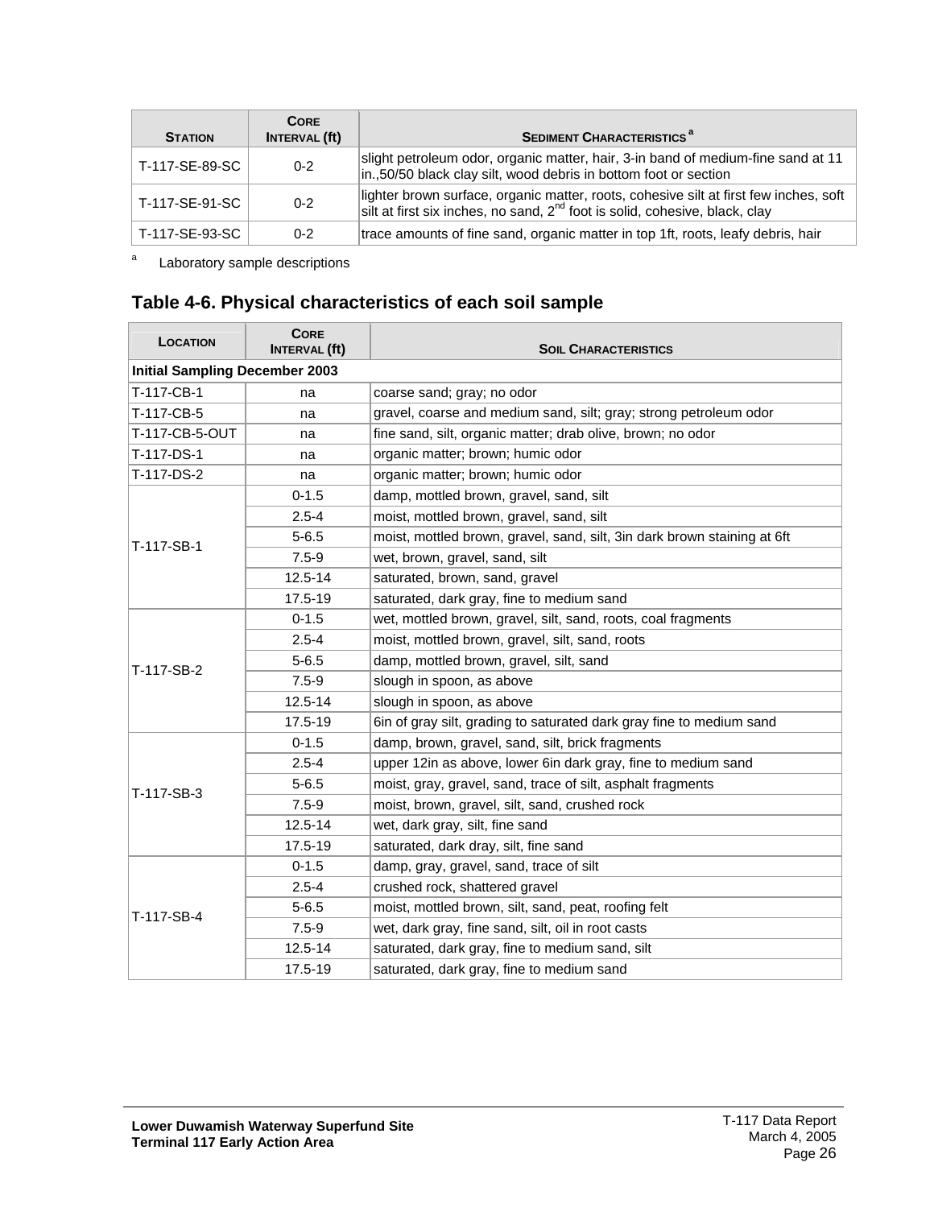| Station | Core Interval (ft) | Sediment Characteristics [a] |
|---|---|---|
| T-117-SE-89-SC | 0-2 | slight petroleum odor, organic matter, hair, 3-in band of medium-fine sand at 11 in.,50/50 black clay silt, wood debris in bottom foot or section |
| T-117-SE-91-SC | 0-2 | lighter brown surface, organic matter, roots, cohesive silt at first few inches, soft silt at first six inches, no sand, 2[nd] foot is solid, cohesive, black, clay |
| T-117-SE-93-SC | 0-2 | trace amounts of fine sand, organic matter in top 1ft, roots, leafy debris, hair |

[a] Laboratory sample descriptions

## Table 4-6. Physical characteristics of each soil sample

| Location | Core Interval (ft) | Soil Characteristics |
|---|---|---|
| **Initial Sampling December 2003** | | |
| T-117-CB-1 | na | coarse sand; gray; no odor |
| T-117-CB-5 | na | gravel, coarse and medium sand, silt; gray; strong petroleum odor |
| T-117-CB-5-OUT | na | fine sand, silt, organic matter; drab olive, brown; no odor |
| T-117-DS-1 | na | organic matter; brown; humic odor |
| T-117-DS-2 | na | organic matter; brown; humic odor |
| T-117-SB-1 | 0-1.5 | damp, mottled brown, gravel, sand, silt |
| | 2.5-4 | moist, mottled brown, gravel, sand, silt |
| | 5-6.5 | moist, mottled brown, gravel, sand, silt, 3in dark brown staining at 6ft |
| | 7.5-9 | wet, brown, gravel, sand, silt |
| | 12.5-14 | saturated, brown, sand, gravel |
| | 17.5-19 | saturated, dark gray, fine to medium sand |
| T-117-SB-2 | 0-1.5 | wet, mottled brown, gravel, silt, sand, roots, coal fragments |
| | 2.5-4 | moist, mottled brown, gravel, silt, sand, roots |
| | 5-6.5 | damp, mottled brown, gravel, silt, sand |
| | 7.5-9 | slough in spoon, as above |
| | 12.5-14 | slough in spoon, as above |
| | 17.5-19 | 6in of gray silt, grading to saturated dark gray fine to medium sand |
| T-117-SB-3 | 0-1.5 | damp, brown, gravel, sand, silt, brick fragments |
| | 2.5-4 | upper 12in as above, lower 6in dark gray, fine to medium sand |
| | 5-6.5 | moist, gray, gravel, sand, trace of silt, asphalt fragments |
| | 7.5-9 | moist, brown, gravel, silt, sand, crushed rock |
| | 12.5-14 | wet, dark gray, silt, fine sand |
| | 17.5-19 | saturated, dark dray, silt, fine sand |
| T-117-SB-4 | 0-1.5 | damp, gray, gravel, sand, trace of silt |
| | 2.5-4 | crushed rock, shattered gravel |
| | 5-6.5 | moist, mottled brown, silt, sand, peat, roofing felt |
| | 7.5-9 | wet, dark gray, fine sand, silt, oil in root casts |
| | 12.5-14 | saturated, dark gray, fine to medium sand, silt |
| | 17.5-19 | saturated, dark gray, fine to medium sand |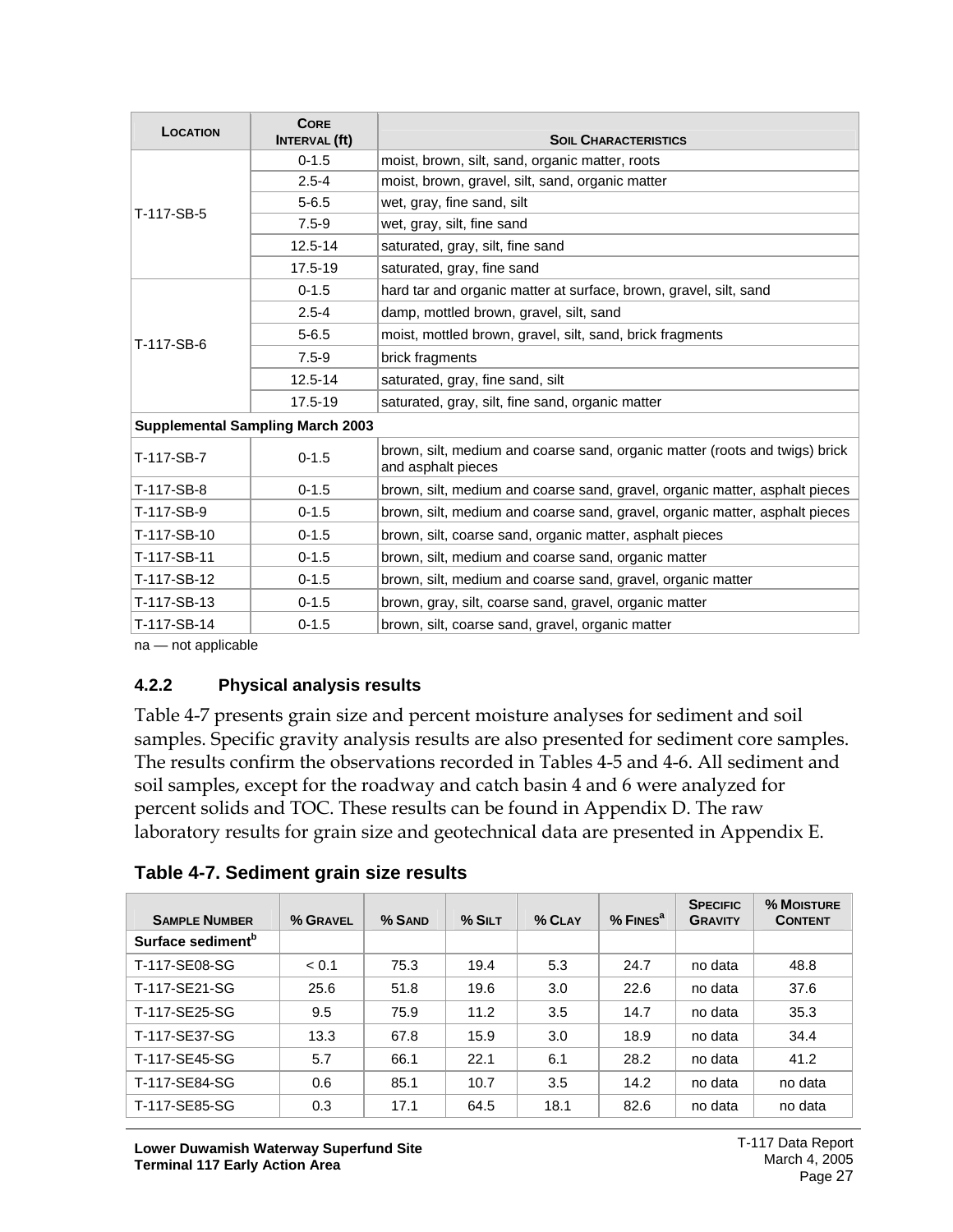| Location | Core Interval (ft) | Soil Characteristics |
|---|---|---|
| T-117-SB-5 | 0-1.5 | moist, brown, silt, sand, organic matter, roots |
| | 2.5-4 | moist, brown, gravel, silt, sand, organic matter |
| | 5-6.5 | wet, gray, fine sand, silt |
| | 7.5-9 | wet, gray, silt, fine sand |
| | 12.5-14 | saturated, gray, silt, fine sand |
| | 17.5-19 | saturated, gray, fine sand |
| T-117-SB-6 | 0-1.5 | hard tar and organic matter at surface, brown, gravel, silt, sand |
| | 2.5-4 | damp, mottled brown, gravel, silt, sand |
| | 5-6.5 | moist, mottled brown, gravel, silt, sand, brick fragments |
| | 7.5-9 | brick fragments |
| | 12.5-14 | saturated, gray, fine sand, silt |
| | 17.5-19 | saturated, gray, silt, fine sand, organic matter |
| **Supplemental Sampling March 2003** | | |
| T-117-SB-7 | 0-1.5 | brown, silt, medium and coarse sand, organic matter (roots and twigs) brick and asphalt pieces |
| T-117-SB-8 | 0-1.5 | brown, silt, medium and coarse sand, gravel, organic matter, asphalt pieces |
| T-117-SB-9 | 0-1.5 | brown, silt, medium and coarse sand, gravel, organic matter, asphalt pieces |
| T-117-SB-10 | 0-1.5 | brown, silt, coarse sand, organic matter, asphalt pieces |
| T-117-SB-11 | 0-1.5 | brown, silt, medium and coarse sand, organic matter |
| T-117-SB-12 | 0-1.5 | brown, silt, medium and coarse sand, gravel, organic matter |
| T-117-SB-13 | 0-1.5 | brown, gray, silt, coarse sand, gravel, organic matter |
| T-117-SB-14 | 0-1.5 | brown, silt, coarse sand, gravel, organic matter |

na — not applicable

### 4.2.2 Physical analysis results

Table 4-7 presents grain size and percent moisture analyses for sediment and soil samples. Specific gravity analysis results are also presented for sediment core samples. The results confirm the observations recorded in Tables 4-5 and 4-6. All sediment and soil samples, except for the roadway and catch basin 4 and 6 were analyzed for percent solids and TOC. These results can be found in Appendix D. The raw laboratory results for grain size and geotechnical data are presented in Appendix E.

**Table 4-7. Sediment grain size results**

| Sample Number | % Gravel | % Sand | % Silt | % Clay | % Fines[a] | Specific Gravity | % Moisture Content |
|---|---|---|---|---|---|---|---|
| **Surface sediment[b]** | | | | | | | |
| T-117-SE08-SG | < 0.1 | 75.3 | 19.4 | 5.3 | 24.7 | no data | 48.8 |
| T-117-SE21-SG | 25.6 | 51.8 | 19.6 | 3.0 | 22.6 | no data | 37.6 |
| T-117-SE25-SG | 9.5 | 75.9 | 11.2 | 3.5 | 14.7 | no data | 35.3 |
| T-117-SE37-SG | 13.3 | 67.8 | 15.9 | 3.0 | 18.9 | no data | 34.4 |
| T-117-SE45-SG | 5.7 | 66.1 | 22.1 | 6.1 | 28.2 | no data | 41.2 |
| T-117-SE84-SG | 0.6 | 85.1 | 10.7 | 3.5 | 14.2 | no data | no data |
| T-117-SE85-SG | 0.3 | 17.1 | 64.5 | 18.1 | 82.6 | no data | no data |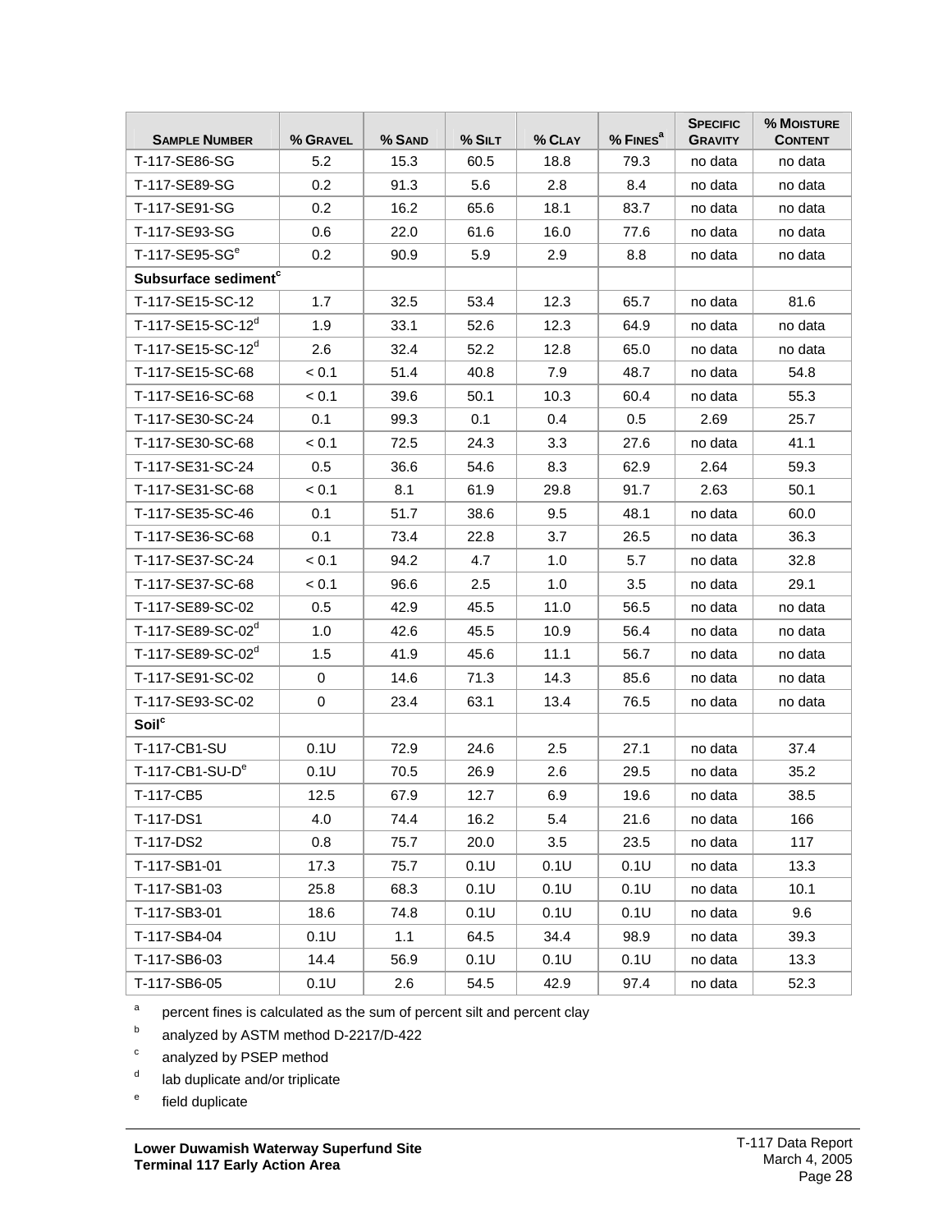| Sample Number | % Gravel | % Sand | % Silt | % Clay | % Fines[a] | Specific Gravity | % Moisture Content |
|---|---|---|---|---|---|---|---|
| T-117-SE86-SG | 5.2 | 15.3 | 60.5 | 18.8 | 79.3 | no data | no data |
| T-117-SE89-SG | 0.2 | 91.3 | 5.6 | 2.8 | 8.4 | no data | no data |
| T-117-SE91-SG | 0.2 | 16.2 | 65.6 | 18.1 | 83.7 | no data | no data |
| T-117-SE93-SG | 0.6 | 22.0 | 61.6 | 16.0 | 77.6 | no data | no data |
| T-117-SE95-SG[e] | 0.2 | 90.9 | 5.9 | 2.9 | 8.8 | no data | no data |
| **Subsurface sediment[c]** | | | | | | | |
| T-117-SE15-SC-12 | 1.7 | 32.5 | 53.4 | 12.3 | 65.7 | no data | 81.6 |
| T-117-SE15-SC-12[d] | 1.9 | 33.1 | 52.6 | 12.3 | 64.9 | no data | no data |
| T-117-SE15-SC-12[d] | 2.6 | 32.4 | 52.2 | 12.8 | 65.0 | no data | no data |
| T-117-SE15-SC-68 | < 0.1 | 51.4 | 40.8 | 7.9 | 48.7 | no data | 54.8 |
| T-117-SE16-SC-68 | < 0.1 | 39.6 | 50.1 | 10.3 | 60.4 | no data | 55.3 |
| T-117-SE30-SC-24 | 0.1 | 99.3 | 0.1 | 0.4 | 0.5 | 2.69 | 25.7 |
| T-117-SE30-SC-68 | < 0.1 | 72.5 | 24.3 | 3.3 | 27.6 | no data | 41.1 |
| T-117-SE31-SC-24 | 0.5 | 36.6 | 54.6 | 8.3 | 62.9 | 2.64 | 59.3 |
| T-117-SE31-SC-68 | < 0.1 | 8.1 | 61.9 | 29.8 | 91.7 | 2.63 | 50.1 |
| T-117-SE35-SC-46 | 0.1 | 51.7 | 38.6 | 9.5 | 48.1 | no data | 60.0 |
| T-117-SE36-SC-68 | 0.1 | 73.4 | 22.8 | 3.7 | 26.5 | no data | 36.3 |
| T-117-SE37-SC-24 | < 0.1 | 94.2 | 4.7 | 1.0 | 5.7 | no data | 32.8 |
| T-117-SE37-SC-68 | < 0.1 | 96.6 | 2.5 | 1.0 | 3.5 | no data | 29.1 |
| T-117-SE89-SC-02 | 0.5 | 42.9 | 45.5 | 11.0 | 56.5 | no data | no data |
| T-117-SE89-SC-02[d] | 1.0 | 42.6 | 45.5 | 10.9 | 56.4 | no data | no data |
| T-117-SE89-SC-02[d] | 1.5 | 41.9 | 45.6 | 11.1 | 56.7 | no data | no data |
| T-117-SE91-SC-02 | 0 | 14.6 | 71.3 | 14.3 | 85.6 | no data | no data |
| T-117-SE93-SC-02 | 0 | 23.4 | 63.1 | 13.4 | 76.5 | no data | no data |
| **Soil[c]** | | | | | | | |
| T-117-CB1-SU | 0.1U | 72.9 | 24.6 | 2.5 | 27.1 | no data | 37.4 |
| T-117-CB1-SU-D[e] | 0.1U | 70.5 | 26.9 | 2.6 | 29.5 | no data | 35.2 |
| T-117-CB5 | 12.5 | 67.9 | 12.7 | 6.9 | 19.6 | no data | 38.5 |
| T-117-DS1 | 4.0 | 74.4 | 16.2 | 5.4 | 21.6 | no data | 166 |
| T-117-DS2 | 0.8 | 75.7 | 20.0 | 3.5 | 23.5 | no data | 117 |
| T-117-SB1-01 | 17.3 | 75.7 | 0.1U | 0.1U | 0.1U | no data | 13.3 |
| T-117-SB1-03 | 25.8 | 68.3 | 0.1U | 0.1U | 0.1U | no data | 10.1 |
| T-117-SB3-01 | 18.6 | 74.8 | 0.1U | 0.1U | 0.1U | no data | 9.6 |
| T-117-SB4-04 | 0.1U | 1.1 | 64.5 | 34.4 | 98.9 | no data | 39.3 |
| T-117-SB6-03 | 14.4 | 56.9 | 0.1U | 0.1U | 0.1U | no data | 13.3 |
| T-117-SB6-05 | 0.1U | 2.6 | 54.5 | 42.9 | 97.4 | no data | 52.3 |

[a] percent fines is calculated as the sum of percent silt and percent clay

[b] analyzed by ASTM method D-2217/D-422

[c] analyzed by PSEP method

[d] lab duplicate and/or triplicate

[e] field duplicate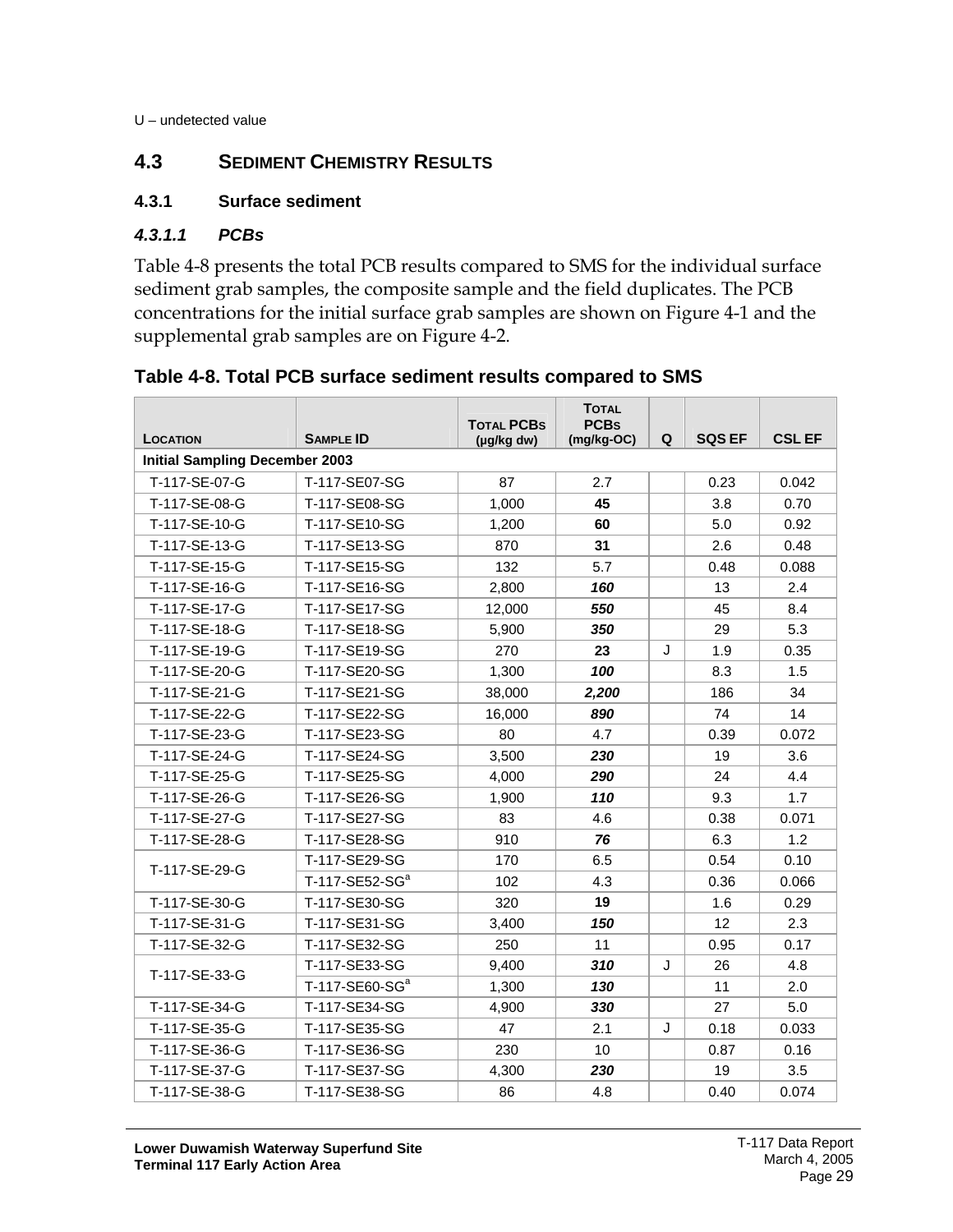U – undetected value

## 4.3 SEDIMENT CHEMISTRY RESULTS

### 4.3.1 Surface sediment

#### *4.3.1.1 PCBs*

Table 4-8 presents the total PCB results compared to SMS for the individual surface sediment grab samples, the composite sample and the field duplicates. The PCB concentrations for the initial surface grab samples are shown on Figure 4-1 and the supplemental grab samples are on Figure 4-2.

**Table 4-8. Total PCB surface sediment results compared to SMS**

| LOCATION | SAMPLE ID | TOTAL PCBS (µg/kg dw) | TOTAL PCBS (mg/kg-OC) | Q | SQS EF | CSL EF |
|---|---|---|---|---|---|---|
| **Initial Sampling December 2003** | | | | | | |
| T-117-SE-07-G | T-117-SE07-SG | 87 | 2.7 | | 0.23 | 0.042 |
| T-117-SE-08-G | T-117-SE08-SG | 1,000 | **45** | | 3.8 | 0.70 |
| T-117-SE-10-G | T-117-SE10-SG | 1,200 | **60** | | 5.0 | 0.92 |
| T-117-SE-13-G | T-117-SE13-SG | 870 | **31** | | 2.6 | 0.48 |
| T-117-SE-15-G | T-117-SE15-SG | 132 | 5.7 | | 0.48 | 0.088 |
| T-117-SE-16-G | T-117-SE16-SG | 2,800 | ***160*** | | 13 | 2.4 |
| T-117-SE-17-G | T-117-SE17-SG | 12,000 | ***550*** | | 45 | 8.4 |
| T-117-SE-18-G | T-117-SE18-SG | 5,900 | ***350*** | | 29 | 5.3 |
| T-117-SE-19-G | T-117-SE19-SG | 270 | **23** | J | 1.9 | 0.35 |
| T-117-SE-20-G | T-117-SE20-SG | 1,300 | ***100*** | | 8.3 | 1.5 |
| T-117-SE-21-G | T-117-SE21-SG | 38,000 | ***2,200*** | | 186 | 34 |
| T-117-SE-22-G | T-117-SE22-SG | 16,000 | ***890*** | | 74 | 14 |
| T-117-SE-23-G | T-117-SE23-SG | 80 | 4.7 | | 0.39 | 0.072 |
| T-117-SE-24-G | T-117-SE24-SG | 3,500 | ***230*** | | 19 | 3.6 |
| T-117-SE-25-G | T-117-SE25-SG | 4,000 | ***290*** | | 24 | 4.4 |
| T-117-SE-26-G | T-117-SE26-SG | 1,900 | ***110*** | | 9.3 | 1.7 |
| T-117-SE-27-G | T-117-SE27-SG | 83 | 4.6 | | 0.38 | 0.071 |
| T-117-SE-28-G | T-117-SE28-SG | 910 | ***76*** | | 6.3 | 1.2 |
| T-117-SE-29-G | T-117-SE29-SG | 170 | 6.5 | | 0.54 | 0.10 |
| | T-117-SE52-SG[a] | 102 | 4.3 | | 0.36 | 0.066 |
| T-117-SE-30-G | T-117-SE30-SG | 320 | **19** | | 1.6 | 0.29 |
| T-117-SE-31-G | T-117-SE31-SG | 3,400 | ***150*** | | 12 | 2.3 |
| T-117-SE-32-G | T-117-SE32-SG | 250 | 11 | | 0.95 | 0.17 |
| T-117-SE-33-G | T-117-SE33-SG | 9,400 | ***310*** | J | 26 | 4.8 |
| | T-117-SE60-SG[a] | 1,300 | ***130*** | | 11 | 2.0 |
| T-117-SE-34-G | T-117-SE34-SG | 4,900 | ***330*** | | 27 | 5.0 |
| T-117-SE-35-G | T-117-SE35-SG | 47 | 2.1 | J | 0.18 | 0.033 |
| T-117-SE-36-G | T-117-SE36-SG | 230 | 10 | | 0.87 | 0.16 |
| T-117-SE-37-G | T-117-SE37-SG | 4,300 | ***230*** | | 19 | 3.5 |
| T-117-SE-38-G | T-117-SE38-SG | 86 | 4.8 | | 0.40 | 0.074 |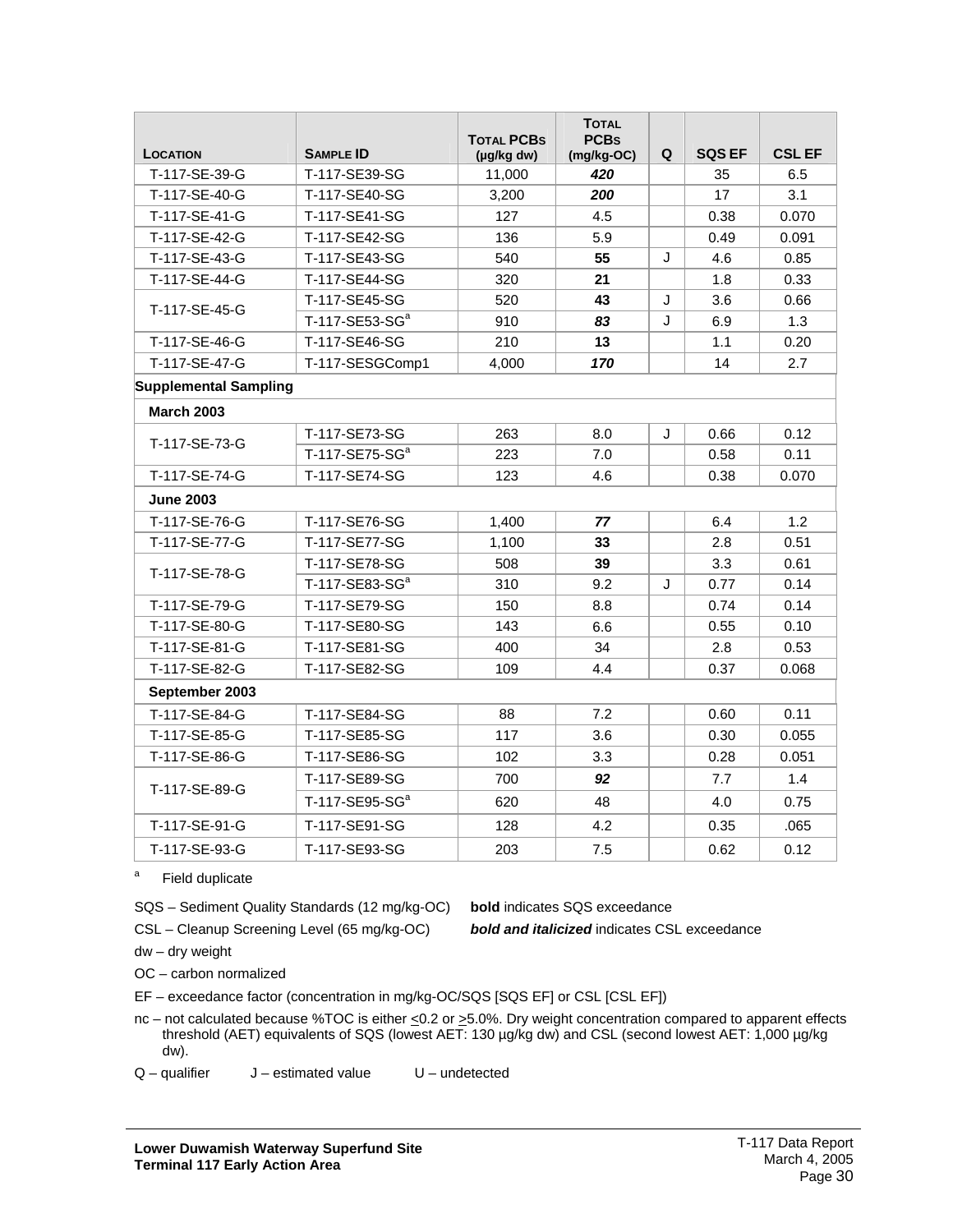| Location | Sample ID | Total PCBs (µg/kg dw) | Total PCBs (mg/kg-OC) | Q | SQS EF | CSL EF |
|---|---|---|---|---|---|---|
| T-117-SE-39-G | T-117-SE39-SG | 11,000 | ***420*** | | 35 | 6.5 |
| T-117-SE-40-G | T-117-SE40-SG | 3,200 | ***200*** | | 17 | 3.1 |
| T-117-SE-41-G | T-117-SE41-SG | 127 | 4.5 | | 0.38 | 0.070 |
| T-117-SE-42-G | T-117-SE42-SG | 136 | 5.9 | | 0.49 | 0.091 |
| T-117-SE-43-G | T-117-SE43-SG | 540 | **55** | J | 4.6 | 0.85 |
| T-117-SE-44-G | T-117-SE44-SG | 320 | **21** | | 1.8 | 0.33 |
| T-117-SE-45-G | T-117-SE45-SG | 520 | **43** | J | 3.6 | 0.66 |
| | T-117-SE53-SG[a] | 910 | ***83*** | J | 6.9 | 1.3 |
| T-117-SE-46-G | T-117-SE46-SG | 210 | **13** | | 1.1 | 0.20 |
| T-117-SE-47-G | T-117-SESGComp1 | 4,000 | ***170*** | | 14 | 2.7 |
| **Supplemental Sampling** | | | | | | |
| **March 2003** | | | | | | |
| T-117-SE-73-G | T-117-SE73-SG | 263 | 8.0 | J | 0.66 | 0.12 |
| | T-117-SE75-SG[a] | 223 | 7.0 | | 0.58 | 0.11 |
| T-117-SE-74-G | T-117-SE74-SG | 123 | 4.6 | | 0.38 | 0.070 |
| **June 2003** | | | | | | |
| T-117-SE-76-G | T-117-SE76-SG | 1,400 | ***77*** | | 6.4 | 1.2 |
| T-117-SE-77-G | T-117-SE77-SG | 1,100 | **33** | | 2.8 | 0.51 |
| T-117-SE-78-G | T-117-SE78-SG | 508 | **39** | | 3.3 | 0.61 |
| | T-117-SE83-SG[a] | 310 | 9.2 | J | 0.77 | 0.14 |
| T-117-SE-79-G | T-117-SE79-SG | 150 | 8.8 | | 0.74 | 0.14 |
| T-117-SE-80-G | T-117-SE80-SG | 143 | 6.6 | | 0.55 | 0.10 |
| T-117-SE-81-G | T-117-SE81-SG | 400 | 34 | | 2.8 | 0.53 |
| T-117-SE-82-G | T-117-SE82-SG | 109 | 4.4 | | 0.37 | 0.068 |
| **September 2003** | | | | | | |
| T-117-SE-84-G | T-117-SE84-SG | 88 | 7.2 | | 0.60 | 0.11 |
| T-117-SE-85-G | T-117-SE85-SG | 117 | 3.6 | | 0.30 | 0.055 |
| T-117-SE-86-G | T-117-SE86-SG | 102 | 3.3 | | 0.28 | 0.051 |
| T-117-SE-89-G | T-117-SE89-SG | 700 | ***92*** | | 7.7 | 1.4 |
| | T-117-SE95-SG[a] | 620 | 48 | | 4.0 | 0.75 |
| T-117-SE-91-G | T-117-SE91-SG | 128 | 4.2 | | 0.35 | .065 |
| T-117-SE-93-G | T-117-SE93-SG | 203 | 7.5 | | 0.62 | 0.12 |

[a] Field duplicate

SQS – Sediment Quality Standards (12 mg/kg-OC) **bold** indicates SQS exceedance

CSL – Cleanup Screening Level (65 mg/kg-OC) ***bold and italicized*** indicates CSL exceedance

dw – dry weight

OC – carbon normalized

EF – exceedance factor (concentration in mg/kg-OC/SQS [SQS EF] or CSL [CSL EF])

nc – not calculated because %TOC is either ≤0.2 or ≥5.0%. Dry weight concentration compared to apparent effects threshold (AET) equivalents of SQS (lowest AET: 130 µg/kg dw) and CSL (second lowest AET: 1,000 µg/kg dw).

Q – qualifier J – estimated value U – undetected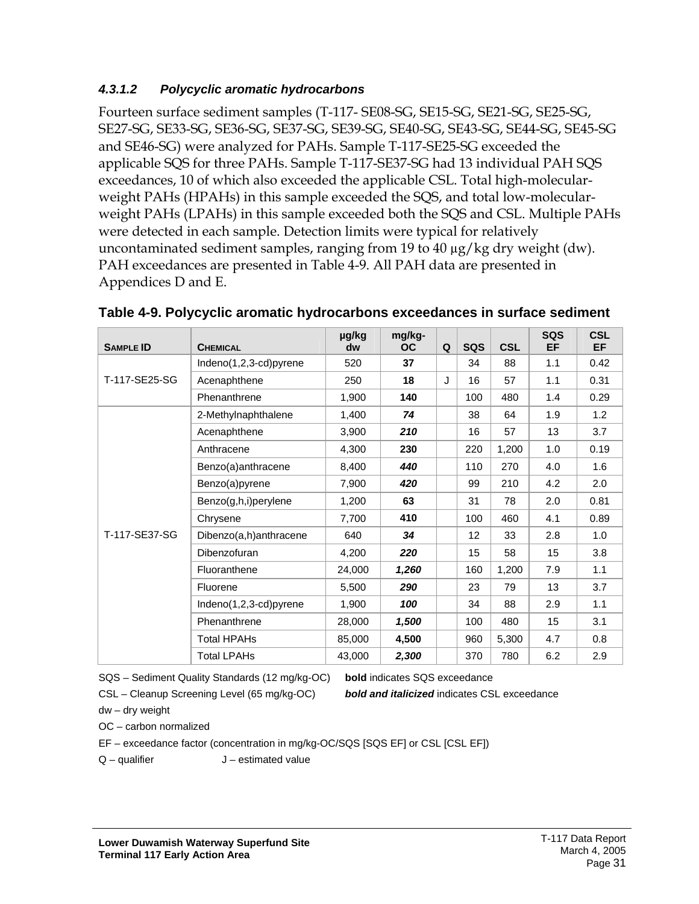#### *4.3.1.2 Polycyclic aromatic hydrocarbons*

Fourteen surface sediment samples (T-117- SE08-SG, SE15-SG, SE21-SG, SE25-SG, SE27-SG, SE33-SG, SE36-SG, SE37-SG, SE39-SG, SE40-SG, SE43-SG, SE44-SG, SE45-SG and SE46-SG) were analyzed for PAHs. Sample T-117-SE25-SG exceeded the applicable SQS for three PAHs. Sample T-117-SE37-SG had 13 individual PAH SQS exceedances, 10 of which also exceeded the applicable CSL. Total high-molecular-weight PAHs (HPAHs) in this sample exceeded the SQS, and total low-molecular-weight PAHs (LPAHs) in this sample exceeded both the SQS and CSL. Multiple PAHs were detected in each sample. Detection limits were typical for relatively uncontaminated sediment samples, ranging from 19 to 40 µg/kg dry weight (dw). PAH exceedances are presented in Table 4-9. All PAH data are presented in Appendices D and E.

**Table 4-9. Polycyclic aromatic hydrocarbons exceedances in surface sediment**

| Sample ID | Chemical | µg/kg dw | mg/kg-OC | Q | SQS | CSL | SQS EF | CSL EF |
|---|---|---|---|---|---|---|---|---|
| T-117-SE25-SG | Indeno(1,2,3-cd)pyrene | 520 | **37** | | 34 | 88 | 1.1 | 0.42 |
| | Acenaphthene | 250 | **18** | J | 16 | 57 | 1.1 | 0.31 |
| | Phenanthrene | 1,900 | **140** | | 100 | 480 | 1.4 | 0.29 |
| T-117-SE37-SG | 2-Methylnaphthalene | 1,400 | ***74*** | | 38 | 64 | 1.9 | 1.2 |
| | Acenaphthene | 3,900 | ***210*** | | 16 | 57 | 13 | 3.7 |
| | Anthracene | 4,300 | **230** | | 220 | 1,200 | 1.0 | 0.19 |
| | Benzo(a)anthracene | 8,400 | ***440*** | | 110 | 270 | 4.0 | 1.6 |
| | Benzo(a)pyrene | 7,900 | ***420*** | | 99 | 210 | 4.2 | 2.0 |
| | Benzo(g,h,i)perylene | 1,200 | **63** | | 31 | 78 | 2.0 | 0.81 |
| | Chrysene | 7,700 | **410** | | 100 | 460 | 4.1 | 0.89 |
| | Dibenzo(a,h)anthracene | 640 | ***34*** | | 12 | 33 | 2.8 | 1.0 |
| | Dibenzofuran | 4,200 | ***220*** | | 15 | 58 | 15 | 3.8 |
| | Fluoranthene | 24,000 | ***1,260*** | | 160 | 1,200 | 7.9 | 1.1 |
| | Fluorene | 5,500 | ***290*** | | 23 | 79 | 13 | 3.7 |
| | Indeno(1,2,3-cd)pyrene | 1,900 | ***100*** | | 34 | 88 | 2.9 | 1.1 |
| | Phenanthrene | 28,000 | ***1,500*** | | 100 | 480 | 15 | 3.1 |
| | Total HPAHs | 85,000 | **4,500** | | 960 | 5,300 | 4.7 | 0.8 |
| | Total LPAHs | 43,000 | ***2,300*** | | 370 | 780 | 6.2 | 2.9 |

SQS – Sediment Quality Standards (12 mg/kg-OC) **bold** indicates SQS exceedance

CSL – Cleanup Screening Level (65 mg/kg-OC) ***bold and italicized*** indicates CSL exceedance

dw – dry weight

OC – carbon normalized

EF – exceedance factor (concentration in mg/kg-OC/SQS [SQS EF] or CSL [CSL EF])

Q – qualifier J – estimated value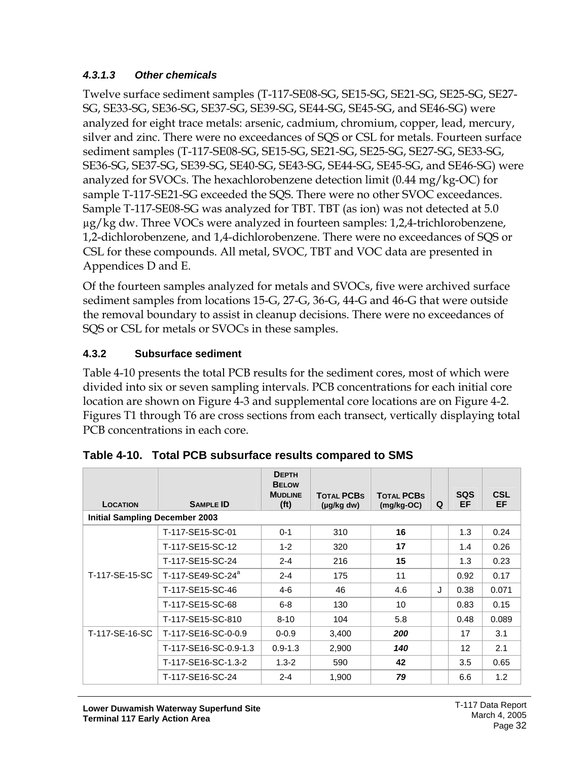#### *4.3.1.3 Other chemicals*

Twelve surface sediment samples (T-117-SE08-SG, SE15-SG, SE21-SG, SE25-SG, SE27-SG, SE33-SG, SE36-SG, SE37-SG, SE39-SG, SE44-SG, SE45-SG, and SE46-SG) were analyzed for eight trace metals: arsenic, cadmium, chromium, copper, lead, mercury, silver and zinc. There were no exceedances of SQS or CSL for metals. Fourteen surface sediment samples (T-117-SE08-SG, SE15-SG, SE21-SG, SE25-SG, SE27-SG, SE33-SG, SE36-SG, SE37-SG, SE39-SG, SE40-SG, SE43-SG, SE44-SG, SE45-SG, and SE46-SG) were analyzed for SVOCs. The hexachlorobenzene detection limit (0.44 mg/kg-OC) for sample T-117-SE21-SG exceeded the SQS. There were no other SVOC exceedances. Sample T-117-SE08-SG was analyzed for TBT. TBT (as ion) was not detected at 5.0 µg/kg dw. Three VOCs were analyzed in fourteen samples: 1,2,4-trichlorobenzene, 1,2-dichlorobenzene, and 1,4-dichlorobenzene. There were no exceedances of SQS or CSL for these compounds. All metal, SVOC, TBT and VOC data are presented in Appendices D and E.

Of the fourteen samples analyzed for metals and SVOCs, five were archived surface sediment samples from locations 15-G, 27-G, 36-G, 44-G and 46-G that were outside the removal boundary to assist in cleanup decisions. There were no exceedances of SQS or CSL for metals or SVOCs in these samples.

### 4.3.2 Subsurface sediment

Table 4-10 presents the total PCB results for the sediment cores, most of which were divided into six or seven sampling intervals. PCB concentrations for each initial core location are shown on Figure 4-3 and supplemental core locations are on Figure 4-2. Figures T1 through T6 are cross sections from each transect, vertically displaying total PCB concentrations in each core.

**Table 4-10. Total PCB subsurface results compared to SMS**

| Location | Sample ID | Depth Below Mudline (ft) | Total PCBs (µg/kg dw) | Total PCBs (mg/kg-OC) | Q | SQS EF | CSL EF |
|---|---|---|---|---|---|---|---|
| **Initial Sampling December 2003** | | | | | | | |
| T-117-SE-15-SC | T-117-SE15-SC-01 | 0-1 | 310 | **16** | | 1.3 | 0.24 |
| | T-117-SE15-SC-12 | 1-2 | 320 | **17** | | 1.4 | 0.26 |
| | T-117-SE15-SC-24 | 2-4 | 216 | **15** | | 1.3 | 0.23 |
| | T-117-SE49-SC-24[a] | 2-4 | 175 | 11 | | 0.92 | 0.17 |
| | T-117-SE15-SC-46 | 4-6 | 46 | 4.6 | J | 0.38 | 0.071 |
| | T-117-SE15-SC-68 | 6-8 | 130 | 10 | | 0.83 | 0.15 |
| | T-117-SE15-SC-810 | 8-10 | 104 | 5.8 | | 0.48 | 0.089 |
| T-117-SE-16-SC | T-117-SE16-SC-0-0.9 | 0-0.9 | 3,400 | ***200*** | | 17 | 3.1 |
| | T-117-SE16-SC-0.9-1.3 | 0.9-1.3 | 2,900 | ***140*** | | 12 | 2.1 |
| | T-117-SE16-SC-1.3-2 | 1.3-2 | 590 | **42** | | 3.5 | 0.65 |
| | T-117-SE16-SC-24 | 2-4 | 1,900 | ***79*** | | 6.6 | 1.2 |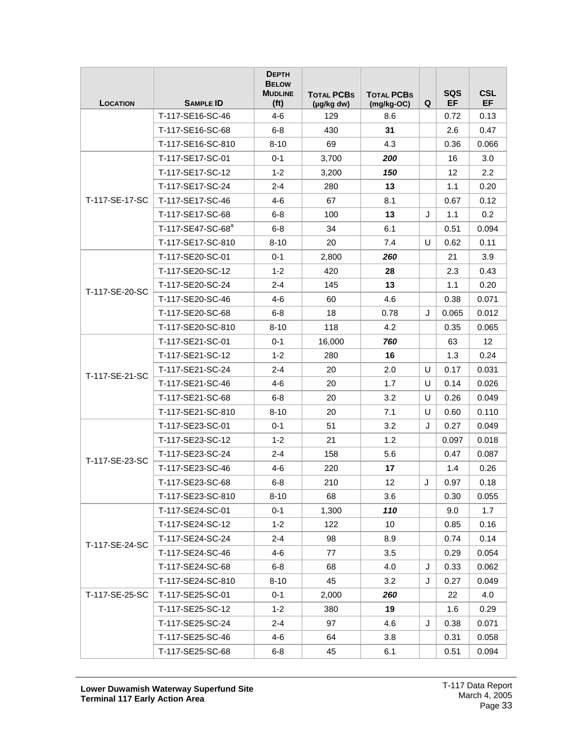| LOCATION | SAMPLE ID | DEPTH BELOW MUDLINE (ft) | TOTAL PCBS (µg/kg dw) | TOTAL PCBS (mg/kg-OC) | Q | SQS EF | CSL EF |
|---|---|---|---|---|---|---|---|
| | T-117-SE16-SC-46 | 4-6 | 129 | 8.6 | | 0.72 | 0.13 |
| | T-117-SE16-SC-68 | 6-8 | 430 | **31** | | 2.6 | 0.47 |
| | T-117-SE16-SC-810 | 8-10 | 69 | 4.3 | | 0.36 | 0.066 |
| T-117-SE-17-SC | T-117-SE17-SC-01 | 0-1 | 3,700 | ***200*** | | 16 | 3.0 |
| | T-117-SE17-SC-12 | 1-2 | 3,200 | ***150*** | | 12 | 2.2 |
| | T-117-SE17-SC-24 | 2-4 | 280 | **13** | | 1.1 | 0.20 |
| | T-117-SE17-SC-46 | 4-6 | 67 | 8.1 | | 0.67 | 0.12 |
| | T-117-SE17-SC-68 | 6-8 | 100 | **13** | J | 1.1 | 0.2 |
| | T-117-SE47-SC-68[a] | 6-8 | 34 | 6.1 | | 0.51 | 0.094 |
| | T-117-SE17-SC-810 | 8-10 | 20 | 7.4 | U | 0.62 | 0.11 |
| T-117-SE-20-SC | T-117-SE20-SC-01 | 0-1 | 2,800 | ***260*** | | 21 | 3.9 |
| | T-117-SE20-SC-12 | 1-2 | 420 | **28** | | 2.3 | 0.43 |
| | T-117-SE20-SC-24 | 2-4 | 145 | **13** | | 1.1 | 0.20 |
| | T-117-SE20-SC-46 | 4-6 | 60 | 4.6 | | 0.38 | 0.071 |
| | T-117-SE20-SC-68 | 6-8 | 18 | 0.78 | J | 0.065 | 0.012 |
| | T-117-SE20-SC-810 | 8-10 | 118 | 4.2 | | 0.35 | 0.065 |
| T-117-SE-21-SC | T-117-SE21-SC-01 | 0-1 | 16,000 | ***760*** | | 63 | 12 |
| | T-117-SE21-SC-12 | 1-2 | 280 | **16** | | 1.3 | 0.24 |
| | T-117-SE21-SC-24 | 2-4 | 20 | 2.0 | U | 0.17 | 0.031 |
| | T-117-SE21-SC-46 | 4-6 | 20 | 1.7 | U | 0.14 | 0.026 |
| | T-117-SE21-SC-68 | 6-8 | 20 | 3.2 | U | 0.26 | 0.049 |
| | T-117-SE21-SC-810 | 8-10 | 20 | 7.1 | U | 0.60 | 0.110 |
| T-117-SE-23-SC | T-117-SE23-SC-01 | 0-1 | 51 | 3.2 | J | 0.27 | 0.049 |
| | T-117-SE23-SC-12 | 1-2 | 21 | 1.2 | | 0.097 | 0.018 |
| | T-117-SE23-SC-24 | 2-4 | 158 | 5.6 | | 0.47 | 0.087 |
| | T-117-SE23-SC-46 | 4-6 | 220 | **17** | | 1.4 | 0.26 |
| | T-117-SE23-SC-68 | 6-8 | 210 | 12 | J | 0.97 | 0.18 |
| | T-117-SE23-SC-810 | 8-10 | 68 | 3.6 | | 0.30 | 0.055 |
| T-117-SE-24-SC | T-117-SE24-SC-01 | 0-1 | 1,300 | ***110*** | | 9.0 | 1.7 |
| | T-117-SE24-SC-12 | 1-2 | 122 | 10 | | 0.85 | 0.16 |
| | T-117-SE24-SC-24 | 2-4 | 98 | 8.9 | | 0.74 | 0.14 |
| | T-117-SE24-SC-46 | 4-6 | 77 | 3.5 | | 0.29 | 0.054 |
| | T-117-SE24-SC-68 | 6-8 | 68 | 4.0 | J | 0.33 | 0.062 |
| | T-117-SE24-SC-810 | 8-10 | 45 | 3.2 | J | 0.27 | 0.049 |
| T-117-SE-25-SC | T-117-SE25-SC-01 | 0-1 | 2,000 | ***260*** | | 22 | 4.0 |
| | T-117-SE25-SC-12 | 1-2 | 380 | **19** | | 1.6 | 0.29 |
| | T-117-SE25-SC-24 | 2-4 | 97 | 4.6 | J | 0.38 | 0.071 |
| | T-117-SE25-SC-46 | 4-6 | 64 | 3.8 | | 0.31 | 0.058 |
| | T-117-SE25-SC-68 | 6-8 | 45 | 6.1 | | 0.51 | 0.094 |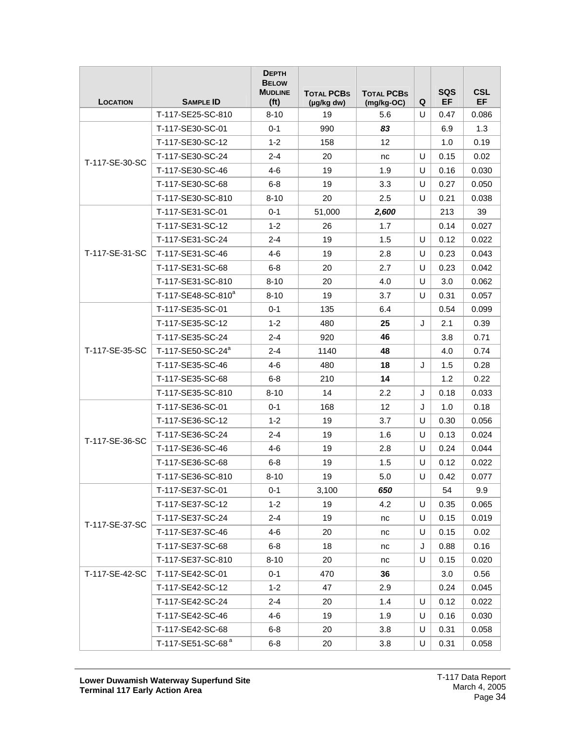| LOCATION | SAMPLE ID | DEPTH BELOW MUDLINE (ft) | TOTAL PCBS (µg/kg dw) | TOTAL PCBS (mg/kg-OC) | Q | SQS EF | CSL EF |
|---|---|---|---|---|---|---|---|
| | T-117-SE25-SC-810 | 8-10 | 19 | 5.6 | U | 0.47 | 0.086 |
| T-117-SE-30-SC | T-117-SE30-SC-01 | 0-1 | 990 | ***83*** | | 6.9 | 1.3 |
| | T-117-SE30-SC-12 | 1-2 | 158 | 12 | | 1.0 | 0.19 |
| | T-117-SE30-SC-24 | 2-4 | 20 | nc | U | 0.15 | 0.02 |
| | T-117-SE30-SC-46 | 4-6 | 19 | 1.9 | U | 0.16 | 0.030 |
| | T-117-SE30-SC-68 | 6-8 | 19 | 3.3 | U | 0.27 | 0.050 |
| | T-117-SE30-SC-810 | 8-10 | 20 | 2.5 | U | 0.21 | 0.038 |
| T-117-SE-31-SC | T-117-SE31-SC-01 | 0-1 | 51,000 | ***2,600*** | | 213 | 39 |
| | T-117-SE31-SC-12 | 1-2 | 26 | 1.7 | | 0.14 | 0.027 |
| | T-117-SE31-SC-24 | 2-4 | 19 | 1.5 | U | 0.12 | 0.022 |
| | T-117-SE31-SC-46 | 4-6 | 19 | 2.8 | U | 0.23 | 0.043 |
| | T-117-SE31-SC-68 | 6-8 | 20 | 2.7 | U | 0.23 | 0.042 |
| | T-117-SE31-SC-810 | 8-10 | 20 | 4.0 | U | 3.0 | 0.062 |
| | T-117-SE48-SC-810[a] | 8-10 | 19 | 3.7 | U | 0.31 | 0.057 |
| T-117-SE-35-SC | T-117-SE35-SC-01 | 0-1 | 135 | 6.4 | | 0.54 | 0.099 |
| | T-117-SE35-SC-12 | 1-2 | 480 | **25** | J | 2.1 | 0.39 |
| | T-117-SE35-SC-24 | 2-4 | 920 | **46** | | 3.8 | 0.71 |
| | T-117-SE50-SC-24[a] | 2-4 | 1140 | **48** | | 4.0 | 0.74 |
| | T-117-SE35-SC-46 | 4-6 | 480 | **18** | J | 1.5 | 0.28 |
| | T-117-SE35-SC-68 | 6-8 | 210 | **14** | | 1.2 | 0.22 |
| | T-117-SE35-SC-810 | 8-10 | 14 | 2.2 | J | 0.18 | 0.033 |
| T-117-SE-36-SC | T-117-SE36-SC-01 | 0-1 | 168 | 12 | J | 1.0 | 0.18 |
| | T-117-SE36-SC-12 | 1-2 | 19 | 3.7 | U | 0.30 | 0.056 |
| | T-117-SE36-SC-24 | 2-4 | 19 | 1.6 | U | 0.13 | 0.024 |
| | T-117-SE36-SC-46 | 4-6 | 19 | 2.8 | U | 0.24 | 0.044 |
| | T-117-SE36-SC-68 | 6-8 | 19 | 1.5 | U | 0.12 | 0.022 |
| | T-117-SE36-SC-810 | 8-10 | 19 | 5.0 | U | 0.42 | 0.077 |
| T-117-SE-37-SC | T-117-SE37-SC-01 | 0-1 | 3,100 | ***650*** | | 54 | 9.9 |
| | T-117-SE37-SC-12 | 1-2 | 19 | 4.2 | U | 0.35 | 0.065 |
| | T-117-SE37-SC-24 | 2-4 | 19 | nc | U | 0.15 | 0.019 |
| | T-117-SE37-SC-46 | 4-6 | 20 | nc | U | 0.15 | 0.02 |
| | T-117-SE37-SC-68 | 6-8 | 18 | nc | J | 0.88 | 0.16 |
| | T-117-SE37-SC-810 | 8-10 | 20 | nc | U | 0.15 | 0.020 |
| T-117-SE-42-SC | T-117-SE42-SC-01 | 0-1 | 470 | **36** | | 3.0 | 0.56 |
| | T-117-SE42-SC-12 | 1-2 | 47 | 2.9 | | 0.24 | 0.045 |
| | T-117-SE42-SC-24 | 2-4 | 20 | 1.4 | U | 0.12 | 0.022 |
| | T-117-SE42-SC-46 | 4-6 | 19 | 1.9 | U | 0.16 | 0.030 |
| | T-117-SE42-SC-68 | 6-8 | 20 | 3.8 | U | 0.31 | 0.058 |
| | T-117-SE51-SC-68[a] | 6-8 | 20 | 3.8 | U | 0.31 | 0.058 |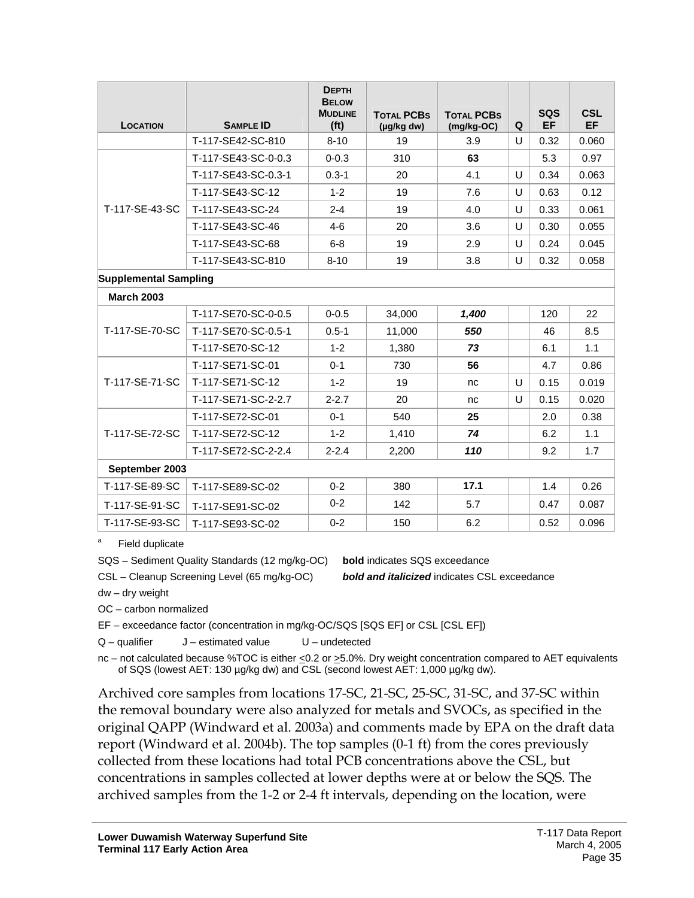| LOCATION | SAMPLE ID | DEPTH BELOW MUDLINE (ft) | TOTAL PCBS (µg/kg dw) | TOTAL PCBS (mg/kg-OC) | Q | SQS EF | CSL EF |
|---|---|---|---|---|---|---|---|
| | T-117-SE42-SC-810 | 8-10 | 19 | 3.9 | U | 0.32 | 0.060 |
| T-117-SE-43-SC | T-117-SE43-SC-0-0.3 | 0-0.3 | 310 | **63** | | 5.3 | 0.97 |
| | T-117-SE43-SC-0.3-1 | 0.3-1 | 20 | 4.1 | U | 0.34 | 0.063 |
| | T-117-SE43-SC-12 | 1-2 | 19 | 7.6 | U | 0.63 | 0.12 |
| | T-117-SE43-SC-24 | 2-4 | 19 | 4.0 | U | 0.33 | 0.061 |
| | T-117-SE43-SC-46 | 4-6 | 20 | 3.6 | U | 0.30 | 0.055 |
| | T-117-SE43-SC-68 | 6-8 | 19 | 2.9 | U | 0.24 | 0.045 |
| | T-117-SE43-SC-810 | 8-10 | 19 | 3.8 | U | 0.32 | 0.058 |
| **Supplemental Sampling** | | | | | | | |
| **March 2003** | | | | | | | |
| T-117-SE-70-SC | T-117-SE70-SC-0-0.5 | 0-0.5 | 34,000 | ***1,400*** | | 120 | 22 |
| | T-117-SE70-SC-0.5-1 | 0.5-1 | 11,000 | ***550*** | | 46 | 8.5 |
| | T-117-SE70-SC-12 | 1-2 | 1,380 | ***73*** | | 6.1 | 1.1 |
| T-117-SE-71-SC | T-117-SE71-SC-01 | 0-1 | 730 | **56** | | 4.7 | 0.86 |
| | T-117-SE71-SC-12 | 1-2 | 19 | nc | U | 0.15 | 0.019 |
| | T-117-SE71-SC-2-2.7 | 2-2.7 | 20 | nc | U | 0.15 | 0.020 |
| T-117-SE-72-SC | T-117-SE72-SC-01 | 0-1 | 540 | **25** | | 2.0 | 0.38 |
| | T-117-SE72-SC-12 | 1-2 | 1,410 | ***74*** | | 6.2 | 1.1 |
| | T-117-SE72-SC-2-2.4 | 2-2.4 | 2,200 | ***110*** | | 9.2 | 1.7 |
| **September 2003** | | | | | | | |
| T-117-SE-89-SC | T-117-SE89-SC-02 | 0-2 | 380 | **17.1** | | 1.4 | 0.26 |
| T-117-SE-91-SC | T-117-SE91-SC-02 | 0-2 | 142 | 5.7 | | 0.47 | 0.087 |
| T-117-SE-93-SC | T-117-SE93-SC-02 | 0-2 | 150 | 6.2 | | 0.52 | 0.096 |

[a] Field duplicate

SQS – Sediment Quality Standards (12 mg/kg-OC) **bold** indicates SQS exceedance

CSL – Cleanup Screening Level (65 mg/kg-OC) ***bold and italicized*** indicates CSL exceedance

dw – dry weight

OC – carbon normalized

EF – exceedance factor (concentration in mg/kg-OC/SQS [SQS EF] or CSL [CSL EF])

Q – qualifier J – estimated value U – undetected

nc – not calculated because %TOC is either ≤0.2 or ≥5.0%. Dry weight concentration compared to AET equivalents of SQS (lowest AET: 130 µg/kg dw) and CSL (second lowest AET: 1,000 µg/kg dw).

Archived core samples from locations 17-SC, 21-SC, 25-SC, 31-SC, and 37-SC within the removal boundary were also analyzed for metals and SVOCs, as specified in the original QAPP (Windward et al. 2003a) and comments made by EPA on the draft data report (Windward et al. 2004b). The top samples (0-1 ft) from the cores previously collected from these locations had total PCB concentrations above the CSL, but concentrations in samples collected at lower depths were at or below the SQS. The archived samples from the 1-2 or 2-4 ft intervals, depending on the location, were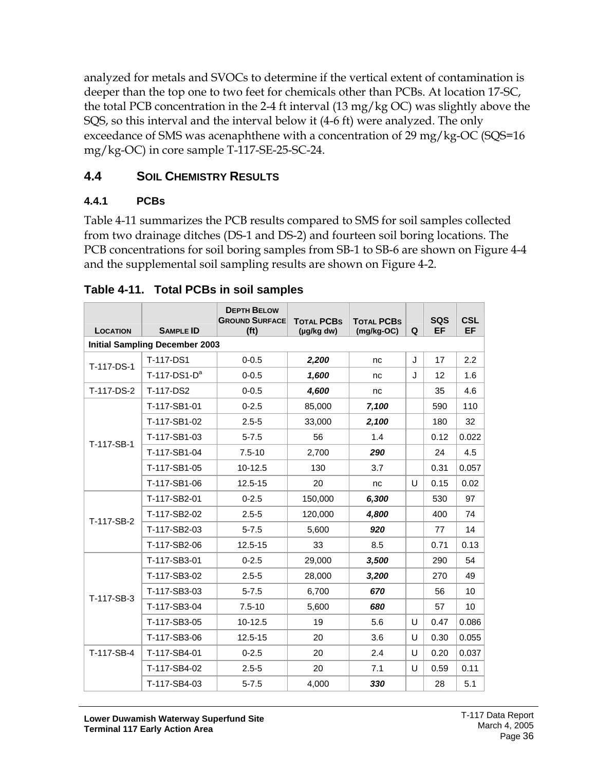analyzed for metals and SVOCs to determine if the vertical extent of contamination is deeper than the top one to two feet for chemicals other than PCBs. At location 17-SC, the total PCB concentration in the 2-4 ft interval (13 mg/kg OC) was slightly above the SQS, so this interval and the interval below it (4-6 ft) were analyzed. The only exceedance of SMS was acenaphthene with a concentration of 29 mg/kg-OC (SQS=16 mg/kg-OC) in core sample T-117-SE-25-SC-24.

## 4.4 SOIL CHEMISTRY RESULTS

### 4.4.1 PCBs

Table 4-11 summarizes the PCB results compared to SMS for soil samples collected from two drainage ditches (DS-1 and DS-2) and fourteen soil boring locations. The PCB concentrations for soil boring samples from SB-1 to SB-6 are shown on Figure 4-4 and the supplemental soil sampling results are shown on Figure 4-2.

**Table 4-11. Total PCBs in soil samples**

| Location | Sample ID | Depth Below Ground Surface (ft) | Total PCBs (µg/kg dw) | Total PCBs (mg/kg-OC) | Q | SQS EF | CSL EF |
|---|---|---|---|---|---|---|---|
| **Initial Sampling December 2003** | | | | | | | |
| T-117-DS-1 | T-117-DS1 | 0-0.5 | ***2,200*** | nc | J | 17 | 2.2 |
| | T-117-DS1-D[a] | 0-0.5 | ***1,600*** | nc | J | 12 | 1.6 |
| T-117-DS-2 | T-117-DS2 | 0-0.5 | ***4,600*** | nc | | 35 | 4.6 |
| T-117-SB-1 | T-117-SB1-01 | 0-2.5 | 85,000 | ***7,100*** | | 590 | 110 |
| | T-117-SB1-02 | 2.5-5 | 33,000 | ***2,100*** | | 180 | 32 |
| | T-117-SB1-03 | 5-7.5 | 56 | 1.4 | | 0.12 | 0.022 |
| | T-117-SB1-04 | 7.5-10 | 2,700 | ***290*** | | 24 | 4.5 |
| | T-117-SB1-05 | 10-12.5 | 130 | 3.7 | | 0.31 | 0.057 |
| | T-117-SB1-06 | 12.5-15 | 20 | nc | U | 0.15 | 0.02 |
| T-117-SB-2 | T-117-SB2-01 | 0-2.5 | 150,000 | ***6,300*** | | 530 | 97 |
| | T-117-SB2-02 | 2.5-5 | 120,000 | ***4,800*** | | 400 | 74 |
| | T-117-SB2-03 | 5-7.5 | 5,600 | ***920*** | | 77 | 14 |
| | T-117-SB2-06 | 12.5-15 | 33 | 8.5 | | 0.71 | 0.13 |
| T-117-SB-3 | T-117-SB3-01 | 0-2.5 | 29,000 | ***3,500*** | | 290 | 54 |
| | T-117-SB3-02 | 2.5-5 | 28,000 | ***3,200*** | | 270 | 49 |
| | T-117-SB3-03 | 5-7.5 | 6,700 | ***670*** | | 56 | 10 |
| | T-117-SB3-04 | 7.5-10 | 5,600 | ***680*** | | 57 | 10 |
| | T-117-SB3-05 | 10-12.5 | 19 | 5.6 | U | 0.47 | 0.086 |
| | T-117-SB3-06 | 12.5-15 | 20 | 3.6 | U | 0.30 | 0.055 |
| T-117-SB-4 | T-117-SB4-01 | 0-2.5 | 20 | 2.4 | U | 0.20 | 0.037 |
| | T-117-SB4-02 | 2.5-5 | 20 | 7.1 | U | 0.59 | 0.11 |
| | T-117-SB4-03 | 5-7.5 | 4,000 | ***330*** | | 28 | 5.1 |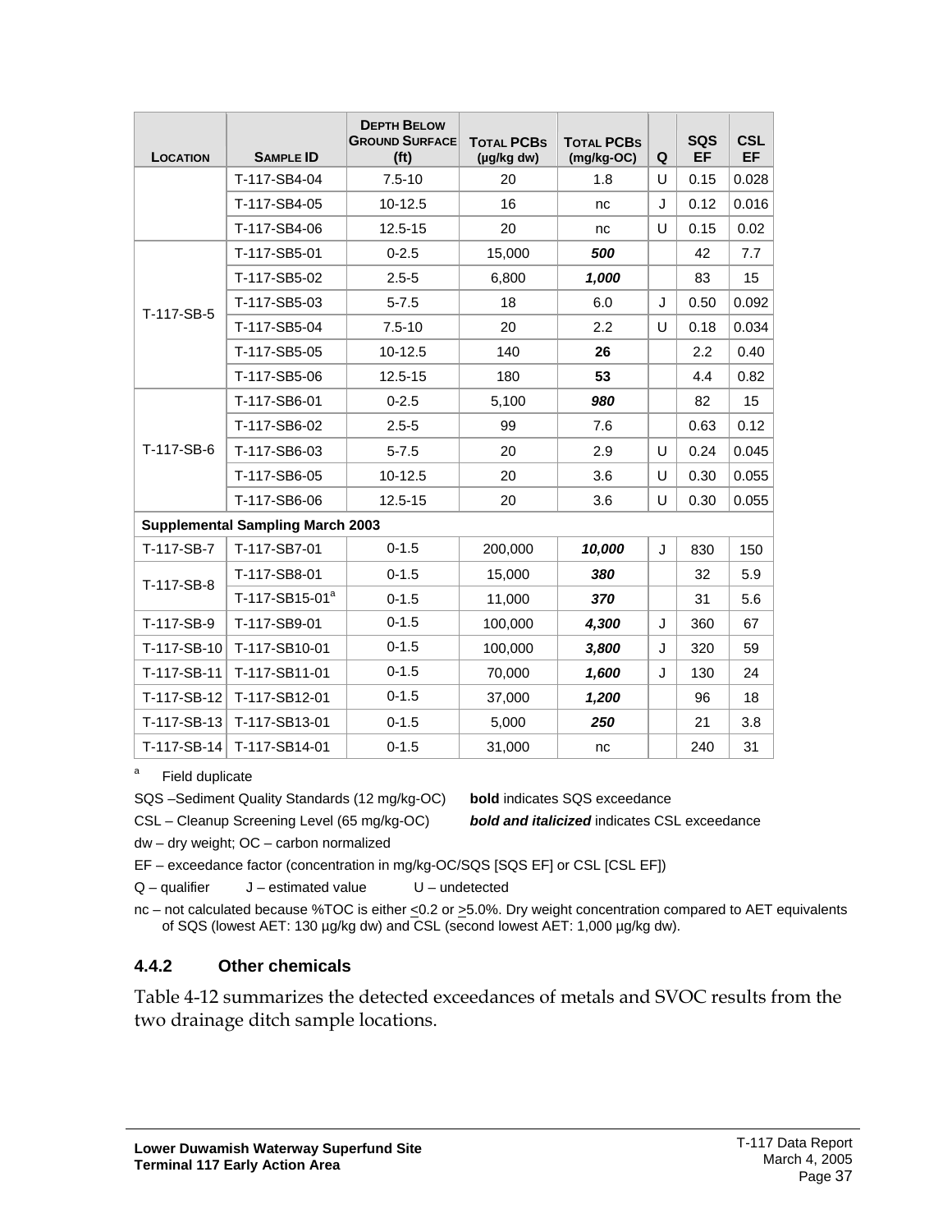| LOCATION | SAMPLE ID | DEPTH BELOW GROUND SURFACE (ft) | TOTAL PCBS (µg/kg dw) | TOTAL PCBS (mg/kg-OC) | Q | SQS EF | CSL EF |
|---|---|---|---|---|---|---|---|
| | T-117-SB4-04 | 7.5-10 | 20 | 1.8 | U | 0.15 | 0.028 |
| | T-117-SB4-05 | 10-12.5 | 16 | nc | J | 0.12 | 0.016 |
| | T-117-SB4-06 | 12.5-15 | 20 | nc | U | 0.15 | 0.02 |
| T-117-SB-5 | T-117-SB5-01 | 0-2.5 | 15,000 | ***500*** | | 42 | 7.7 |
| | T-117-SB5-02 | 2.5-5 | 6,800 | ***1,000*** | | 83 | 15 |
| | T-117-SB5-03 | 5-7.5 | 18 | 6.0 | J | 0.50 | 0.092 |
| | T-117-SB5-04 | 7.5-10 | 20 | 2.2 | U | 0.18 | 0.034 |
| | T-117-SB5-05 | 10-12.5 | 140 | **26** | | 2.2 | 0.40 |
| | T-117-SB5-06 | 12.5-15 | 180 | **53** | | 4.4 | 0.82 |
| T-117-SB-6 | T-117-SB6-01 | 0-2.5 | 5,100 | ***980*** | | 82 | 15 |
| | T-117-SB6-02 | 2.5-5 | 99 | 7.6 | | 0.63 | 0.12 |
| | T-117-SB6-03 | 5-7.5 | 20 | 2.9 | U | 0.24 | 0.045 |
| | T-117-SB6-05 | 10-12.5 | 20 | 3.6 | U | 0.30 | 0.055 |
| | T-117-SB6-06 | 12.5-15 | 20 | 3.6 | U | 0.30 | 0.055 |
| **Supplemental Sampling March 2003** | | | | | | | |
| T-117-SB-7 | T-117-SB7-01 | 0-1.5 | 200,000 | ***10,000*** | J | 830 | 150 |
| T-117-SB-8 | T-117-SB8-01 | 0-1.5 | 15,000 | ***380*** | | 32 | 5.9 |
| | T-117-SB15-01[a] | 0-1.5 | 11,000 | ***370*** | | 31 | 5.6 |
| T-117-SB-9 | T-117-SB9-01 | 0-1.5 | 100,000 | ***4,300*** | J | 360 | 67 |
| T-117-SB-10 | T-117-SB10-01 | 0-1.5 | 100,000 | ***3,800*** | J | 320 | 59 |
| T-117-SB-11 | T-117-SB11-01 | 0-1.5 | 70,000 | ***1,600*** | J | 130 | 24 |
| T-117-SB-12 | T-117-SB12-01 | 0-1.5 | 37,000 | ***1,200*** | | 96 | 18 |
| T-117-SB-13 | T-117-SB13-01 | 0-1.5 | 5,000 | ***250*** | | 21 | 3.8 |
| T-117-SB-14 | T-117-SB14-01 | 0-1.5 | 31,000 | nc | | 240 | 31 |

[a] Field duplicate

SQS –Sediment Quality Standards (12 mg/kg-OC) **bold** indicates SQS exceedance

CSL – Cleanup Screening Level (65 mg/kg-OC) ***bold and italicized*** indicates CSL exceedance

dw – dry weight; OC – carbon normalized

EF – exceedance factor (concentration in mg/kg-OC/SQS [SQS EF] or CSL [CSL EF])

Q – qualifier J – estimated value U – undetected

nc – not calculated because %TOC is either ≤0.2 or ≥5.0%. Dry weight concentration compared to AET equivalents of SQS (lowest AET: 130 µg/kg dw) and CSL (second lowest AET: 1,000 µg/kg dw).

### 4.4.2 Other chemicals

Table 4-12 summarizes the detected exceedances of metals and SVOC results from the two drainage ditch sample locations.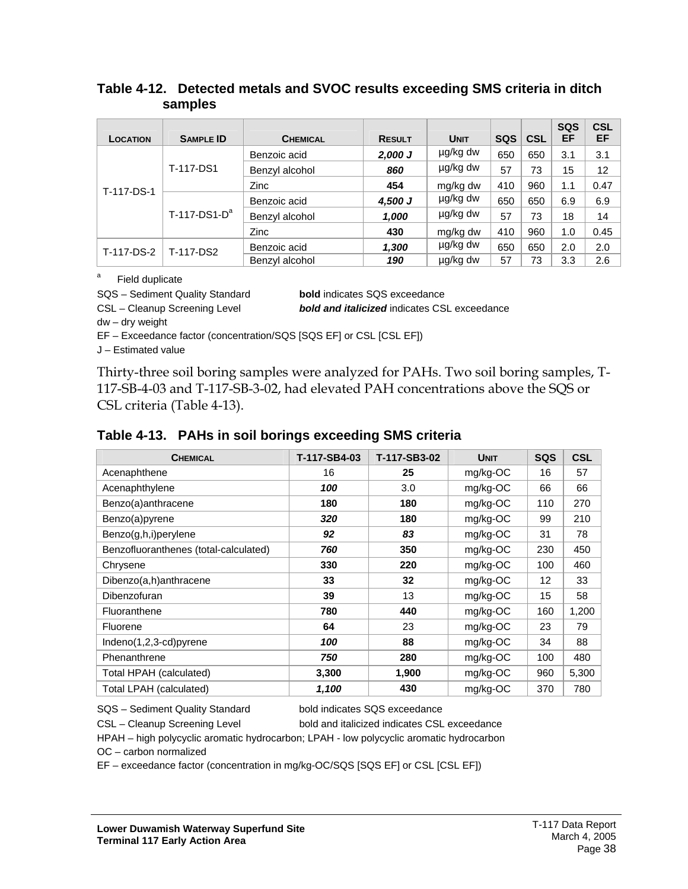### Table 4-12. Detected metals and SVOC results exceeding SMS criteria in ditch samples

| Location | Sample ID | Chemical | Result | Unit | SQS | CSL | SQS EF | CSL EF |
|---|---|---|---|---|---|---|---|---|
| T-117-DS-1 | T-117-DS1 | Benzoic acid | ***2,000 J*** | µg/kg dw | 650 | 650 | 3.1 | 3.1 |
| | | Benzyl alcohol | ***860*** | µg/kg dw | 57 | 73 | 15 | 12 |
| | | Zinc | **454** | mg/kg dw | 410 | 960 | 1.1 | 0.47 |
| | T-117-DS1-D[a] | Benzoic acid | ***4,500 J*** | µg/kg dw | 650 | 650 | 6.9 | 6.9 |
| | | Benzyl alcohol | ***1,000*** | µg/kg dw | 57 | 73 | 18 | 14 |
| | | Zinc | **430** | mg/kg dw | 410 | 960 | 1.0 | 0.45 |
| T-117-DS-2 | T-117-DS2 | Benzoic acid | ***1,300*** | µg/kg dw | 650 | 650 | 2.0 | 2.0 |
| | | Benzyl alcohol | ***190*** | µg/kg dw | 57 | 73 | 3.3 | 2.6 |

[a] Field duplicate

SQS – Sediment Quality Standard — **bold** indicates SQS exceedance

CSL – Cleanup Screening Level — ***bold and italicized*** indicates CSL exceedance

dw – dry weight

EF – Exceedance factor (concentration/SQS [SQS EF] or CSL [CSL EF])

J – Estimated value

Thirty-three soil boring samples were analyzed for PAHs. Two soil boring samples, T-117-SB-4-03 and T-117-SB-3-02, had elevated PAH concentrations above the SQS or CSL criteria (Table 4-13).

### Table 4-13. PAHs in soil borings exceeding SMS criteria

| Chemical | T-117-SB4-03 | T-117-SB3-02 | Unit | SQS | CSL |
|---|---|---|---|---|---|
| Acenaphthene | 16 | **25** | mg/kg-OC | 16 | 57 |
| Acenaphthylene | ***100*** | 3.0 | mg/kg-OC | 66 | 66 |
| Benzo(a)anthracene | **180** | **180** | mg/kg-OC | 110 | 270 |
| Benzo(a)pyrene | ***320*** | **180** | mg/kg-OC | 99 | 210 |
| Benzo(g,h,i)perylene | ***92*** | ***83*** | mg/kg-OC | 31 | 78 |
| Benzofluoranthenes (total-calculated) | ***760*** | **350** | mg/kg-OC | 230 | 450 |
| Chrysene | **330** | **220** | mg/kg-OC | 100 | 460 |
| Dibenzo(a,h)anthracene | **33** | **32** | mg/kg-OC | 12 | 33 |
| Dibenzofuran | **39** | 13 | mg/kg-OC | 15 | 58 |
| Fluoranthene | **780** | **440** | mg/kg-OC | 160 | 1,200 |
| Fluorene | **64** | 23 | mg/kg-OC | 23 | 79 |
| Indeno(1,2,3-cd)pyrene | ***100*** | **88** | mg/kg-OC | 34 | 88 |
| Phenanthrene | ***750*** | **280** | mg/kg-OC | 100 | 480 |
| Total HPAH (calculated) | **3,300** | **1,900** | mg/kg-OC | 960 | 5,300 |
| Total LPAH (calculated) | ***1,100*** | **430** | mg/kg-OC | 370 | 780 |

SQS – Sediment Quality Standard — bold indicates SQS exceedance

CSL – Cleanup Screening Level — bold and italicized indicates CSL exceedance

HPAH – high polycyclic aromatic hydrocarbon; LPAH - low polycyclic aromatic hydrocarbon

OC – carbon normalized

EF – exceedance factor (concentration in mg/kg-OC/SQS [SQS EF] or CSL [CSL EF])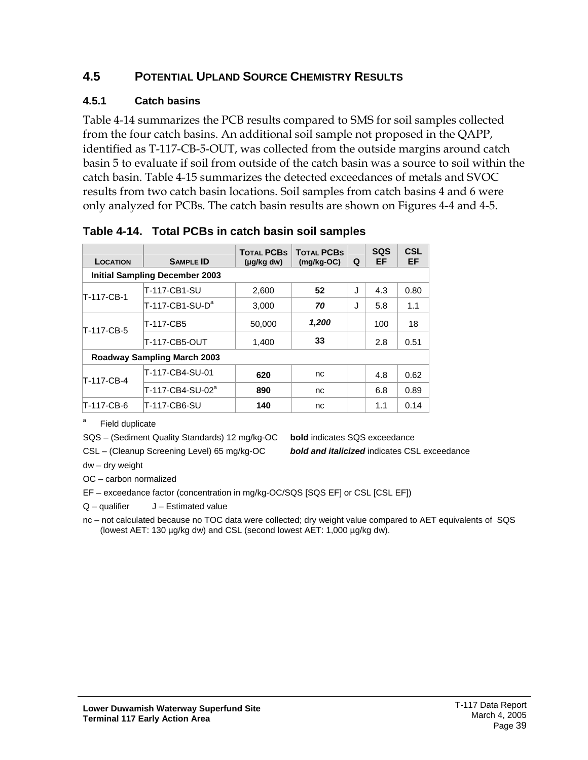## 4.5 POTENTIAL UPLAND SOURCE CHEMISTRY RESULTS

### 4.5.1 Catch basins

Table 4-14 summarizes the PCB results compared to SMS for soil samples collected from the four catch basins. An additional soil sample not proposed in the QAPP, identified as T-117-CB-5-OUT, was collected from the outside margins around catch basin 5 to evaluate if soil from outside of the catch basin was a source to soil within the catch basin. Table 4-15 summarizes the detected exceedances of metals and SVOC results from two catch basin locations. Soil samples from catch basins 4 and 6 were only analyzed for PCBs. The catch basin results are shown on Figures 4-4 and 4-5.

**Table 4-14. Total PCBs in catch basin soil samples**

| Location | Sample ID | Total PCBs (µg/kg dw) | Total PCBs (mg/kg-OC) | Q | SQS EF | CSL EF |
|---|---|---|---|---|---|---|
| **Initial Sampling December 2003** | | | | | | |
| T-117-CB-1 | T-117-CB1-SU | 2,600 | **52** | J | 4.3 | 0.80 |
| | T-117-CB1-SU-D[a] | 3,000 | ***70*** | J | 5.8 | 1.1 |
| T-117-CB-5 | T-117-CB5 | 50,000 | ***1,200*** | | 100 | 18 |
| | T-117-CB5-OUT | 1,400 | **33** | | 2.8 | 0.51 |
| **Roadway Sampling March 2003** | | | | | | |
| T-117-CB-4 | T-117-CB4-SU-01 | **620** | nc | | 4.8 | 0.62 |
| | T-117-CB4-SU-02[a] | **890** | nc | | 6.8 | 0.89 |
| T-117-CB-6 | T-117-CB6-SU | **140** | nc | | 1.1 | 0.14 |

[a] Field duplicate

SQS – (Sediment Quality Standards) 12 mg/kg-OC **bold** indicates SQS exceedance

CSL – (Cleanup Screening Level) 65 mg/kg-OC ***bold and italicized*** indicates CSL exceedance

dw – dry weight

OC – carbon normalized

EF – exceedance factor (concentration in mg/kg-OC/SQS [SQS EF] or CSL [CSL EF])

Q – qualifier J – Estimated value

nc – not calculated because no TOC data were collected; dry weight value compared to AET equivalents of SQS (lowest AET: 130 µg/kg dw) and CSL (second lowest AET: 1,000 µg/kg dw).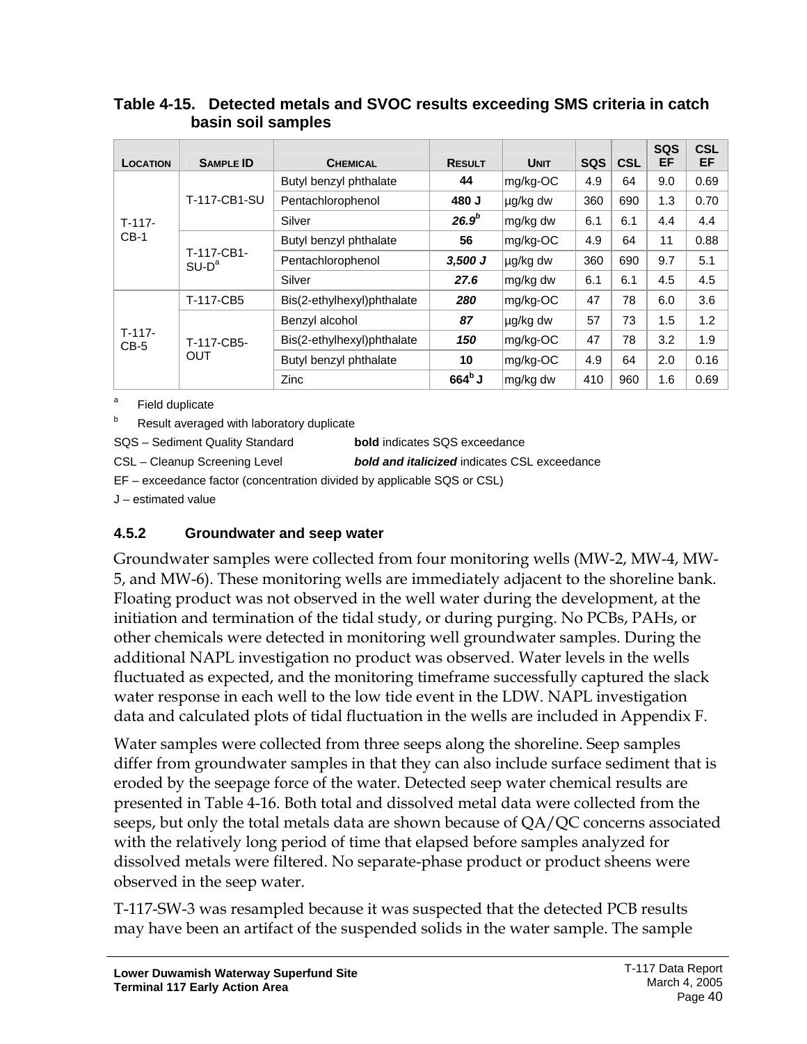**Table 4-15. Detected metals and SVOC results exceeding SMS criteria in catch basin soil samples**

| Location | Sample ID | Chemical | Result | Unit | SQS | CSL | SQS EF | CSL EF |
|---|---|---|---|---|---|---|---|---|
| T-117-CB-1 | T-117-CB1-SU | Butyl benzyl phthalate | **44** | mg/kg-OC | 4.9 | 64 | 9.0 | 0.69 |
| | | Pentachlorophenol | **480 J** | µg/kg dw | 360 | 690 | 1.3 | 0.70 |
| | | Silver | ***26.9***[b] | mg/kg dw | 6.1 | 6.1 | 4.4 | 4.4 |
| | T-117-CB1-SU-D[a] | Butyl benzyl phthalate | **56** | mg/kg-OC | 4.9 | 64 | 11 | 0.88 |
| | | Pentachlorophenol | ***3,500 J*** | µg/kg dw | 360 | 690 | 9.7 | 5.1 |
| | | Silver | ***27.6*** | mg/kg dw | 6.1 | 6.1 | 4.5 | 4.5 |
| T-117-CB-5 | T-117-CB5 | Bis(2-ethylhexyl)phthalate | ***280*** | mg/kg-OC | 47 | 78 | 6.0 | 3.6 |
| | T-117-CB5-OUT | Benzyl alcohol | ***87*** | µg/kg dw | 57 | 73 | 1.5 | 1.2 |
| | | Bis(2-ethylhexyl)phthalate | ***150*** | mg/kg-OC | 47 | 78 | 3.2 | 1.9 |
| | | Butyl benzyl phthalate | **10** | mg/kg-OC | 4.9 | 64 | 2.0 | 0.16 |
| | | Zinc | **664**[b] **J** | mg/kg dw | 410 | 960 | 1.6 | 0.69 |

[a] Field duplicate

[b] Result averaged with laboratory duplicate

SQS – Sediment Quality Standard — **bold** indicates SQS exceedance

CSL – Cleanup Screening Level — ***bold and italicized*** indicates CSL exceedance

EF – exceedance factor (concentration divided by applicable SQS or CSL)

J – estimated value

### 4.5.2 Groundwater and seep water

Groundwater samples were collected from four monitoring wells (MW-2, MW-4, MW-5, and MW-6). These monitoring wells are immediately adjacent to the shoreline bank. Floating product was not observed in the well water during the development, at the initiation and termination of the tidal study, or during purging. No PCBs, PAHs, or other chemicals were detected in monitoring well groundwater samples. During the additional NAPL investigation no product was observed. Water levels in the wells fluctuated as expected, and the monitoring timeframe successfully captured the slack water response in each well to the low tide event in the LDW. NAPL investigation data and calculated plots of tidal fluctuation in the wells are included in Appendix F.

Water samples were collected from three seeps along the shoreline. Seep samples differ from groundwater samples in that they can also include surface sediment that is eroded by the seepage force of the water. Detected seep water chemical results are presented in Table 4-16. Both total and dissolved metal data were collected from the seeps, but only the total metals data are shown because of QA/QC concerns associated with the relatively long period of time that elapsed before samples analyzed for dissolved metals were filtered. No separate-phase product or product sheens were observed in the seep water.

T-117-SW-3 was resampled because it was suspected that the detected PCB results may have been an artifact of the suspended solids in the water sample. The sample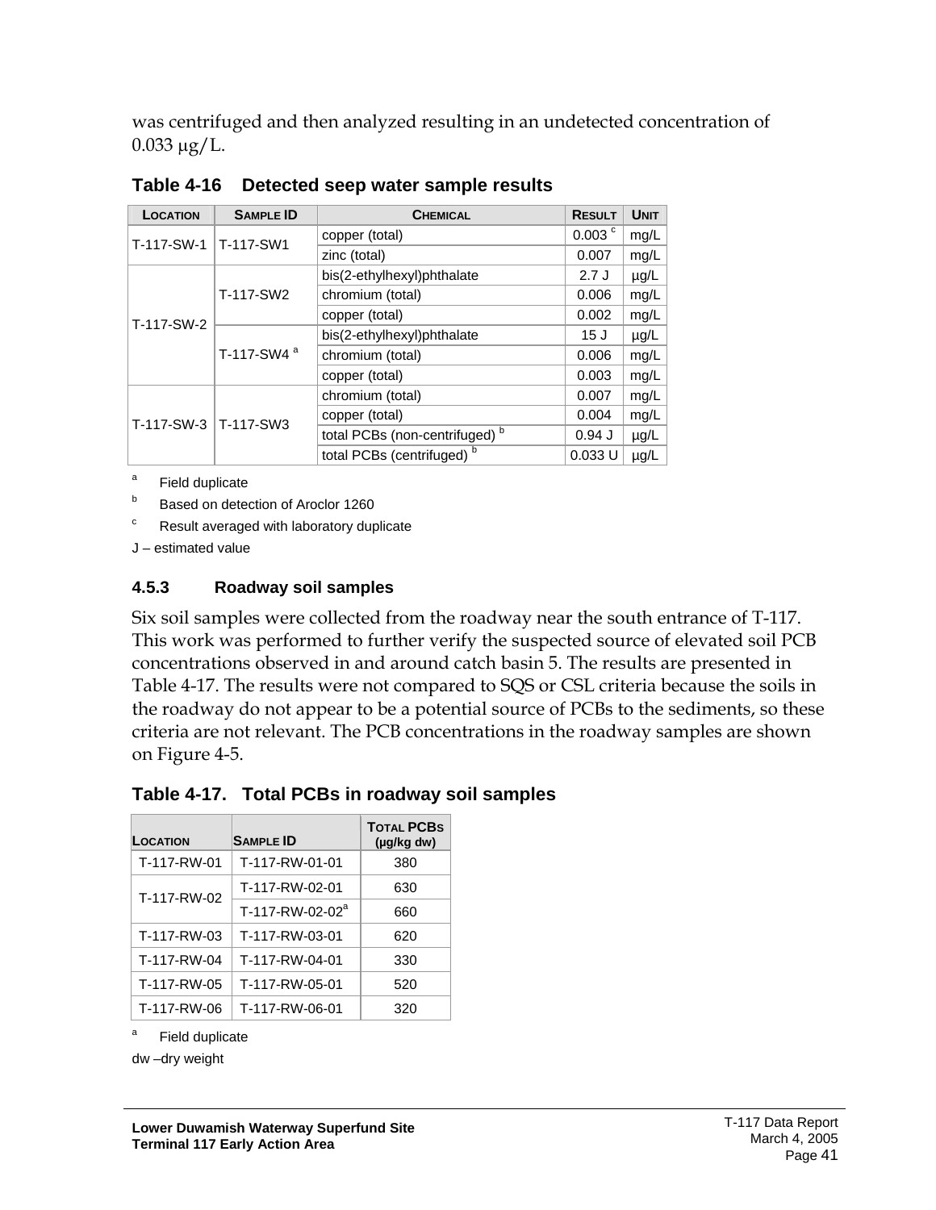was centrifuged and then analyzed resulting in an undetected concentration of 0.033 μg/L.

**Table 4-16 Detected seep water sample results**

| Location | Sample ID | Chemical | Result | Unit |
|---|---|---|---|---|
| T-117-SW-1 | T-117-SW1 | copper (total) | 0.003 [c] | mg/L |
| | | zinc (total) | 0.007 | mg/L |
| T-117-SW-2 | T-117-SW2 | bis(2-ethylhexyl)phthalate | 2.7 J | μg/L |
| | | chromium (total) | 0.006 | mg/L |
| | | copper (total) | 0.002 | mg/L |
| | T-117-SW4 [a] | bis(2-ethylhexyl)phthalate | 15 J | μg/L |
| | | chromium (total) | 0.006 | mg/L |
| | | copper (total) | 0.003 | mg/L |
| T-117-SW-3 | T-117-SW3 | chromium (total) | 0.007 | mg/L |
| | | copper (total) | 0.004 | mg/L |
| | | total PCBs (non-centrifuged) [b] | 0.94 J | μg/L |
| | | total PCBs (centrifuged) [b] | 0.033 U | μg/L |

[a] Field duplicate

[b] Based on detection of Aroclor 1260

[c] Result averaged with laboratory duplicate

J – estimated value

### 4.5.3 Roadway soil samples

Six soil samples were collected from the roadway near the south entrance of T-117. This work was performed to further verify the suspected source of elevated soil PCB concentrations observed in and around catch basin 5. The results are presented in Table 4-17. The results were not compared to SQS or CSL criteria because the soils in the roadway do not appear to be a potential source of PCBs to the sediments, so these criteria are not relevant. The PCB concentrations in the roadway samples are shown on Figure 4-5.

**Table 4-17. Total PCBs in roadway soil samples**

| Location | Sample ID | Total PCBs (μg/kg dw) |
|---|---|---|
| T-117-RW-01 | T-117-RW-01-01 | 380 |
| T-117-RW-02 | T-117-RW-02-01 | 630 |
| | T-117-RW-02-02[a] | 660 |
| T-117-RW-03 | T-117-RW-03-01 | 620 |
| T-117-RW-04 | T-117-RW-04-01 | 330 |
| T-117-RW-05 | T-117-RW-05-01 | 520 |
| T-117-RW-06 | T-117-RW-06-01 | 320 |

[a] Field duplicate

dw –dry weight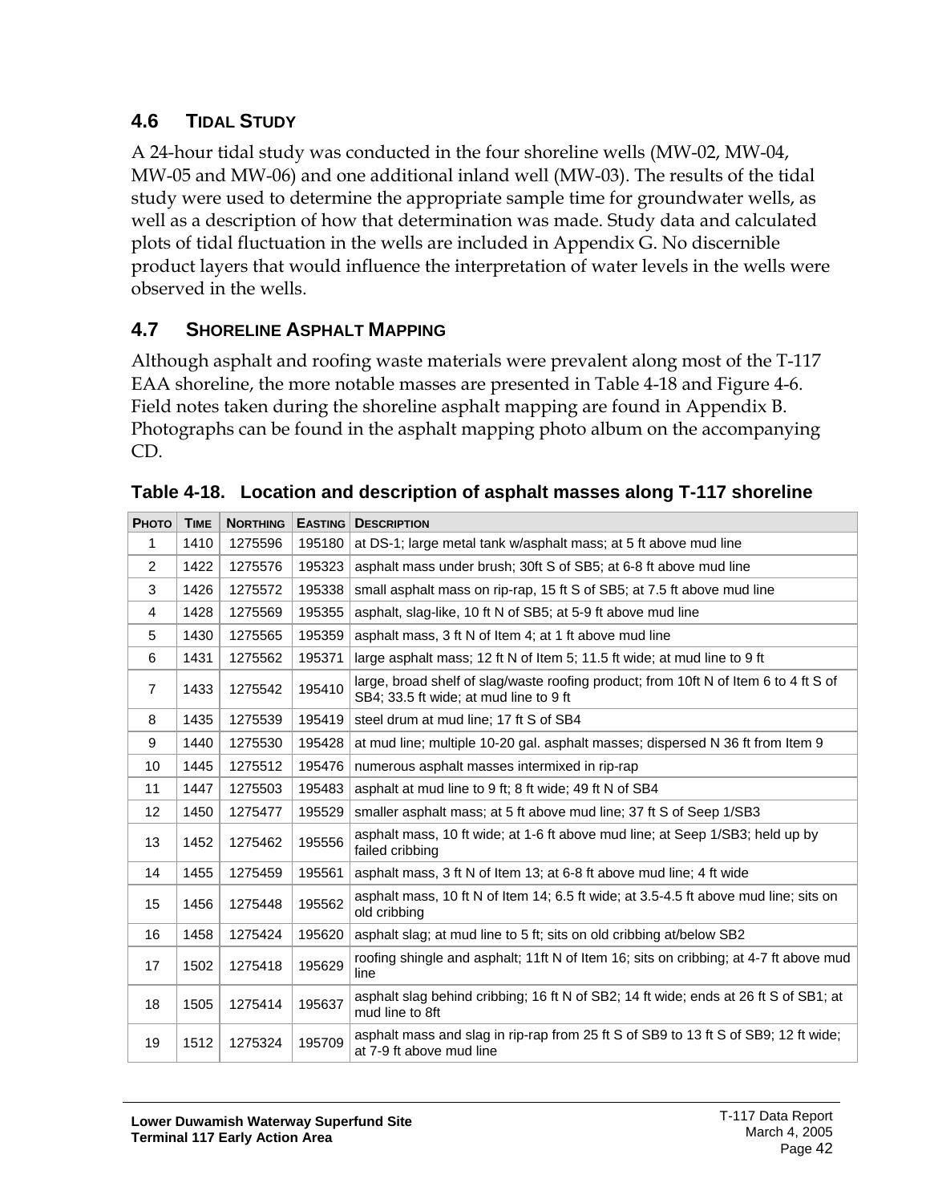## 4.6 TIDAL STUDY

A 24-hour tidal study was conducted in the four shoreline wells (MW-02, MW-04, MW-05 and MW-06) and one additional inland well (MW-03). The results of the tidal study were used to determine the appropriate sample time for groundwater wells, as well as a description of how that determination was made. Study data and calculated plots of tidal fluctuation in the wells are included in Appendix G. No discernible product layers that would influence the interpretation of water levels in the wells were observed in the wells.

## 4.7 SHORELINE ASPHALT MAPPING

Although asphalt and roofing waste materials were prevalent along most of the T-117 EAA shoreline, the more notable masses are presented in Table 4-18 and Figure 4-6. Field notes taken during the shoreline asphalt mapping are found in Appendix B. Photographs can be found in the asphalt mapping photo album on the accompanying CD.

**Table 4-18. Location and description of asphalt masses along T-117 shoreline**

| PHOTO | TIME | NORTHING | EASTING | DESCRIPTION |
|---|---|---|---|---|
| 1 | 1410 | 1275596 | 195180 | at DS-1; large metal tank w/asphalt mass; at 5 ft above mud line |
| 2 | 1422 | 1275576 | 195323 | asphalt mass under brush; 30ft S of SB5; at 6-8 ft above mud line |
| 3 | 1426 | 1275572 | 195338 | small asphalt mass on rip-rap, 15 ft S of SB5; at 7.5 ft above mud line |
| 4 | 1428 | 1275569 | 195355 | asphalt, slag-like, 10 ft N of SB5; at 5-9 ft above mud line |
| 5 | 1430 | 1275565 | 195359 | asphalt mass, 3 ft N of Item 4; at 1 ft above mud line |
| 6 | 1431 | 1275562 | 195371 | large asphalt mass; 12 ft N of Item 5; 11.5 ft wide; at mud line to 9 ft |
| 7 | 1433 | 1275542 | 195410 | large, broad shelf of slag/waste roofing product; from 10ft N of Item 6 to 4 ft S of SB4; 33.5 ft wide; at mud line to 9 ft |
| 8 | 1435 | 1275539 | 195419 | steel drum at mud line; 17 ft S of SB4 |
| 9 | 1440 | 1275530 | 195428 | at mud line; multiple 10-20 gal. asphalt masses; dispersed N 36 ft from Item 9 |
| 10 | 1445 | 1275512 | 195476 | numerous asphalt masses intermixed in rip-rap |
| 11 | 1447 | 1275503 | 195483 | asphalt at mud line to 9 ft; 8 ft wide; 49 ft N of SB4 |
| 12 | 1450 | 1275477 | 195529 | smaller asphalt mass; at 5 ft above mud line; 37 ft S of Seep 1/SB3 |
| 13 | 1452 | 1275462 | 195556 | asphalt mass, 10 ft wide; at 1-6 ft above mud line; at Seep 1/SB3; held up by failed cribbing |
| 14 | 1455 | 1275459 | 195561 | asphalt mass, 3 ft N of Item 13; at 6-8 ft above mud line; 4 ft wide |
| 15 | 1456 | 1275448 | 195562 | asphalt mass, 10 ft N of Item 14; 6.5 ft wide; at 3.5-4.5 ft above mud line; sits on old cribbing |
| 16 | 1458 | 1275424 | 195620 | asphalt slag; at mud line to 5 ft; sits on old cribbing at/below SB2 |
| 17 | 1502 | 1275418 | 195629 | roofing shingle and asphalt; 11ft N of Item 16; sits on cribbing; at 4-7 ft above mud line |
| 18 | 1505 | 1275414 | 195637 | asphalt slag behind cribbing; 16 ft N of SB2; 14 ft wide; ends at 26 ft S of SB1; at mud line to 8ft |
| 19 | 1512 | 1275324 | 195709 | asphalt mass and slag in rip-rap from 25 ft S of SB9 to 13 ft S of SB9; 12 ft wide; at 7-9 ft above mud line |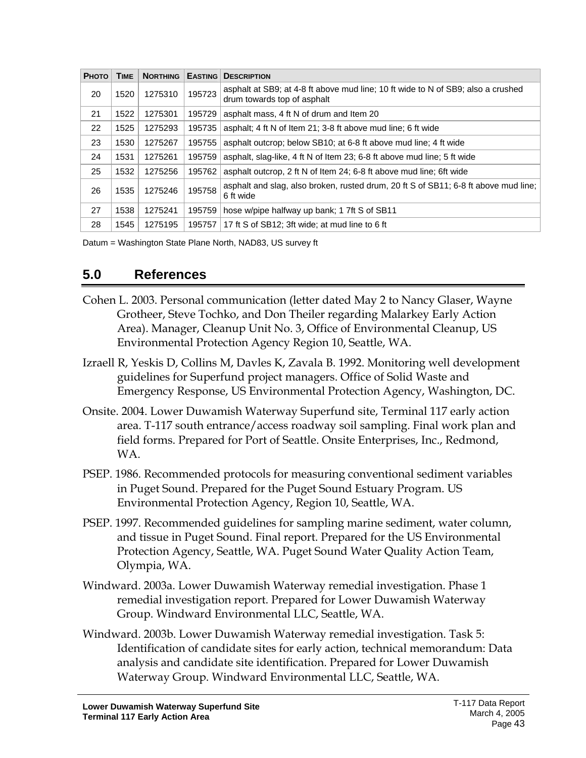| PHOTO | TIME | NORTHING | EASTING | DESCRIPTION |
|---|---|---|---|---|
| 20 | 1520 | 1275310 | 195723 | asphalt at SB9; at 4-8 ft above mud line; 10 ft wide to N of SB9; also a crushed drum towards top of asphalt |
| 21 | 1522 | 1275301 | 195729 | asphalt mass, 4 ft N of drum and Item 20 |
| 22 | 1525 | 1275293 | 195735 | asphalt; 4 ft N of Item 21; 3-8 ft above mud line; 6 ft wide |
| 23 | 1530 | 1275267 | 195755 | asphalt outcrop; below SB10; at 6-8 ft above mud line; 4 ft wide |
| 24 | 1531 | 1275261 | 195759 | asphalt, slag-like, 4 ft N of Item 23; 6-8 ft above mud line; 5 ft wide |
| 25 | 1532 | 1275256 | 195762 | asphalt outcrop, 2 ft N of Item 24; 6-8 ft above mud line; 6ft wide |
| 26 | 1535 | 1275246 | 195758 | asphalt and slag, also broken, rusted drum, 20 ft S of SB11; 6-8 ft above mud line; 6 ft wide |
| 27 | 1538 | 1275241 | 195759 | hose w/pipe halfway up bank; 1 7ft S of SB11 |
| 28 | 1545 | 1275195 | 195757 | 17 ft S of SB12; 3ft wide; at mud line to 6 ft |

Datum = Washington State Plane North, NAD83, US survey ft

## 5.0 References

Cohen L. 2003. Personal communication (letter dated May 2 to Nancy Glaser, Wayne Grotheer, Steve Tochko, and Don Theiler regarding Malarkey Early Action Area). Manager, Cleanup Unit No. 3, Office of Environmental Cleanup, US Environmental Protection Agency Region 10, Seattle, WA.

Izraell R, Yeskis D, Collins M, Davles K, Zavala B. 1992. Monitoring well development guidelines for Superfund project managers. Office of Solid Waste and Emergency Response, US Environmental Protection Agency, Washington, DC.

Onsite. 2004. Lower Duwamish Waterway Superfund site, Terminal 117 early action area. T-117 south entrance/access roadway soil sampling. Final work plan and field forms. Prepared for Port of Seattle. Onsite Enterprises, Inc., Redmond, WA.

PSEP. 1986. Recommended protocols for measuring conventional sediment variables in Puget Sound. Prepared for the Puget Sound Estuary Program. US Environmental Protection Agency, Region 10, Seattle, WA.

PSEP. 1997. Recommended guidelines for sampling marine sediment, water column, and tissue in Puget Sound. Final report. Prepared for the US Environmental Protection Agency, Seattle, WA. Puget Sound Water Quality Action Team, Olympia, WA.

Windward. 2003a. Lower Duwamish Waterway remedial investigation. Phase 1 remedial investigation report. Prepared for Lower Duwamish Waterway Group. Windward Environmental LLC, Seattle, WA.

Windward. 2003b. Lower Duwamish Waterway remedial investigation. Task 5: Identification of candidate sites for early action, technical memorandum: Data analysis and candidate site identification. Prepared for Lower Duwamish Waterway Group. Windward Environmental LLC, Seattle, WA.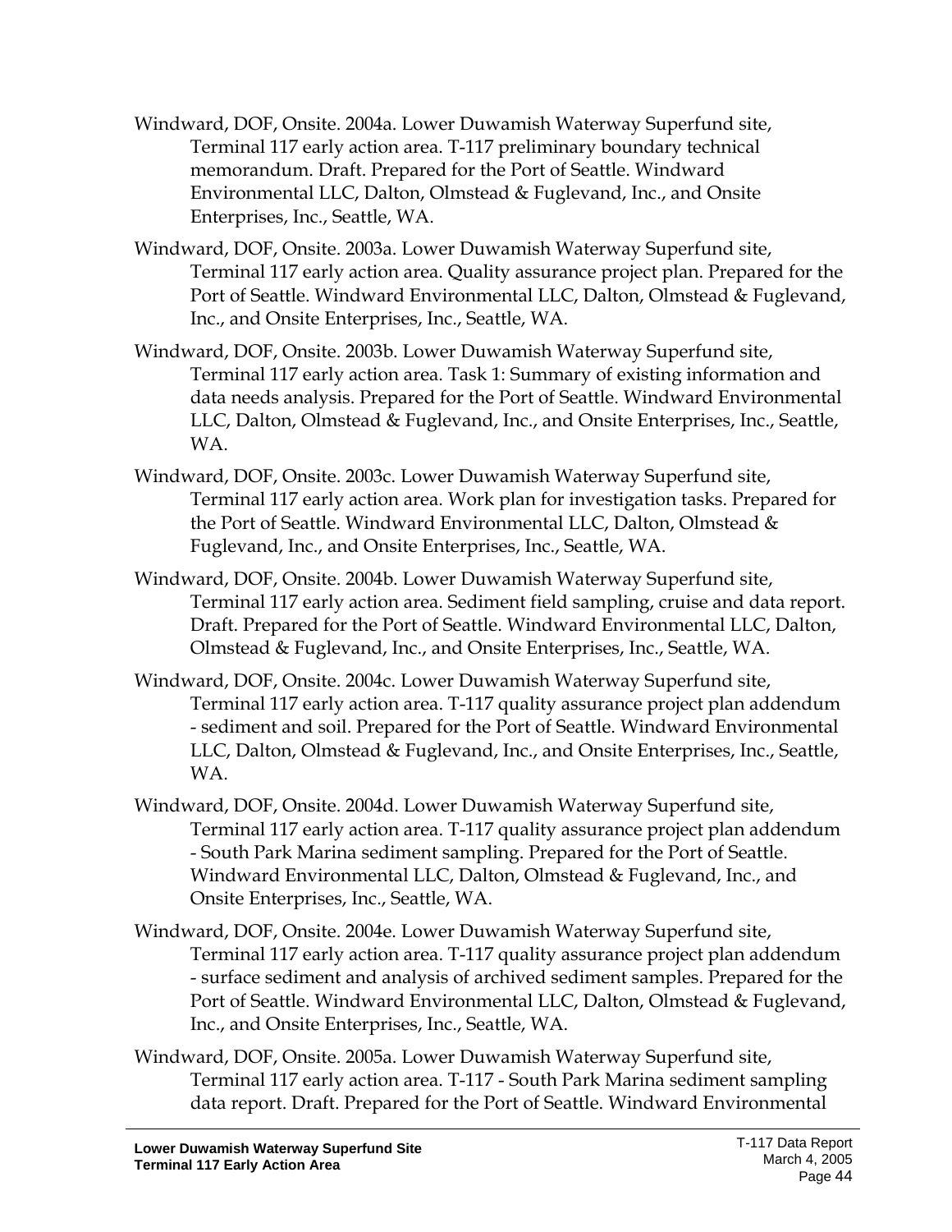Windward, DOF, Onsite. 2004a. Lower Duwamish Waterway Superfund site, Terminal 117 early action area. T-117 preliminary boundary technical memorandum. Draft. Prepared for the Port of Seattle. Windward Environmental LLC, Dalton, Olmstead & Fuglevand, Inc., and Onsite Enterprises, Inc., Seattle, WA.

Windward, DOF, Onsite. 2003a. Lower Duwamish Waterway Superfund site, Terminal 117 early action area. Quality assurance project plan. Prepared for the Port of Seattle. Windward Environmental LLC, Dalton, Olmstead & Fuglevand, Inc., and Onsite Enterprises, Inc., Seattle, WA.

Windward, DOF, Onsite. 2003b. Lower Duwamish Waterway Superfund site, Terminal 117 early action area. Task 1: Summary of existing information and data needs analysis. Prepared for the Port of Seattle. Windward Environmental LLC, Dalton, Olmstead & Fuglevand, Inc., and Onsite Enterprises, Inc., Seattle, WA.

Windward, DOF, Onsite. 2003c. Lower Duwamish Waterway Superfund site, Terminal 117 early action area. Work plan for investigation tasks. Prepared for the Port of Seattle. Windward Environmental LLC, Dalton, Olmstead & Fuglevand, Inc., and Onsite Enterprises, Inc., Seattle, WA.

Windward, DOF, Onsite. 2004b. Lower Duwamish Waterway Superfund site, Terminal 117 early action area. Sediment field sampling, cruise and data report. Draft. Prepared for the Port of Seattle. Windward Environmental LLC, Dalton, Olmstead & Fuglevand, Inc., and Onsite Enterprises, Inc., Seattle, WA.

Windward, DOF, Onsite. 2004c. Lower Duwamish Waterway Superfund site, Terminal 117 early action area. T-117 quality assurance project plan addendum - sediment and soil. Prepared for the Port of Seattle. Windward Environmental LLC, Dalton, Olmstead & Fuglevand, Inc., and Onsite Enterprises, Inc., Seattle, WA.

Windward, DOF, Onsite. 2004d. Lower Duwamish Waterway Superfund site, Terminal 117 early action area. T-117 quality assurance project plan addendum - South Park Marina sediment sampling. Prepared for the Port of Seattle. Windward Environmental LLC, Dalton, Olmstead & Fuglevand, Inc., and Onsite Enterprises, Inc., Seattle, WA.

Windward, DOF, Onsite. 2004e. Lower Duwamish Waterway Superfund site, Terminal 117 early action area. T-117 quality assurance project plan addendum - surface sediment and analysis of archived sediment samples. Prepared for the Port of Seattle. Windward Environmental LLC, Dalton, Olmstead & Fuglevand, Inc., and Onsite Enterprises, Inc., Seattle, WA.

Windward, DOF, Onsite. 2005a. Lower Duwamish Waterway Superfund site, Terminal 117 early action area. T-117 - South Park Marina sediment sampling data report. Draft. Prepared for the Port of Seattle. Windward Environmental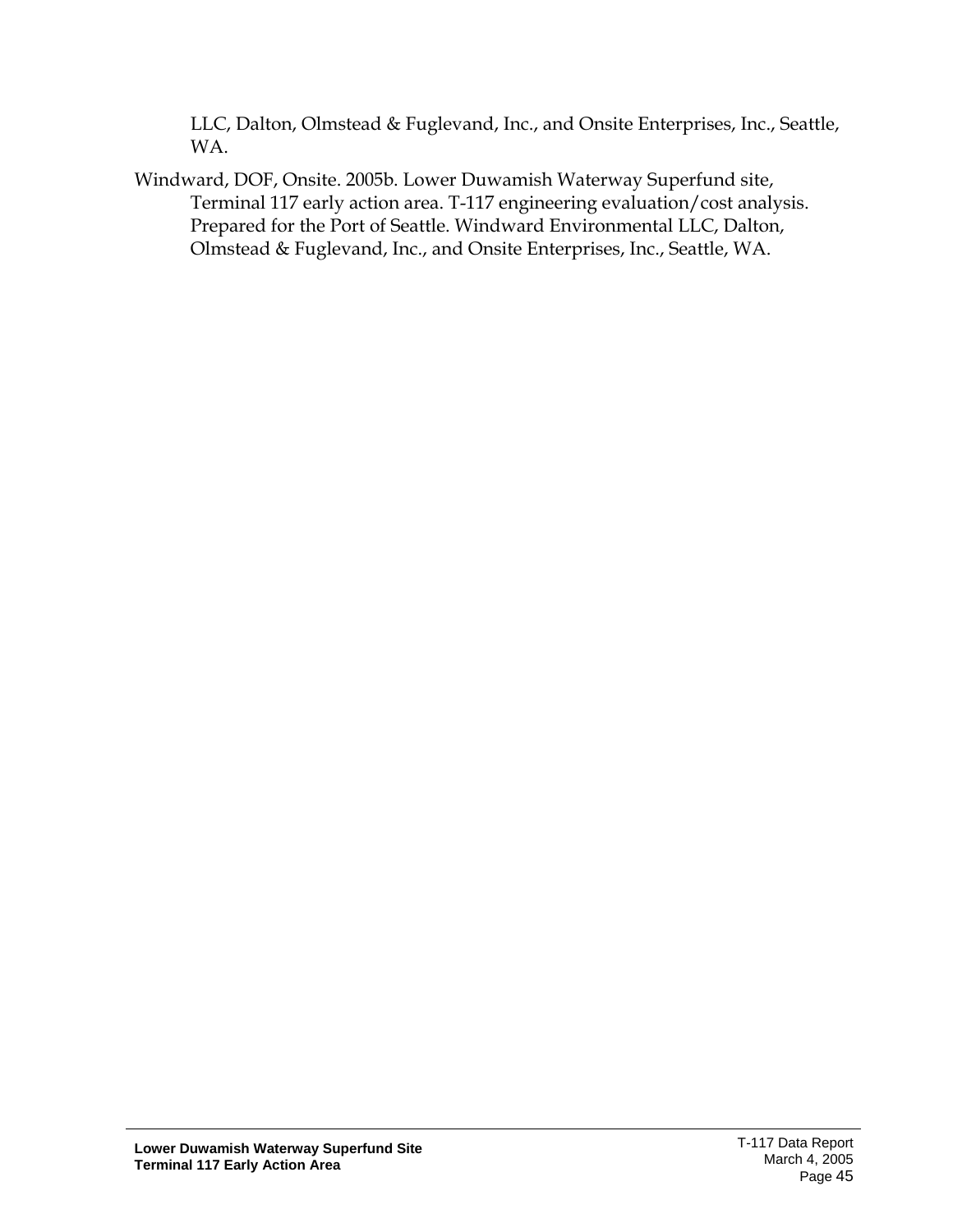LLC, Dalton, Olmstead & Fuglevand, Inc., and Onsite Enterprises, Inc., Seattle, WA.

Windward, DOF, Onsite. 2005b. Lower Duwamish Waterway Superfund site, Terminal 117 early action area. T-117 engineering evaluation/cost analysis. Prepared for the Port of Seattle. Windward Environmental LLC, Dalton, Olmstead & Fuglevand, Inc., and Onsite Enterprises, Inc., Seattle, WA.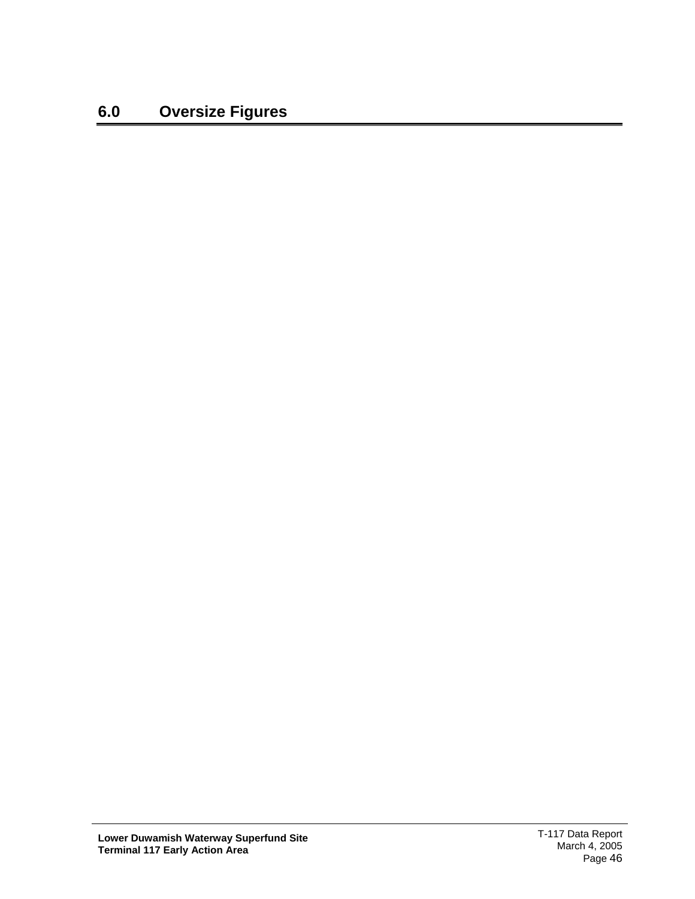# 6.0 Oversize Figures